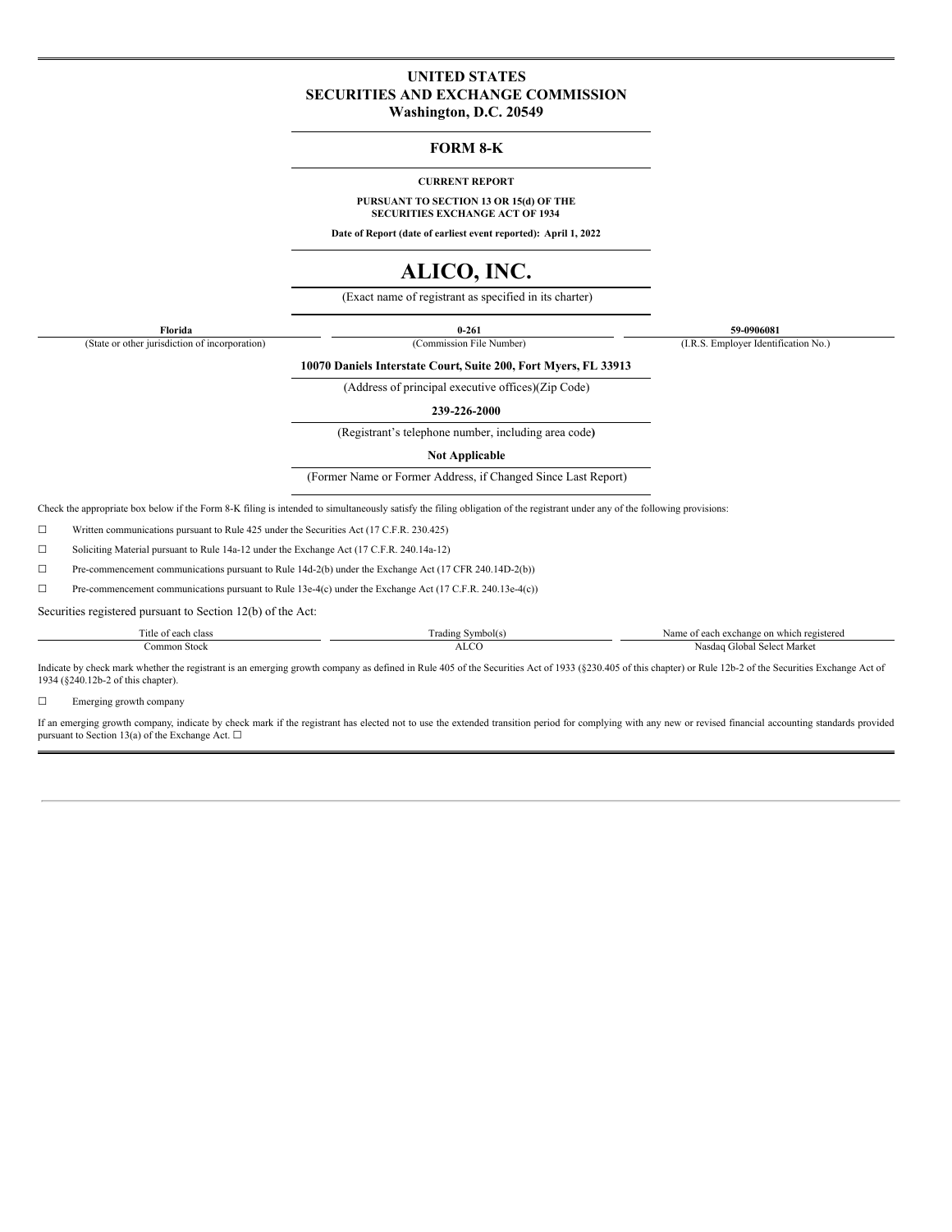# UNITED STATES
# SECURITIES AND EXCHANGE COMMISSION
**Washington, D.C. 20549**

## FORM 8-K

**CURRENT REPORT**

**PURSUANT TO SECTION 13 OR 15(d) OF THE SECURITIES EXCHANGE ACT OF 1934**

**Date of Report (date of earliest event reported): April 1, 2022**

# ALICO, INC.

(Exact name of registrant as specified in its charter)

| Florida | 0-261 | 59-0906081 |
|---|---|---|
| (State or other jurisdiction of incorporation) | (Commission File Number) | (I.R.S. Employer Identification No.) |

**10070 Daniels Interstate Court, Suite 200, Fort Myers, FL 33913**

(Address of principal executive offices)(Zip Code)

**239-226-2000**

(Registrant's telephone number, including area code)

**Not Applicable**

(Former Name or Former Address, if Changed Since Last Report)

Check the appropriate box below if the Form 8-K filing is intended to simultaneously satisfy the filing obligation of the registrant under any of the following provisions:

☐ Written communications pursuant to Rule 425 under the Securities Act (17 C.F.R. 230.425)

☐ Soliciting Material pursuant to Rule 14a-12 under the Exchange Act (17 C.F.R. 240.14a-12)

☐ Pre-commencement communications pursuant to Rule 14d-2(b) under the Exchange Act (17 CFR 240.14D-2(b))

☐ Pre-commencement communications pursuant to Rule 13e-4(c) under the Exchange Act (17 C.F.R. 240.13e-4(c))

Securities registered pursuant to Section 12(b) of the Act:

| Title of each class | Trading Symbol(s) | Name of each exchange on which registered |
|---|---|---|
| Common Stock | ALCO | Nasdaq Global Select Market |

Indicate by check mark whether the registrant is an emerging growth company as defined in Rule 405 of the Securities Act of 1933 (§230.405 of this chapter) or Rule 12b-2 of the Securities Exchange Act of 1934 (§240.12b-2 of this chapter).

☐ Emerging growth company

If an emerging growth company, indicate by check mark if the registrant has elected not to use the extended transition period for complying with any new or revised financial accounting standards provided pursuant to Section 13(a) of the Exchange Act. ☐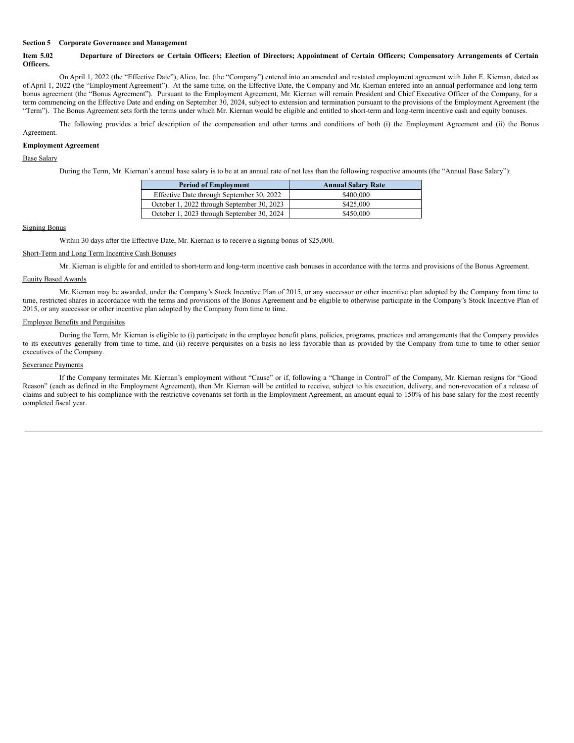**Section 5 Corporate Governance and Management**

**Item 5.02 Departure of Directors or Certain Officers; Election of Directors; Appointment of Certain Officers; Compensatory Arrangements of Certain Officers.**

On April 1, 2022 (the "Effective Date"), Alico, Inc. (the "Company") entered into an amended and restated employment agreement with John E. Kiernan, dated as of April 1, 2022 (the "Employment Agreement"). At the same time, on the Effective Date, the Company and Mr. Kiernan entered into an annual performance and long term bonus agreement (the "Bonus Agreement"). Pursuant to the Employment Agreement, Mr. Kiernan will remain President and Chief Executive Officer of the Company, for a term commencing on the Effective Date and ending on September 30, 2024, subject to extension and termination pursuant to the provisions of the Employment Agreement (the "Term"). The Bonus Agreement sets forth the terms under which Mr. Kiernan would be eligible and entitled to short-term and long-term incentive cash and equity bonuses.

The following provides a brief description of the compensation and other terms and conditions of both (i) the Employment Agreement and (ii) the Bonus Agreement.

**Employment Agreement**

Base Salary

During the Term, Mr. Kiernan's annual base salary is to be at an annual rate of not less than the following respective amounts (the "Annual Base Salary"):

| Period of Employment | Annual Salary Rate |
|---|---|
| Effective Date through September 30, 2022 | $400,000 |
| October 1, 2022 through September 30, 2023 | $425,000 |
| October 1, 2023 through September 30, 2024 | $450,000 |

Signing Bonus

Within 30 days after the Effective Date, Mr. Kiernan is to receive a signing bonus of $25,000.

Short-Term and Long Term Incentive Cash Bonuses

Mr. Kiernan is eligible for and entitled to short-term and long-term incentive cash bonuses in accordance with the terms and provisions of the Bonus Agreement.

Equity Based Awards

Mr. Kiernan may be awarded, under the Company's Stock Incentive Plan of 2015, or any successor or other incentive plan adopted by the Company from time to time, restricted shares in accordance with the terms and provisions of the Bonus Agreement and be eligible to otherwise participate in the Company's Stock Incentive Plan of 2015, or any successor or other incentive plan adopted by the Company from time to time.

Employee Benefits and Perquisites

During the Term, Mr. Kiernan is eligible to (i) participate in the employee benefit plans, policies, programs, practices and arrangements that the Company provides to its executives generally from time to time, and (ii) receive perquisites on a basis no less favorable than as provided by the Company from time to time to other senior executives of the Company.

Severance Payments

If the Company terminates Mr. Kiernan's employment without "Cause" or if, following a "Change in Control" of the Company, Mr. Kiernan resigns for "Good Reason" (each as defined in the Employment Agreement), then Mr. Kiernan will be entitled to receive, subject to his execution, delivery, and non-revocation of a release of claims and subject to his compliance with the restrictive covenants set forth in the Employment Agreement, an amount equal to 150% of his base salary for the most recently completed fiscal year.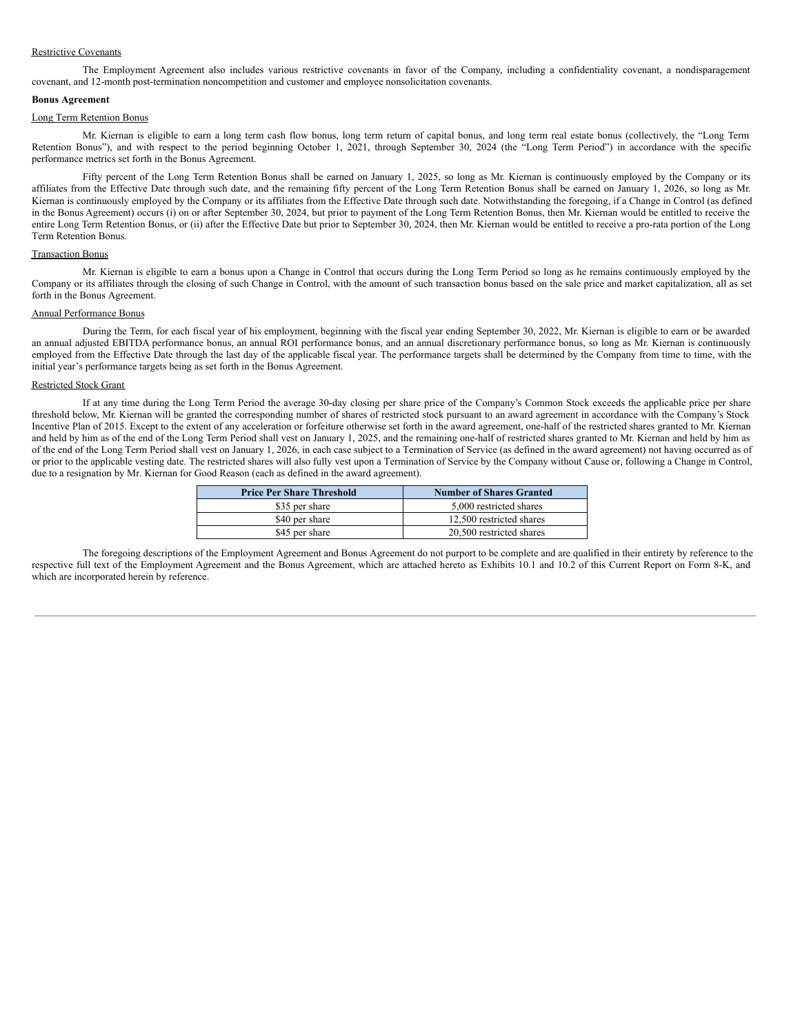Restrictive Covenants

The Employment Agreement also includes various restrictive covenants in favor of the Company, including a confidentiality covenant, a nondisparagement covenant, and 12-month post-termination noncompetition and customer and employee nonsolicitation covenants.

**Bonus Agreement**

Long Term Retention Bonus

Mr. Kiernan is eligible to earn a long term cash flow bonus, long term return of capital bonus, and long term real estate bonus (collectively, the "Long Term Retention Bonus"), and with respect to the period beginning October 1, 2021, through September 30, 2024 (the "Long Term Period") in accordance with the specific performance metrics set forth in the Bonus Agreement.

Fifty percent of the Long Term Retention Bonus shall be earned on January 1, 2025, so long as Mr. Kiernan is continuously employed by the Company or its affiliates from the Effective Date through such date, and the remaining fifty percent of the Long Term Retention Bonus shall be earned on January 1, 2026, so long as Mr. Kiernan is continuously employed by the Company or its affiliates from the Effective Date through such date. Notwithstanding the foregoing, if a Change in Control (as defined in the Bonus Agreement) occurs (i) on or after September 30, 2024, but prior to payment of the Long Term Retention Bonus, then Mr. Kiernan would be entitled to receive the entire Long Term Retention Bonus, or (ii) after the Effective Date but prior to September 30, 2024, then Mr. Kiernan would be entitled to receive a pro-rata portion of the Long Term Retention Bonus.

Transaction Bonus

Mr. Kiernan is eligible to earn a bonus upon a Change in Control that occurs during the Long Term Period so long as he remains continuously employed by the Company or its affiliates through the closing of such Change in Control, with the amount of such transaction bonus based on the sale price and market capitalization, all as set forth in the Bonus Agreement.

Annual Performance Bonus

During the Term, for each fiscal year of his employment, beginning with the fiscal year ending September 30, 2022, Mr. Kiernan is eligible to earn or be awarded an annual adjusted EBITDA performance bonus, an annual ROI performance bonus, and an annual discretionary performance bonus, so long as Mr. Kiernan is continuously employed from the Effective Date through the last day of the applicable fiscal year. The performance targets shall be determined by the Company from time to time, with the initial year's performance targets being as set forth in the Bonus Agreement.

Restricted Stock Grant

If at any time during the Long Term Period the average 30-day closing per share price of the Company's Common Stock exceeds the applicable price per share threshold below, Mr. Kiernan will be granted the corresponding number of shares of restricted stock pursuant to an award agreement in accordance with the Company's Stock Incentive Plan of 2015. Except to the extent of any acceleration or forfeiture otherwise set forth in the award agreement, one-half of the restricted shares granted to Mr. Kiernan and held by him as of the end of the Long Term Period shall vest on January 1, 2025, and the remaining one-half of restricted shares granted to Mr. Kiernan and held by him as of the end of the Long Term Period shall vest on January 1, 2026, in each case subject to a Termination of Service (as defined in the award agreement) not having occurred as of or prior to the applicable vesting date. The restricted shares will also fully vest upon a Termination of Service by the Company without Cause or, following a Change in Control, due to a resignation by Mr. Kiernan for Good Reason (each as defined in the award agreement).

| Price Per Share Threshold | Number of Shares Granted |
| --- | --- |
| $35 per share | 5,000 restricted shares |
| $40 per share | 12,500 restricted shares |
| $45 per share | 20,500 restricted shares |

The foregoing descriptions of the Employment Agreement and Bonus Agreement do not purport to be complete and are qualified in their entirety by reference to the respective full text of the Employment Agreement and the Bonus Agreement, which are attached hereto as Exhibits 10.1 and 10.2 of this Current Report on Form 8-K, and which are incorporated herein by reference.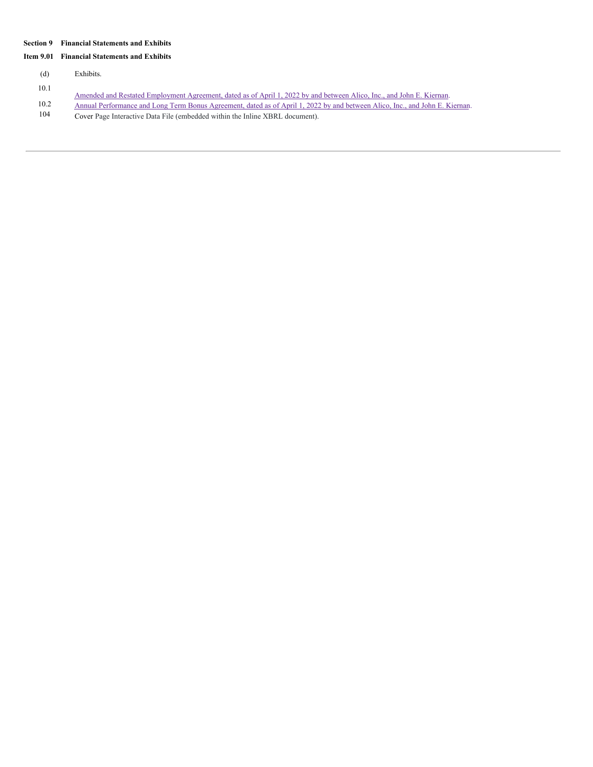**Section 9 Financial Statements and Exhibits**

**Item 9.01 Financial Statements and Exhibits**

(d) Exhibits.

| | |
|---|---|
| 10.1 | Amended and Restated Employment Agreement, dated as of April 1, 2022 by and between Alico, Inc., and John E. Kiernan. |
| 10.2 | Annual Performance and Long Term Bonus Agreement, dated as of April 1, 2022 by and between Alico, Inc., and John E. Kiernan. |
| 104 | Cover Page Interactive Data File (embedded within the Inline XBRL document). |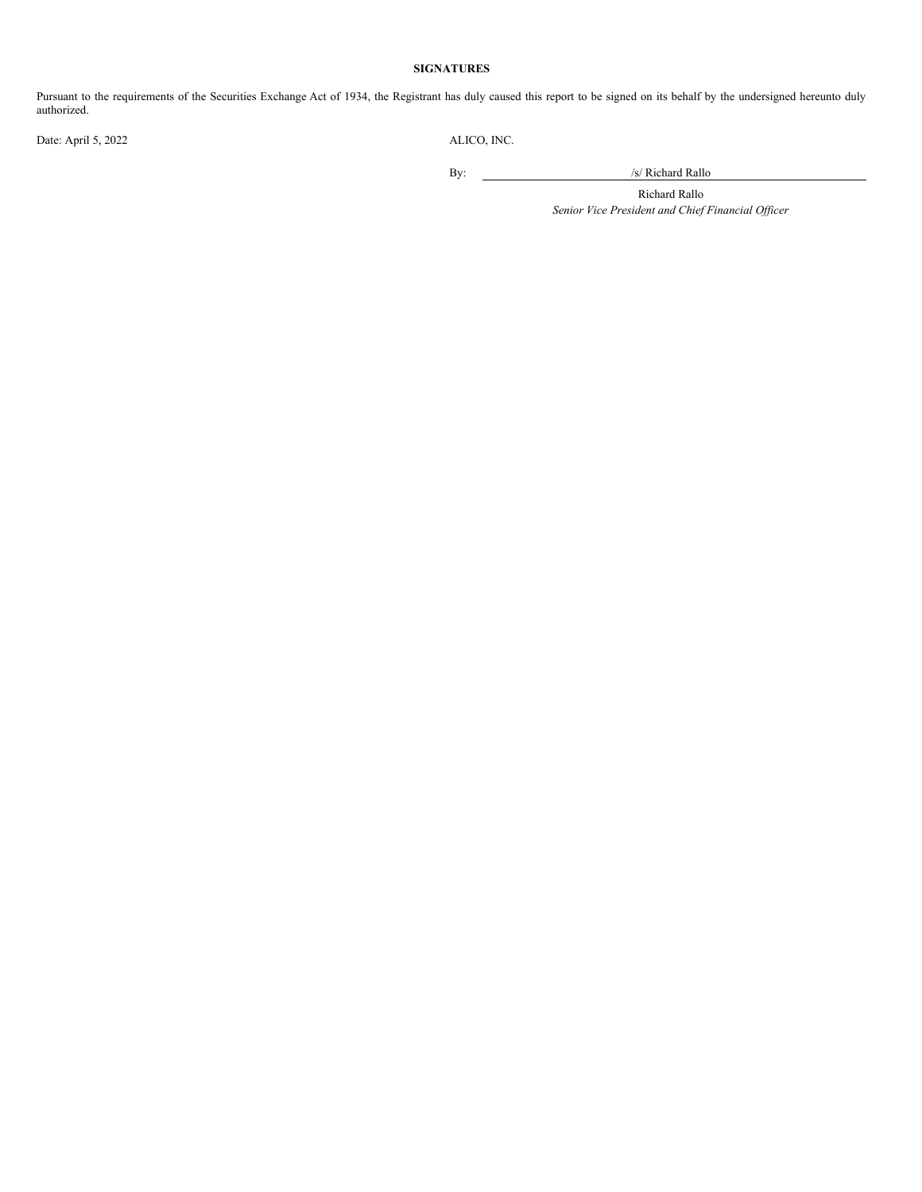**SIGNATURES**

Pursuant to the requirements of the Securities Exchange Act of 1934, the Registrant has duly caused this report to be signed on its behalf by the undersigned hereunto duly authorized.

Date: April 5, 2022

ALICO, INC.

By: /s/ Richard Rallo

Richard Rallo

*Senior Vice President and Chief Financial Officer*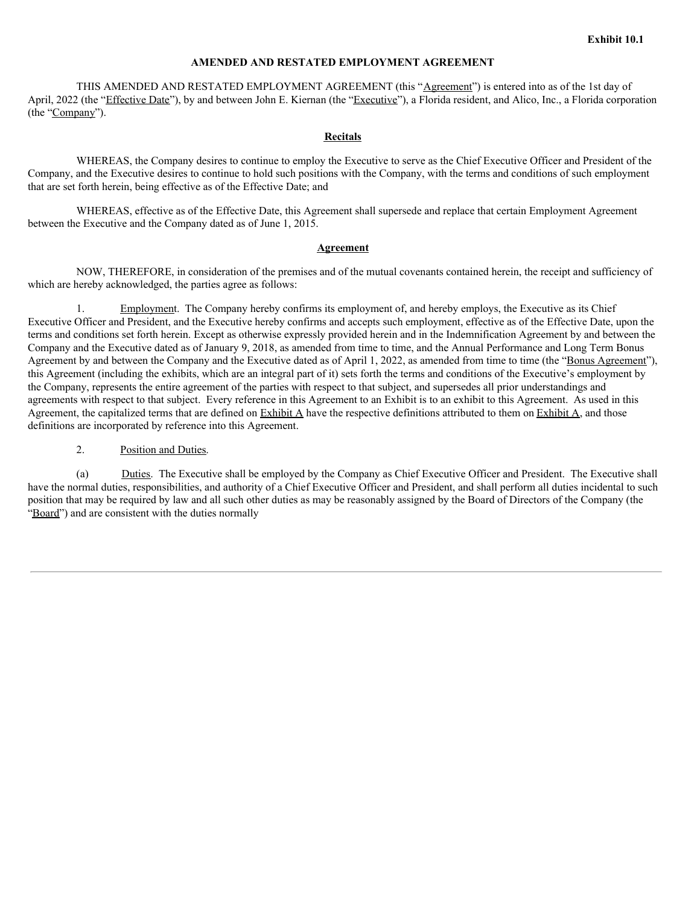**Exhibit 10.1**

**AMENDED AND RESTATED EMPLOYMENT AGREEMENT**

THIS AMENDED AND RESTATED EMPLOYMENT AGREEMENT (this "Agreement") is entered into as of the 1st day of April, 2022 (the "Effective Date"), by and between John E. Kiernan (the "Executive"), a Florida resident, and Alico, Inc., a Florida corporation (the "Company").

**Recitals**

WHEREAS, the Company desires to continue to employ the Executive to serve as the Chief Executive Officer and President of the Company, and the Executive desires to continue to hold such positions with the Company, with the terms and conditions of such employment that are set forth herein, being effective as of the Effective Date; and

WHEREAS, effective as of the Effective Date, this Agreement shall supersede and replace that certain Employment Agreement between the Executive and the Company dated as of June 1, 2015.

**Agreement**

NOW, THEREFORE, in consideration of the premises and of the mutual covenants contained herein, the receipt and sufficiency of which are hereby acknowledged, the parties agree as follows:

1. Employment. The Company hereby confirms its employment of, and hereby employs, the Executive as its Chief Executive Officer and President, and the Executive hereby confirms and accepts such employment, effective as of the Effective Date, upon the terms and conditions set forth herein. Except as otherwise expressly provided herein and in the Indemnification Agreement by and between the Company and the Executive dated as of January 9, 2018, as amended from time to time, and the Annual Performance and Long Term Bonus Agreement by and between the Company and the Executive dated as of April 1, 2022, as amended from time to time (the "Bonus Agreement"), this Agreement (including the exhibits, which are an integral part of it) sets forth the terms and conditions of the Executive's employment by the Company, represents the entire agreement of the parties with respect to that subject, and supersedes all prior understandings and agreements with respect to that subject. Every reference in this Agreement to an Exhibit is to an exhibit to this Agreement. As used in this Agreement, the capitalized terms that are defined on Exhibit A have the respective definitions attributed to them on Exhibit A, and those definitions are incorporated by reference into this Agreement.

2. Position and Duties.

(a) Duties. The Executive shall be employed by the Company as Chief Executive Officer and President. The Executive shall have the normal duties, responsibilities, and authority of a Chief Executive Officer and President, and shall perform all duties incidental to such position that may be required by law and all such other duties as may be reasonably assigned by the Board of Directors of the Company (the "Board") and are consistent with the duties normally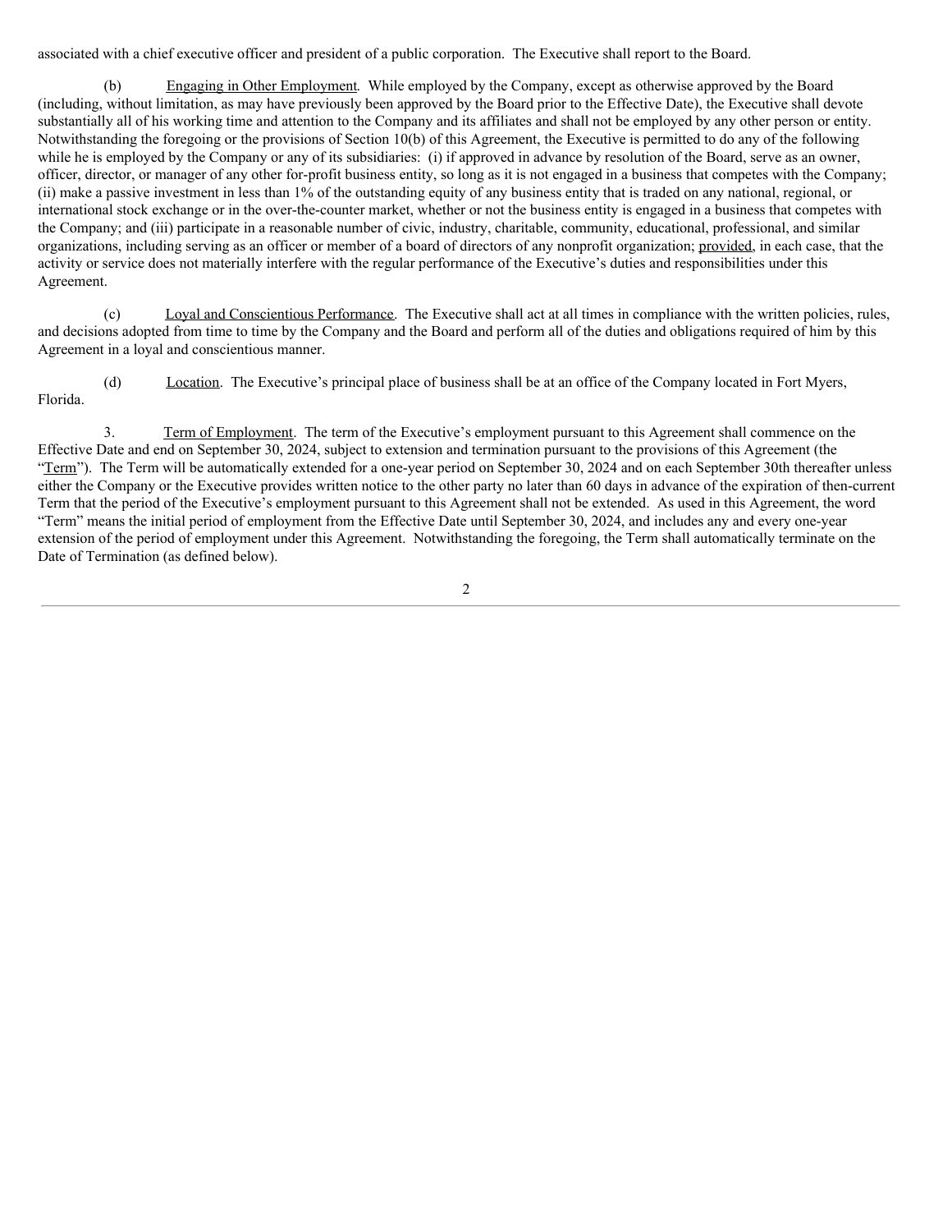associated with a chief executive officer and president of a public corporation. The Executive shall report to the Board.

(b) Engaging in Other Employment. While employed by the Company, except as otherwise approved by the Board (including, without limitation, as may have previously been approved by the Board prior to the Effective Date), the Executive shall devote substantially all of his working time and attention to the Company and its affiliates and shall not be employed by any other person or entity. Notwithstanding the foregoing or the provisions of Section 10(b) of this Agreement, the Executive is permitted to do any of the following while he is employed by the Company or any of its subsidiaries: (i) if approved in advance by resolution of the Board, serve as an owner, officer, director, or manager of any other for-profit business entity, so long as it is not engaged in a business that competes with the Company; (ii) make a passive investment in less than 1% of the outstanding equity of any business entity that is traded on any national, regional, or international stock exchange or in the over-the-counter market, whether or not the business entity is engaged in a business that competes with the Company; and (iii) participate in a reasonable number of civic, industry, charitable, community, educational, professional, and similar organizations, including serving as an officer or member of a board of directors of any nonprofit organization; provided, in each case, that the activity or service does not materially interfere with the regular performance of the Executive's duties and responsibilities under this Agreement.

(c) Loyal and Conscientious Performance. The Executive shall act at all times in compliance with the written policies, rules, and decisions adopted from time to time by the Company and the Board and perform all of the duties and obligations required of him by this Agreement in a loyal and conscientious manner.

(d) Location. The Executive's principal place of business shall be at an office of the Company located in Fort Myers, Florida.

3. Term of Employment. The term of the Executive's employment pursuant to this Agreement shall commence on the Effective Date and end on September 30, 2024, subject to extension and termination pursuant to the provisions of this Agreement (the "Term"). The Term will be automatically extended for a one-year period on September 30, 2024 and on each September 30th thereafter unless either the Company or the Executive provides written notice to the other party no later than 60 days in advance of the expiration of then-current Term that the period of the Executive's employment pursuant to this Agreement shall not be extended. As used in this Agreement, the word "Term" means the initial period of employment from the Effective Date until September 30, 2024, and includes any and every one-year extension of the period of employment under this Agreement. Notwithstanding the foregoing, the Term shall automatically terminate on the Date of Termination (as defined below).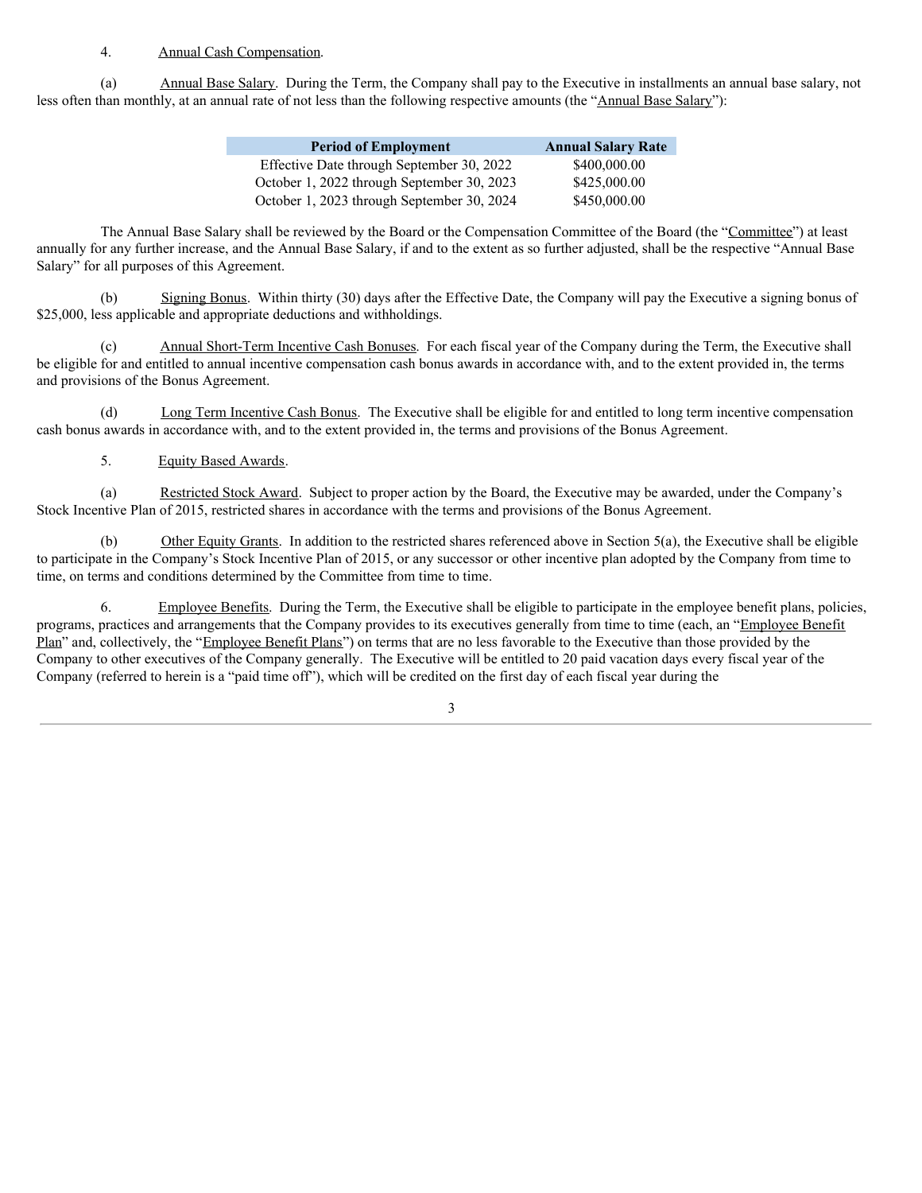4. Annual Cash Compensation.

(a) Annual Base Salary. During the Term, the Company shall pay to the Executive in installments an annual base salary, not less often than monthly, at an annual rate of not less than the following respective amounts (the "Annual Base Salary"):

| Period of Employment | Annual Salary Rate |
|---|---|
| Effective Date through September 30, 2022 | $400,000.00 |
| October 1, 2022 through September 30, 2023 | $425,000.00 |
| October 1, 2023 through September 30, 2024 | $450,000.00 |

The Annual Base Salary shall be reviewed by the Board or the Compensation Committee of the Board (the "Committee") at least annually for any further increase, and the Annual Base Salary, if and to the extent as so further adjusted, shall be the respective "Annual Base Salary" for all purposes of this Agreement.

(b) Signing Bonus. Within thirty (30) days after the Effective Date, the Company will pay the Executive a signing bonus of $25,000, less applicable and appropriate deductions and withholdings.

(c) Annual Short-Term Incentive Cash Bonuses. For each fiscal year of the Company during the Term, the Executive shall be eligible for and entitled to annual incentive compensation cash bonus awards in accordance with, and to the extent provided in, the terms and provisions of the Bonus Agreement.

(d) Long Term Incentive Cash Bonus. The Executive shall be eligible for and entitled to long term incentive compensation cash bonus awards in accordance with, and to the extent provided in, the terms and provisions of the Bonus Agreement.

5. Equity Based Awards.

(a) Restricted Stock Award. Subject to proper action by the Board, the Executive may be awarded, under the Company's Stock Incentive Plan of 2015, restricted shares in accordance with the terms and provisions of the Bonus Agreement.

(b) Other Equity Grants. In addition to the restricted shares referenced above in Section 5(a), the Executive shall be eligible to participate in the Company's Stock Incentive Plan of 2015, or any successor or other incentive plan adopted by the Company from time to time, on terms and conditions determined by the Committee from time to time.

6. Employee Benefits. During the Term, the Executive shall be eligible to participate in the employee benefit plans, policies, programs, practices and arrangements that the Company provides to its executives generally from time to time (each, an "Employee Benefit Plan" and, collectively, the "Employee Benefit Plans") on terms that are no less favorable to the Executive than those provided by the Company to other executives of the Company generally. The Executive will be entitled to 20 paid vacation days every fiscal year of the Company (referred to herein is a "paid time off"), which will be credited on the first day of each fiscal year during the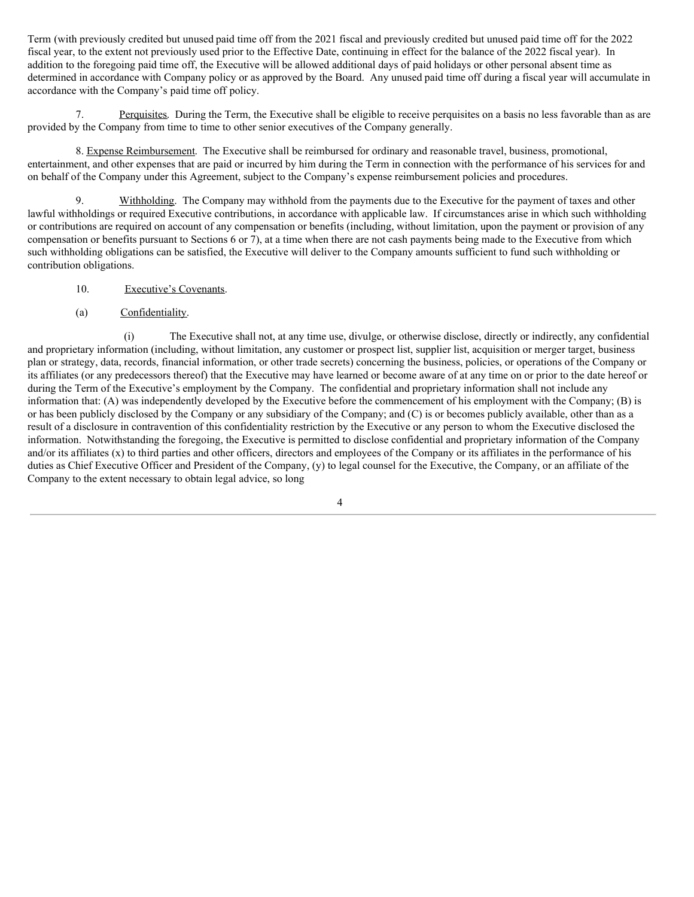Term (with previously credited but unused paid time off from the 2021 fiscal and previously credited but unused paid time off for the 2022 fiscal year, to the extent not previously used prior to the Effective Date, continuing in effect for the balance of the 2022 fiscal year). In addition to the foregoing paid time off, the Executive will be allowed additional days of paid holidays or other personal absent time as determined in accordance with Company policy or as approved by the Board. Any unused paid time off during a fiscal year will accumulate in accordance with the Company's paid time off policy.

7. Perquisites. During the Term, the Executive shall be eligible to receive perquisites on a basis no less favorable than as are provided by the Company from time to time to other senior executives of the Company generally.

8. Expense Reimbursement. The Executive shall be reimbursed for ordinary and reasonable travel, business, promotional, entertainment, and other expenses that are paid or incurred by him during the Term in connection with the performance of his services for and on behalf of the Company under this Agreement, subject to the Company's expense reimbursement policies and procedures.

9. Withholding. The Company may withhold from the payments due to the Executive for the payment of taxes and other lawful withholdings or required Executive contributions, in accordance with applicable law. If circumstances arise in which such withholding or contributions are required on account of any compensation or benefits (including, without limitation, upon the payment or provision of any compensation or benefits pursuant to Sections 6 or 7), at a time when there are not cash payments being made to the Executive from which such withholding obligations can be satisfied, the Executive will deliver to the Company amounts sufficient to fund such withholding or contribution obligations.

10. Executive's Covenants.

(a) Confidentiality.

(i) The Executive shall not, at any time use, divulge, or otherwise disclose, directly or indirectly, any confidential and proprietary information (including, without limitation, any customer or prospect list, supplier list, acquisition or merger target, business plan or strategy, data, records, financial information, or other trade secrets) concerning the business, policies, or operations of the Company or its affiliates (or any predecessors thereof) that the Executive may have learned or become aware of at any time on or prior to the date hereof or during the Term of the Executive's employment by the Company. The confidential and proprietary information shall not include any information that: (A) was independently developed by the Executive before the commencement of his employment with the Company; (B) is or has been publicly disclosed by the Company or any subsidiary of the Company; and (C) is or becomes publicly available, other than as a result of a disclosure in contravention of this confidentiality restriction by the Executive or any person to whom the Executive disclosed the information. Notwithstanding the foregoing, the Executive is permitted to disclose confidential and proprietary information of the Company and/or its affiliates (x) to third parties and other officers, directors and employees of the Company or its affiliates in the performance of his duties as Chief Executive Officer and President of the Company, (y) to legal counsel for the Executive, the Company, or an affiliate of the Company to the extent necessary to obtain legal advice, so long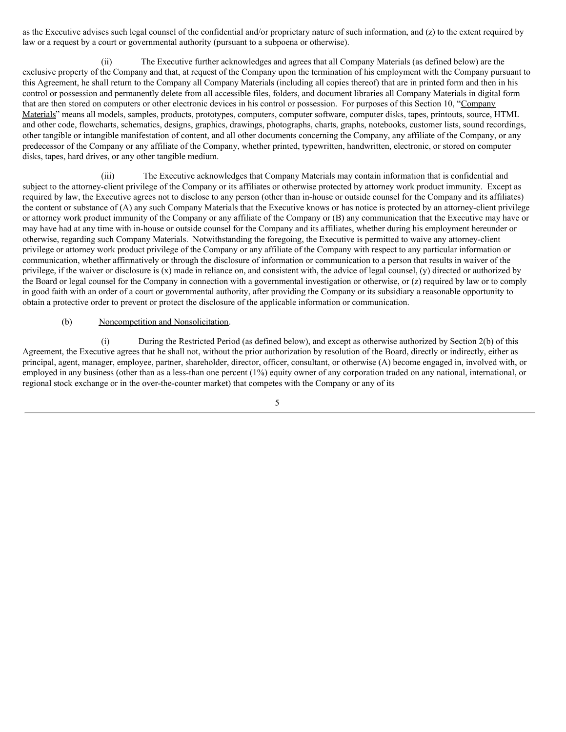as the Executive advises such legal counsel of the confidential and/or proprietary nature of such information, and (z) to the extent required by law or a request by a court or governmental authority (pursuant to a subpoena or otherwise).

(ii) The Executive further acknowledges and agrees that all Company Materials (as defined below) are the exclusive property of the Company and that, at request of the Company upon the termination of his employment with the Company pursuant to this Agreement, he shall return to the Company all Company Materials (including all copies thereof) that are in printed form and then in his control or possession and permanently delete from all accessible files, folders, and document libraries all Company Materials in digital form that are then stored on computers or other electronic devices in his control or possession. For purposes of this Section 10, "Company Materials" means all models, samples, products, prototypes, computers, computer software, computer disks, tapes, printouts, source, HTML and other code, flowcharts, schematics, designs, graphics, drawings, photographs, charts, graphs, notebooks, customer lists, sound recordings, other tangible or intangible manifestation of content, and all other documents concerning the Company, any affiliate of the Company, or any predecessor of the Company or any affiliate of the Company, whether printed, typewritten, handwritten, electronic, or stored on computer disks, tapes, hard drives, or any other tangible medium.

(iii) The Executive acknowledges that Company Materials may contain information that is confidential and subject to the attorney-client privilege of the Company or its affiliates or otherwise protected by attorney work product immunity. Except as required by law, the Executive agrees not to disclose to any person (other than in-house or outside counsel for the Company and its affiliates) the content or substance of (A) any such Company Materials that the Executive knows or has notice is protected by an attorney-client privilege or attorney work product immunity of the Company or any affiliate of the Company or (B) any communication that the Executive may have or may have had at any time with in-house or outside counsel for the Company and its affiliates, whether during his employment hereunder or otherwise, regarding such Company Materials. Notwithstanding the foregoing, the Executive is permitted to waive any attorney-client privilege or attorney work product privilege of the Company or any affiliate of the Company with respect to any particular information or communication, whether affirmatively or through the disclosure of information or communication to a person that results in waiver of the privilege, if the waiver or disclosure is (x) made in reliance on, and consistent with, the advice of legal counsel, (y) directed or authorized by the Board or legal counsel for the Company in connection with a governmental investigation or otherwise, or (z) required by law or to comply in good faith with an order of a court or governmental authority, after providing the Company or its subsidiary a reasonable opportunity to obtain a protective order to prevent or protect the disclosure of the applicable information or communication.

(b) Noncompetition and Nonsolicitation.

(i) During the Restricted Period (as defined below), and except as otherwise authorized by Section 2(b) of this Agreement, the Executive agrees that he shall not, without the prior authorization by resolution of the Board, directly or indirectly, either as principal, agent, manager, employee, partner, shareholder, director, officer, consultant, or otherwise (A) become engaged in, involved with, or employed in any business (other than as a less-than one percent (1%) equity owner of any corporation traded on any national, international, or regional stock exchange or in the over-the-counter market) that competes with the Company or any of its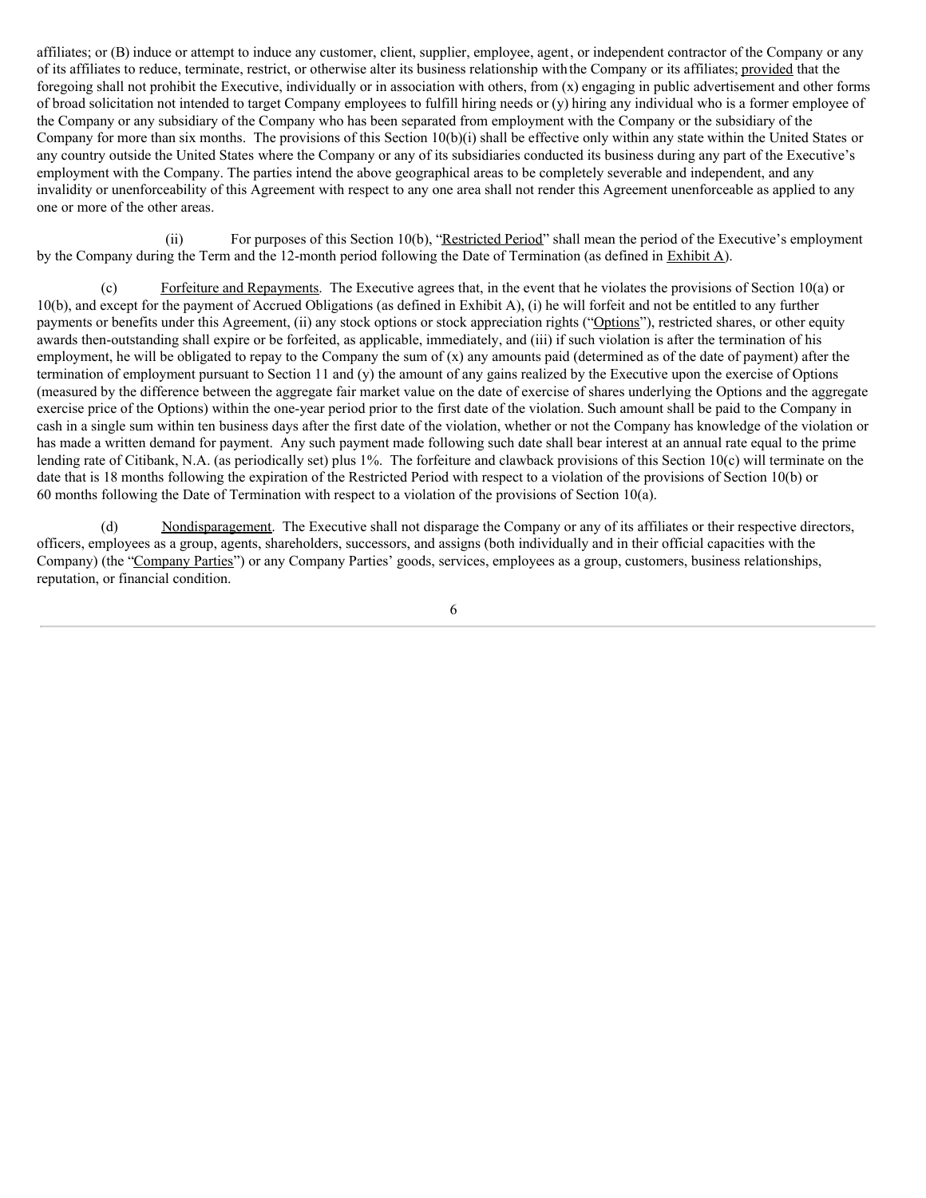affiliates; or (B) induce or attempt to induce any customer, client, supplier, employee, agent, or independent contractor of the Company or any of its affiliates to reduce, terminate, restrict, or otherwise alter its business relationship with the Company or its affiliates; provided that the foregoing shall not prohibit the Executive, individually or in association with others, from (x) engaging in public advertisement and other forms of broad solicitation not intended to target Company employees to fulfill hiring needs or (y) hiring any individual who is a former employee of the Company or any subsidiary of the Company who has been separated from employment with the Company or the subsidiary of the Company for more than six months. The provisions of this Section 10(b)(i) shall be effective only within any state within the United States or any country outside the United States where the Company or any of its subsidiaries conducted its business during any part of the Executive's employment with the Company. The parties intend the above geographical areas to be completely severable and independent, and any invalidity or unenforceability of this Agreement with respect to any one area shall not render this Agreement unenforceable as applied to any one or more of the other areas.

(ii) For purposes of this Section 10(b), "Restricted Period" shall mean the period of the Executive's employment by the Company during the Term and the 12-month period following the Date of Termination (as defined in Exhibit A).

(c) Forfeiture and Repayments. The Executive agrees that, in the event that he violates the provisions of Section 10(a) or 10(b), and except for the payment of Accrued Obligations (as defined in Exhibit A), (i) he will forfeit and not be entitled to any further payments or benefits under this Agreement, (ii) any stock options or stock appreciation rights ("Options"), restricted shares, or other equity awards then-outstanding shall expire or be forfeited, as applicable, immediately, and (iii) if such violation is after the termination of his employment, he will be obligated to repay to the Company the sum of (x) any amounts paid (determined as of the date of payment) after the termination of employment pursuant to Section 11 and (y) the amount of any gains realized by the Executive upon the exercise of Options (measured by the difference between the aggregate fair market value on the date of exercise of shares underlying the Options and the aggregate exercise price of the Options) within the one-year period prior to the first date of the violation. Such amount shall be paid to the Company in cash in a single sum within ten business days after the first date of the violation, whether or not the Company has knowledge of the violation or has made a written demand for payment. Any such payment made following such date shall bear interest at an annual rate equal to the prime lending rate of Citibank, N.A. (as periodically set) plus 1%. The forfeiture and clawback provisions of this Section 10(c) will terminate on the date that is 18 months following the expiration of the Restricted Period with respect to a violation of the provisions of Section 10(b) or 60 months following the Date of Termination with respect to a violation of the provisions of Section 10(a).

(d) Nondisparagement. The Executive shall not disparage the Company or any of its affiliates or their respective directors, officers, employees as a group, agents, shareholders, successors, and assigns (both individually and in their official capacities with the Company) (the "Company Parties") or any Company Parties' goods, services, employees as a group, customers, business relationships, reputation, or financial condition.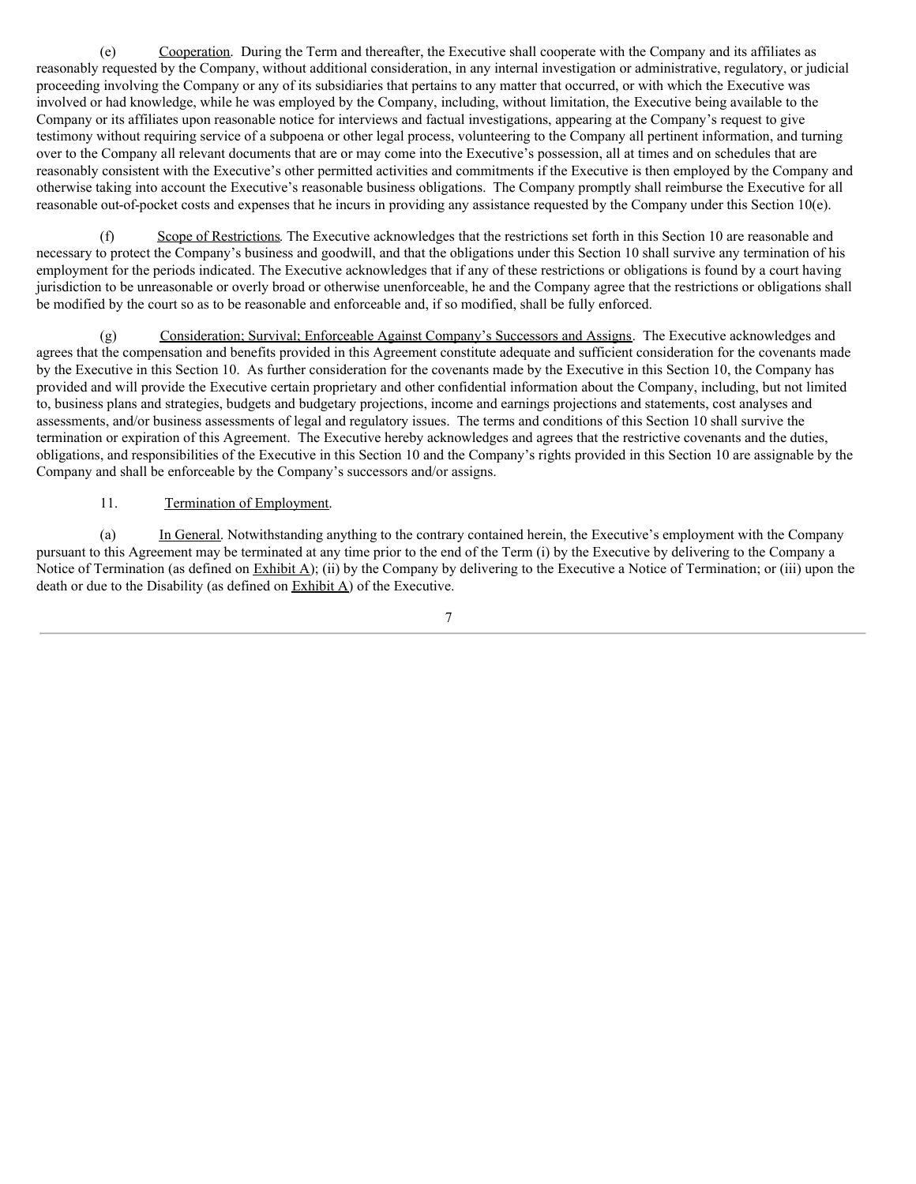(e) Cooperation. During the Term and thereafter, the Executive shall cooperate with the Company and its affiliates as reasonably requested by the Company, without additional consideration, in any internal investigation or administrative, regulatory, or judicial proceeding involving the Company or any of its subsidiaries that pertains to any matter that occurred, or with which the Executive was involved or had knowledge, while he was employed by the Company, including, without limitation, the Executive being available to the Company or its affiliates upon reasonable notice for interviews and factual investigations, appearing at the Company's request to give testimony without requiring service of a subpoena or other legal process, volunteering to the Company all pertinent information, and turning over to the Company all relevant documents that are or may come into the Executive's possession, all at times and on schedules that are reasonably consistent with the Executive's other permitted activities and commitments if the Executive is then employed by the Company and otherwise taking into account the Executive's reasonable business obligations. The Company promptly shall reimburse the Executive for all reasonable out-of-pocket costs and expenses that he incurs in providing any assistance requested by the Company under this Section 10(e).

(f) Scope of Restrictions. The Executive acknowledges that the restrictions set forth in this Section 10 are reasonable and necessary to protect the Company's business and goodwill, and that the obligations under this Section 10 shall survive any termination of his employment for the periods indicated. The Executive acknowledges that if any of these restrictions or obligations is found by a court having jurisdiction to be unreasonable or overly broad or otherwise unenforceable, he and the Company agree that the restrictions or obligations shall be modified by the court so as to be reasonable and enforceable and, if so modified, shall be fully enforced.

(g) Consideration; Survival; Enforceable Against Company's Successors and Assigns. The Executive acknowledges and agrees that the compensation and benefits provided in this Agreement constitute adequate and sufficient consideration for the covenants made by the Executive in this Section 10. As further consideration for the covenants made by the Executive in this Section 10, the Company has provided and will provide the Executive certain proprietary and other confidential information about the Company, including, but not limited to, business plans and strategies, budgets and budgetary projections, income and earnings projections and statements, cost analyses and assessments, and/or business assessments of legal and regulatory issues. The terms and conditions of this Section 10 shall survive the termination or expiration of this Agreement. The Executive hereby acknowledges and agrees that the restrictive covenants and the duties, obligations, and responsibilities of the Executive in this Section 10 and the Company's rights provided in this Section 10 are assignable by the Company and shall be enforceable by the Company's successors and/or assigns.

11. Termination of Employment.

(a) In General. Notwithstanding anything to the contrary contained herein, the Executive's employment with the Company pursuant to this Agreement may be terminated at any time prior to the end of the Term (i) by the Executive by delivering to the Company a Notice of Termination (as defined on Exhibit A); (ii) by the Company by delivering to the Executive a Notice of Termination; or (iii) upon the death or due to the Disability (as defined on Exhibit A) of the Executive.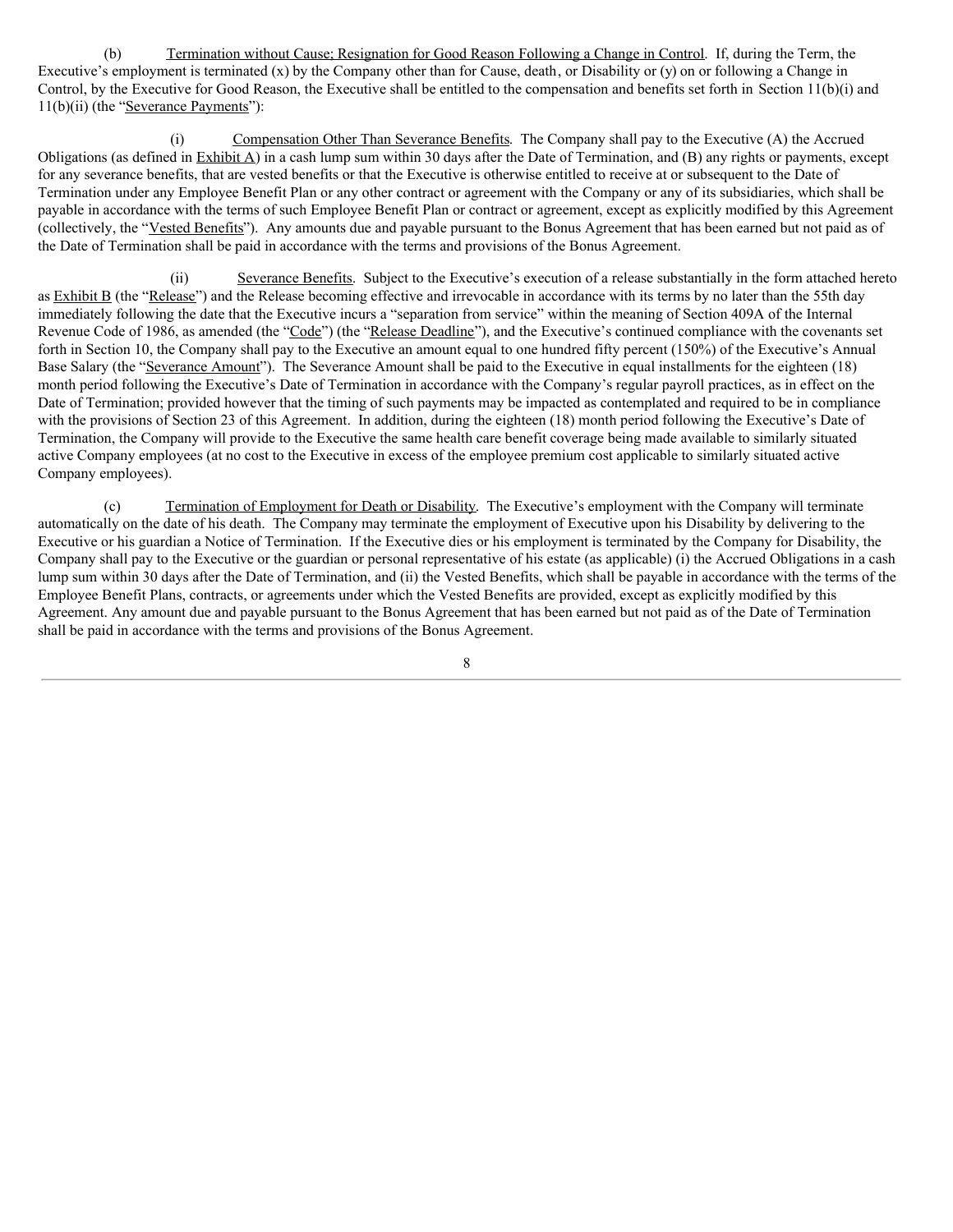(b) Termination without Cause; Resignation for Good Reason Following a Change in Control. If, during the Term, the Executive's employment is terminated (x) by the Company other than for Cause, death, or Disability or (y) on or following a Change in Control, by the Executive for Good Reason, the Executive shall be entitled to the compensation and benefits set forth in Section 11(b)(i) and 11(b)(ii) (the "Severance Payments"):

(i) Compensation Other Than Severance Benefits. The Company shall pay to the Executive (A) the Accrued Obligations (as defined in Exhibit A) in a cash lump sum within 30 days after the Date of Termination, and (B) any rights or payments, except for any severance benefits, that are vested benefits or that the Executive is otherwise entitled to receive at or subsequent to the Date of Termination under any Employee Benefit Plan or any other contract or agreement with the Company or any of its subsidiaries, which shall be payable in accordance with the terms of such Employee Benefit Plan or contract or agreement, except as explicitly modified by this Agreement (collectively, the "Vested Benefits"). Any amounts due and payable pursuant to the Bonus Agreement that has been earned but not paid as of the Date of Termination shall be paid in accordance with the terms and provisions of the Bonus Agreement.

(ii) Severance Benefits. Subject to the Executive's execution of a release substantially in the form attached hereto as Exhibit B (the "Release") and the Release becoming effective and irrevocable in accordance with its terms by no later than the 55th day immediately following the date that the Executive incurs a "separation from service" within the meaning of Section 409A of the Internal Revenue Code of 1986, as amended (the "Code") (the "Release Deadline"), and the Executive's continued compliance with the covenants set forth in Section 10, the Company shall pay to the Executive an amount equal to one hundred fifty percent (150%) of the Executive's Annual Base Salary (the "Severance Amount"). The Severance Amount shall be paid to the Executive in equal installments for the eighteen (18) month period following the Executive's Date of Termination in accordance with the Company's regular payroll practices, as in effect on the Date of Termination; provided however that the timing of such payments may be impacted as contemplated and required to be in compliance with the provisions of Section 23 of this Agreement. In addition, during the eighteen (18) month period following the Executive's Date of Termination, the Company will provide to the Executive the same health care benefit coverage being made available to similarly situated active Company employees (at no cost to the Executive in excess of the employee premium cost applicable to similarly situated active Company employees).

(c) Termination of Employment for Death or Disability. The Executive's employment with the Company will terminate automatically on the date of his death. The Company may terminate the employment of Executive upon his Disability by delivering to the Executive or his guardian a Notice of Termination. If the Executive dies or his employment is terminated by the Company for Disability, the Company shall pay to the Executive or the guardian or personal representative of his estate (as applicable) (i) the Accrued Obligations in a cash lump sum within 30 days after the Date of Termination, and (ii) the Vested Benefits, which shall be payable in accordance with the terms of the Employee Benefit Plans, contracts, or agreements under which the Vested Benefits are provided, except as explicitly modified by this Agreement. Any amount due and payable pursuant to the Bonus Agreement that has been earned but not paid as of the Date of Termination shall be paid in accordance with the terms and provisions of the Bonus Agreement.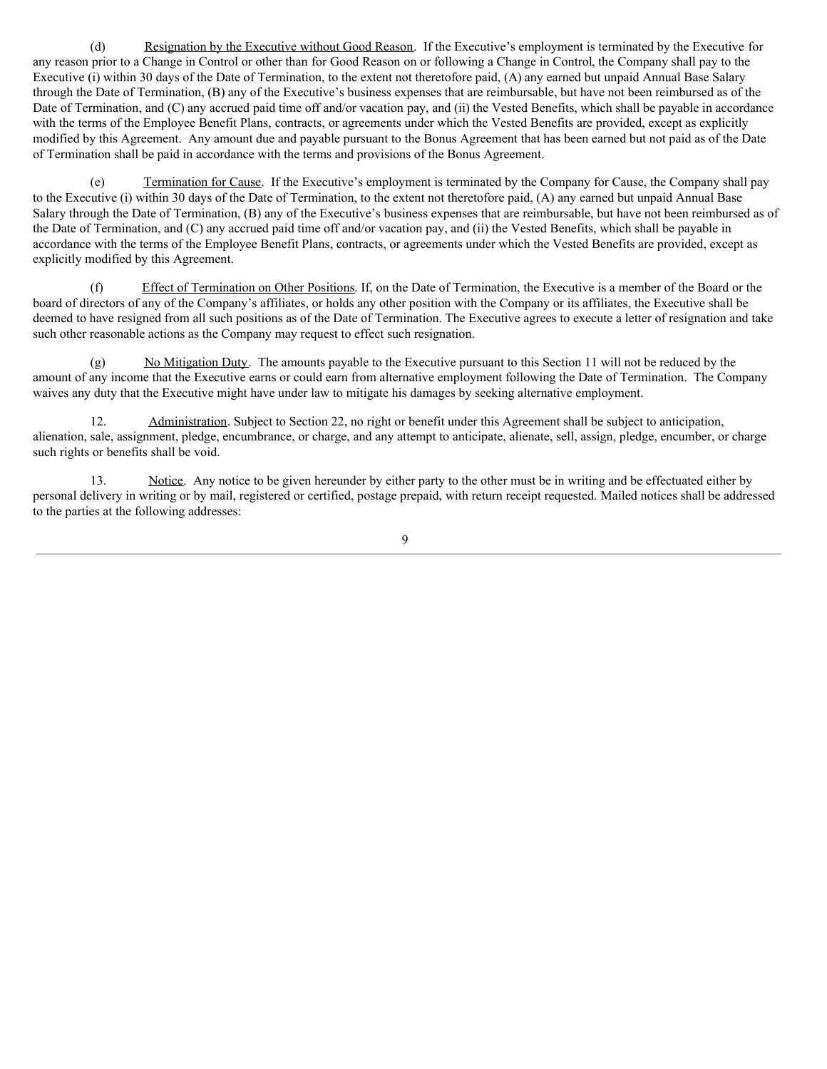(d) Resignation by the Executive without Good Reason. If the Executive's employment is terminated by the Executive for any reason prior to a Change in Control or other than for Good Reason on or following a Change in Control, the Company shall pay to the Executive (i) within 30 days of the Date of Termination, to the extent not theretofore paid, (A) any earned but unpaid Annual Base Salary through the Date of Termination, (B) any of the Executive's business expenses that are reimbursable, but have not been reimbursed as of the Date of Termination, and (C) any accrued paid time off and/or vacation pay, and (ii) the Vested Benefits, which shall be payable in accordance with the terms of the Employee Benefit Plans, contracts, or agreements under which the Vested Benefits are provided, except as explicitly modified by this Agreement. Any amount due and payable pursuant to the Bonus Agreement that has been earned but not paid as of the Date of Termination shall be paid in accordance with the terms and provisions of the Bonus Agreement.

(e) Termination for Cause. If the Executive's employment is terminated by the Company for Cause, the Company shall pay to the Executive (i) within 30 days of the Date of Termination, to the extent not theretofore paid, (A) any earned but unpaid Annual Base Salary through the Date of Termination, (B) any of the Executive's business expenses that are reimbursable, but have not been reimbursed as of the Date of Termination, and (C) any accrued paid time off and/or vacation pay, and (ii) the Vested Benefits, which shall be payable in accordance with the terms of the Employee Benefit Plans, contracts, or agreements under which the Vested Benefits are provided, except as explicitly modified by this Agreement.

(f) Effect of Termination on Other Positions. If, on the Date of Termination, the Executive is a member of the Board or the board of directors of any of the Company's affiliates, or holds any other position with the Company or its affiliates, the Executive shall be deemed to have resigned from all such positions as of the Date of Termination. The Executive agrees to execute a letter of resignation and take such other reasonable actions as the Company may request to effect such resignation.

(g) No Mitigation Duty. The amounts payable to the Executive pursuant to this Section 11 will not be reduced by the amount of any income that the Executive earns or could earn from alternative employment following the Date of Termination. The Company waives any duty that the Executive might have under law to mitigate his damages by seeking alternative employment.

12. Administration. Subject to Section 22, no right or benefit under this Agreement shall be subject to anticipation, alienation, sale, assignment, pledge, encumbrance, or charge, and any attempt to anticipate, alienate, sell, assign, pledge, encumber, or charge such rights or benefits shall be void.

13. Notice. Any notice to be given hereunder by either party to the other must be in writing and be effectuated either by personal delivery in writing or by mail, registered or certified, postage prepaid, with return receipt requested. Mailed notices shall be addressed to the parties at the following addresses: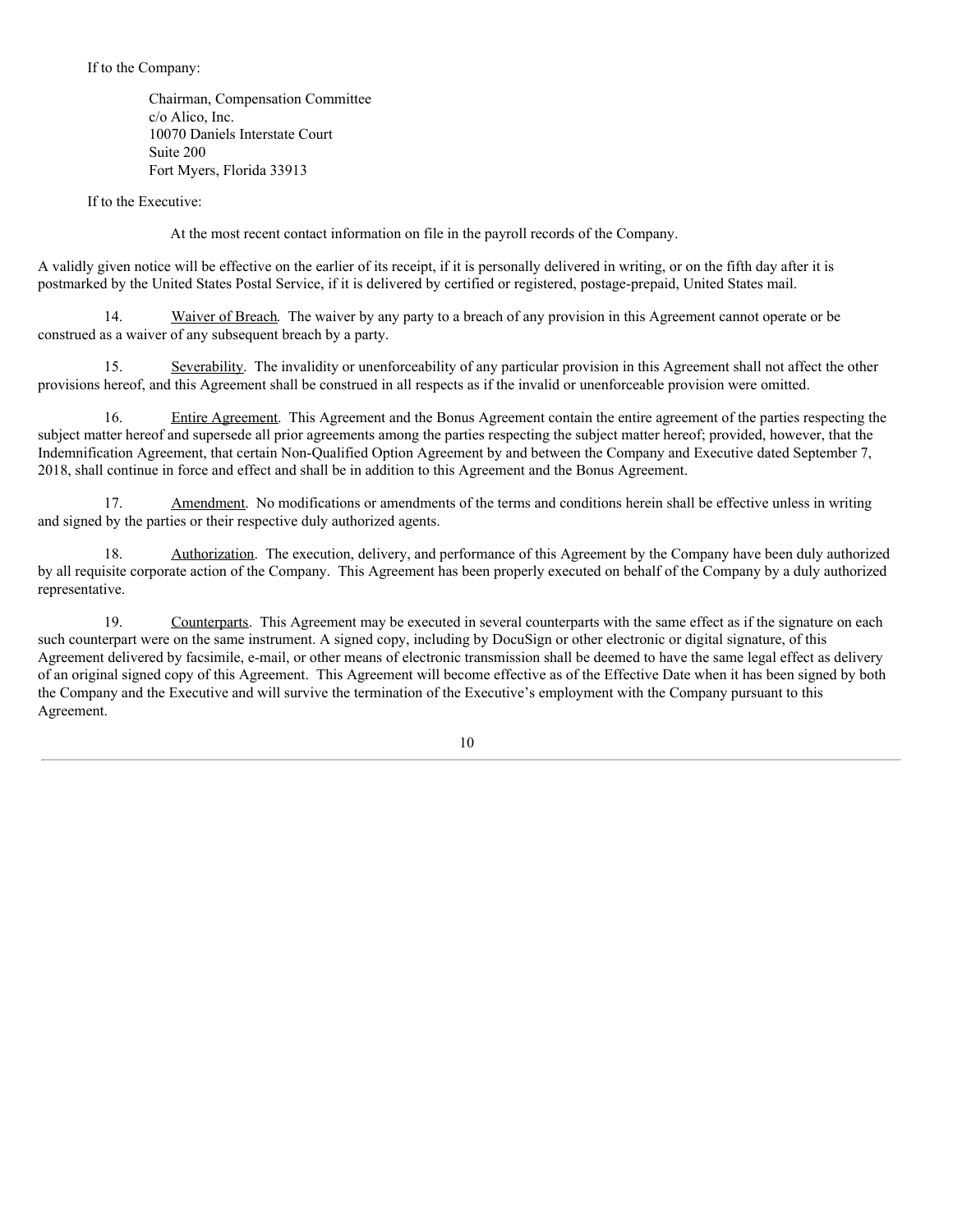If to the Company:

Chairman, Compensation Committee
c/o Alico, Inc.
10070 Daniels Interstate Court
Suite 200
Fort Myers, Florida 33913

If to the Executive:

At the most recent contact information on file in the payroll records of the Company.

A validly given notice will be effective on the earlier of its receipt, if it is personally delivered in writing, or on the fifth day after it is postmarked by the United States Postal Service, if it is delivered by certified or registered, postage-prepaid, United States mail.

14. Waiver of Breach. The waiver by any party to a breach of any provision in this Agreement cannot operate or be construed as a waiver of any subsequent breach by a party.

15. Severability. The invalidity or unenforceability of any particular provision in this Agreement shall not affect the other provisions hereof, and this Agreement shall be construed in all respects as if the invalid or unenforceable provision were omitted.

16. Entire Agreement. This Agreement and the Bonus Agreement contain the entire agreement of the parties respecting the subject matter hereof and supersede all prior agreements among the parties respecting the subject matter hereof; provided, however, that the Indemnification Agreement, that certain Non-Qualified Option Agreement by and between the Company and Executive dated September 7, 2018, shall continue in force and effect and shall be in addition to this Agreement and the Bonus Agreement.

17. Amendment. No modifications or amendments of the terms and conditions herein shall be effective unless in writing and signed by the parties or their respective duly authorized agents.

18. Authorization. The execution, delivery, and performance of this Agreement by the Company have been duly authorized by all requisite corporate action of the Company. This Agreement has been properly executed on behalf of the Company by a duly authorized representative.

19. Counterparts. This Agreement may be executed in several counterparts with the same effect as if the signature on each such counterpart were on the same instrument. A signed copy, including by DocuSign or other electronic or digital signature, of this Agreement delivered by facsimile, e-mail, or other means of electronic transmission shall be deemed to have the same legal effect as delivery of an original signed copy of this Agreement. This Agreement will become effective as of the Effective Date when it has been signed by both the Company and the Executive and will survive the termination of the Executive's employment with the Company pursuant to this Agreement.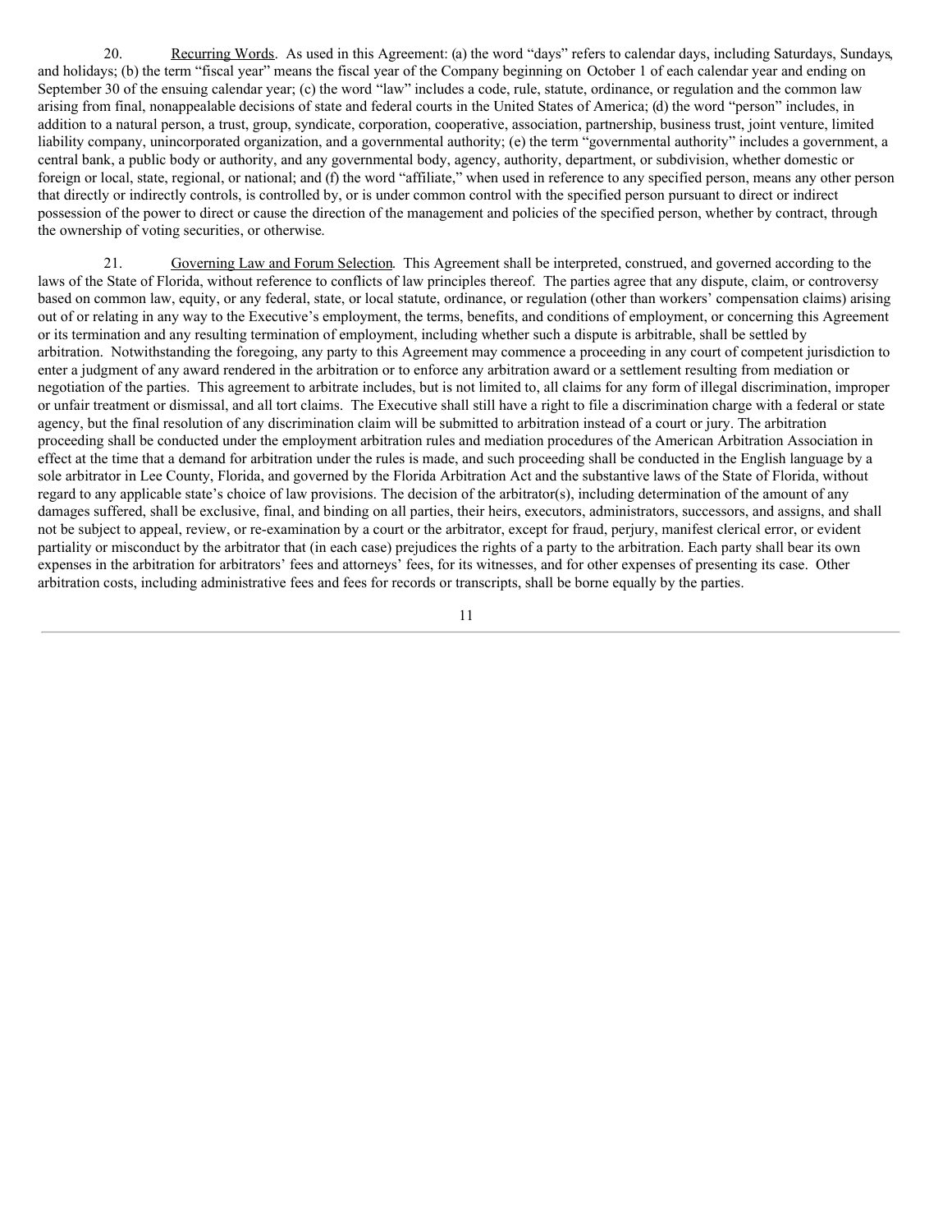20. Recurring Words. As used in this Agreement: (a) the word "days" refers to calendar days, including Saturdays, Sundays, and holidays; (b) the term "fiscal year" means the fiscal year of the Company beginning on October 1 of each calendar year and ending on September 30 of the ensuing calendar year; (c) the word "law" includes a code, rule, statute, ordinance, or regulation and the common law arising from final, nonappealable decisions of state and federal courts in the United States of America; (d) the word "person" includes, in addition to a natural person, a trust, group, syndicate, corporation, cooperative, association, partnership, business trust, joint venture, limited liability company, unincorporated organization, and a governmental authority; (e) the term "governmental authority" includes a government, a central bank, a public body or authority, and any governmental body, agency, authority, department, or subdivision, whether domestic or foreign or local, state, regional, or national; and (f) the word "affiliate," when used in reference to any specified person, means any other person that directly or indirectly controls, is controlled by, or is under common control with the specified person pursuant to direct or indirect possession of the power to direct or cause the direction of the management and policies of the specified person, whether by contract, through the ownership of voting securities, or otherwise.

21. Governing Law and Forum Selection. This Agreement shall be interpreted, construed, and governed according to the laws of the State of Florida, without reference to conflicts of law principles thereof. The parties agree that any dispute, claim, or controversy based on common law, equity, or any federal, state, or local statute, ordinance, or regulation (other than workers' compensation claims) arising out of or relating in any way to the Executive's employment, the terms, benefits, and conditions of employment, or concerning this Agreement or its termination and any resulting termination of employment, including whether such a dispute is arbitrable, shall be settled by arbitration. Notwithstanding the foregoing, any party to this Agreement may commence a proceeding in any court of competent jurisdiction to enter a judgment of any award rendered in the arbitration or to enforce any arbitration award or a settlement resulting from mediation or negotiation of the parties. This agreement to arbitrate includes, but is not limited to, all claims for any form of illegal discrimination, improper or unfair treatment or dismissal, and all tort claims. The Executive shall still have a right to file a discrimination charge with a federal or state agency, but the final resolution of any discrimination claim will be submitted to arbitration instead of a court or jury. The arbitration proceeding shall be conducted under the employment arbitration rules and mediation procedures of the American Arbitration Association in effect at the time that a demand for arbitration under the rules is made, and such proceeding shall be conducted in the English language by a sole arbitrator in Lee County, Florida, and governed by the Florida Arbitration Act and the substantive laws of the State of Florida, without regard to any applicable state's choice of law provisions. The decision of the arbitrator(s), including determination of the amount of any damages suffered, shall be exclusive, final, and binding on all parties, their heirs, executors, administrators, successors, and assigns, and shall not be subject to appeal, review, or re-examination by a court or the arbitrator, except for fraud, perjury, manifest clerical error, or evident partiality or misconduct by the arbitrator that (in each case) prejudices the rights of a party to the arbitration. Each party shall bear its own expenses in the arbitration for arbitrators' fees and attorneys' fees, for its witnesses, and for other expenses of presenting its case. Other arbitration costs, including administrative fees and fees for records or transcripts, shall be borne equally by the parties.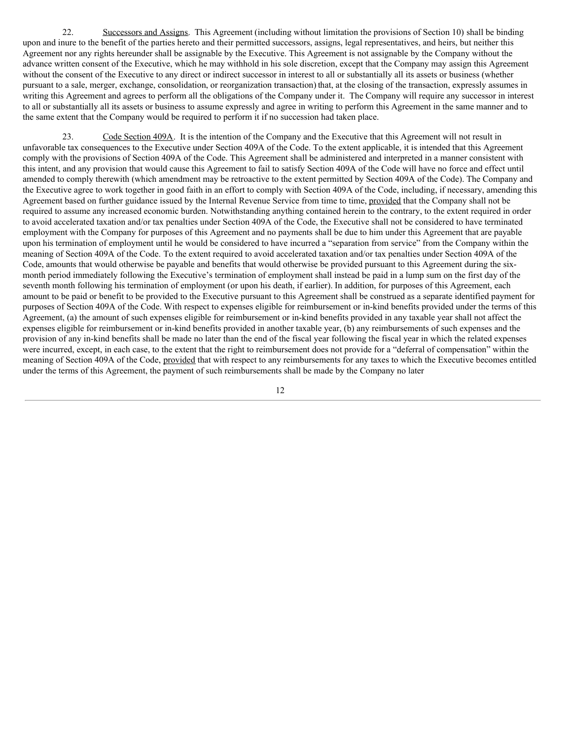22. Successors and Assigns. This Agreement (including without limitation the provisions of Section 10) shall be binding upon and inure to the benefit of the parties hereto and their permitted successors, assigns, legal representatives, and heirs, but neither this Agreement nor any rights hereunder shall be assignable by the Executive. This Agreement is not assignable by the Company without the advance written consent of the Executive, which he may withhold in his sole discretion, except that the Company may assign this Agreement without the consent of the Executive to any direct or indirect successor in interest to all or substantially all its assets or business (whether pursuant to a sale, merger, exchange, consolidation, or reorganization transaction) that, at the closing of the transaction, expressly assumes in writing this Agreement and agrees to perform all the obligations of the Company under it. The Company will require any successor in interest to all or substantially all its assets or business to assume expressly and agree in writing to perform this Agreement in the same manner and to the same extent that the Company would be required to perform it if no succession had taken place.

23. Code Section 409A. It is the intention of the Company and the Executive that this Agreement will not result in unfavorable tax consequences to the Executive under Section 409A of the Code. To the extent applicable, it is intended that this Agreement comply with the provisions of Section 409A of the Code. This Agreement shall be administered and interpreted in a manner consistent with this intent, and any provision that would cause this Agreement to fail to satisfy Section 409A of the Code will have no force and effect until amended to comply therewith (which amendment may be retroactive to the extent permitted by Section 409A of the Code). The Company and the Executive agree to work together in good faith in an effort to comply with Section 409A of the Code, including, if necessary, amending this Agreement based on further guidance issued by the Internal Revenue Service from time to time, provided that the Company shall not be required to assume any increased economic burden. Notwithstanding anything contained herein to the contrary, to the extent required in order to avoid accelerated taxation and/or tax penalties under Section 409A of the Code, the Executive shall not be considered to have terminated employment with the Company for purposes of this Agreement and no payments shall be due to him under this Agreement that are payable upon his termination of employment until he would be considered to have incurred a "separation from service" from the Company within the meaning of Section 409A of the Code. To the extent required to avoid accelerated taxation and/or tax penalties under Section 409A of the Code, amounts that would otherwise be payable and benefits that would otherwise be provided pursuant to this Agreement during the six-month period immediately following the Executive's termination of employment shall instead be paid in a lump sum on the first day of the seventh month following his termination of employment (or upon his death, if earlier). In addition, for purposes of this Agreement, each amount to be paid or benefit to be provided to the Executive pursuant to this Agreement shall be construed as a separate identified payment for purposes of Section 409A of the Code. With respect to expenses eligible for reimbursement or in-kind benefits provided under the terms of this Agreement, (a) the amount of such expenses eligible for reimbursement or in-kind benefits provided in any taxable year shall not affect the expenses eligible for reimbursement or in-kind benefits provided in another taxable year, (b) any reimbursements of such expenses and the provision of any in-kind benefits shall be made no later than the end of the fiscal year following the fiscal year in which the related expenses were incurred, except, in each case, to the extent that the right to reimbursement does not provide for a "deferral of compensation" within the meaning of Section 409A of the Code, provided that with respect to any reimbursements for any taxes to which the Executive becomes entitled under the terms of this Agreement, the payment of such reimbursements shall be made by the Company no later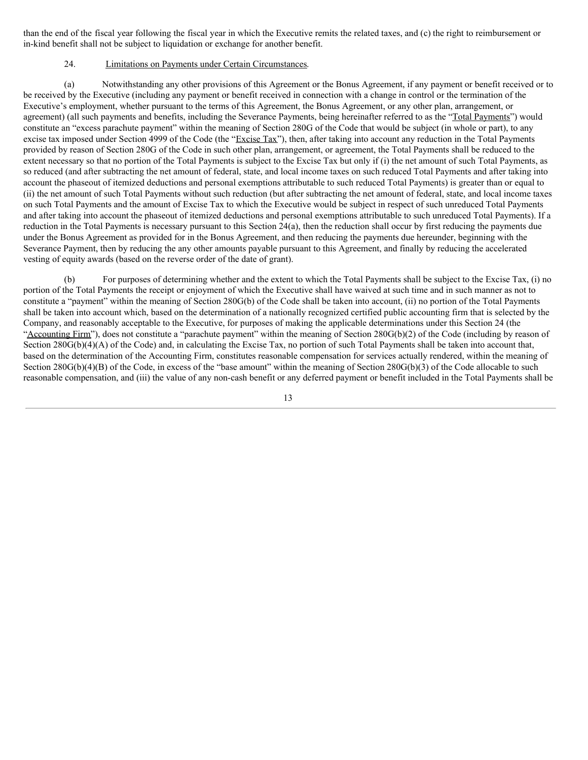than the end of the fiscal year following the fiscal year in which the Executive remits the related taxes, and (c) the right to reimbursement or in-kind benefit shall not be subject to liquidation or exchange for another benefit.

24. Limitations on Payments under Certain Circumstances.

(a) Notwithstanding any other provisions of this Agreement or the Bonus Agreement, if any payment or benefit received or to be received by the Executive (including any payment or benefit received in connection with a change in control or the termination of the Executive's employment, whether pursuant to the terms of this Agreement, the Bonus Agreement, or any other plan, arrangement, or agreement) (all such payments and benefits, including the Severance Payments, being hereinafter referred to as the "Total Payments") would constitute an "excess parachute payment" within the meaning of Section 280G of the Code that would be subject (in whole or part), to any excise tax imposed under Section 4999 of the Code (the "Excise Tax"), then, after taking into account any reduction in the Total Payments provided by reason of Section 280G of the Code in such other plan, arrangement, or agreement, the Total Payments shall be reduced to the extent necessary so that no portion of the Total Payments is subject to the Excise Tax but only if (i) the net amount of such Total Payments, as so reduced (and after subtracting the net amount of federal, state, and local income taxes on such reduced Total Payments and after taking into account the phaseout of itemized deductions and personal exemptions attributable to such reduced Total Payments) is greater than or equal to (ii) the net amount of such Total Payments without such reduction (but after subtracting the net amount of federal, state, and local income taxes on such Total Payments and the amount of Excise Tax to which the Executive would be subject in respect of such unreduced Total Payments and after taking into account the phaseout of itemized deductions and personal exemptions attributable to such unreduced Total Payments). If a reduction in the Total Payments is necessary pursuant to this Section 24(a), then the reduction shall occur by first reducing the payments due under the Bonus Agreement as provided for in the Bonus Agreement, and then reducing the payments due hereunder, beginning with the Severance Payment, then by reducing the any other amounts payable pursuant to this Agreement, and finally by reducing the accelerated vesting of equity awards (based on the reverse order of the date of grant).

(b) For purposes of determining whether and the extent to which the Total Payments shall be subject to the Excise Tax, (i) no portion of the Total Payments the receipt or enjoyment of which the Executive shall have waived at such time and in such manner as not to constitute a "payment" within the meaning of Section 280G(b) of the Code shall be taken into account, (ii) no portion of the Total Payments shall be taken into account which, based on the determination of a nationally recognized certified public accounting firm that is selected by the Company, and reasonably acceptable to the Executive, for purposes of making the applicable determinations under this Section 24 (the "Accounting Firm"), does not constitute a "parachute payment" within the meaning of Section 280G(b)(2) of the Code (including by reason of Section 280G(b)(4)(A) of the Code) and, in calculating the Excise Tax, no portion of such Total Payments shall be taken into account that, based on the determination of the Accounting Firm, constitutes reasonable compensation for services actually rendered, within the meaning of Section 280G(b)(4)(B) of the Code, in excess of the "base amount" within the meaning of Section 280G(b)(3) of the Code allocable to such reasonable compensation, and (iii) the value of any non-cash benefit or any deferred payment or benefit included in the Total Payments shall be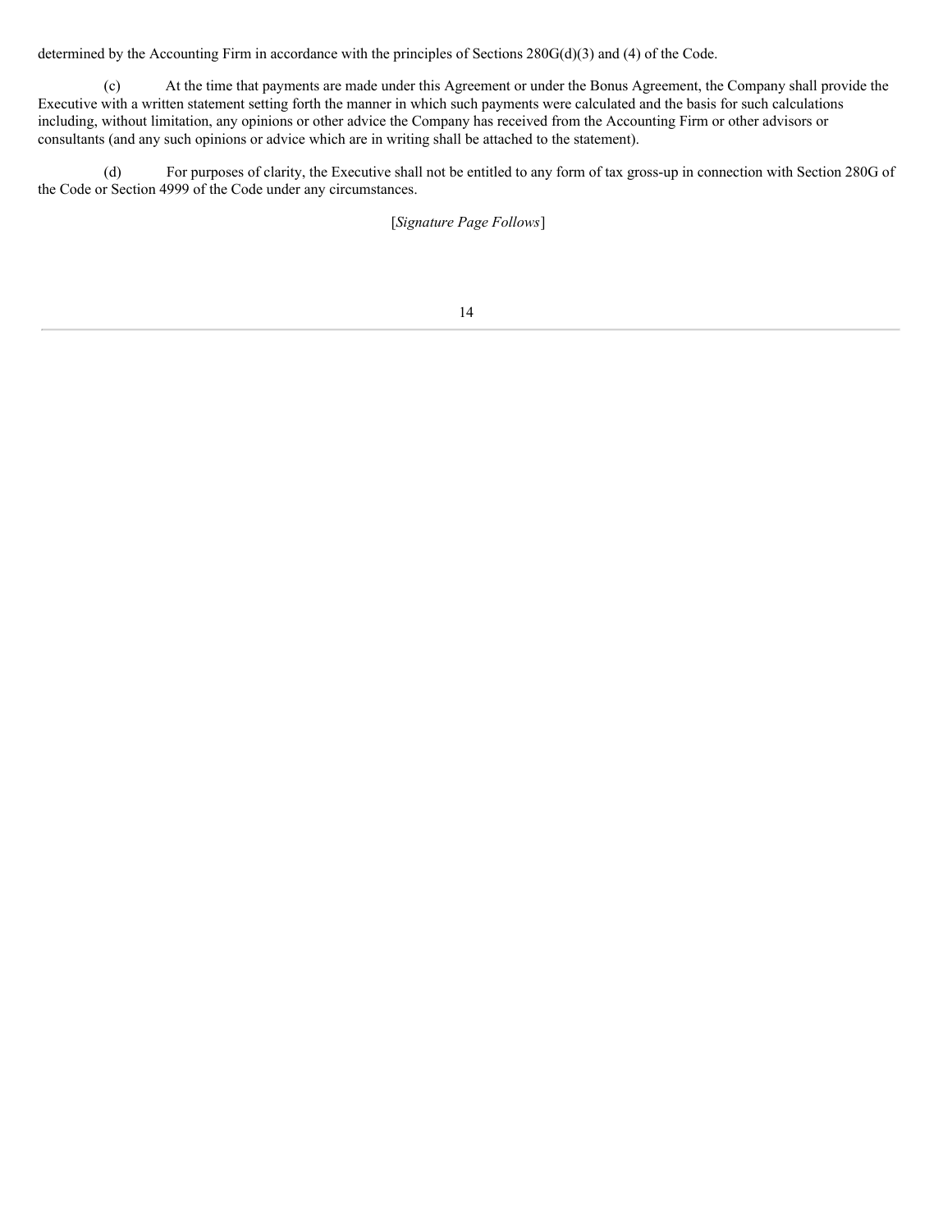determined by the Accounting Firm in accordance with the principles of Sections 280G(d)(3) and (4) of the Code.

(c) At the time that payments are made under this Agreement or under the Bonus Agreement, the Company shall provide the Executive with a written statement setting forth the manner in which such payments were calculated and the basis for such calculations including, without limitation, any opinions or other advice the Company has received from the Accounting Firm or other advisors or consultants (and any such opinions or advice which are in writing shall be attached to the statement).

(d) For purposes of clarity, the Executive shall not be entitled to any form of tax gross-up in connection with Section 280G of the Code or Section 4999 of the Code under any circumstances.

[*Signature Page Follows*]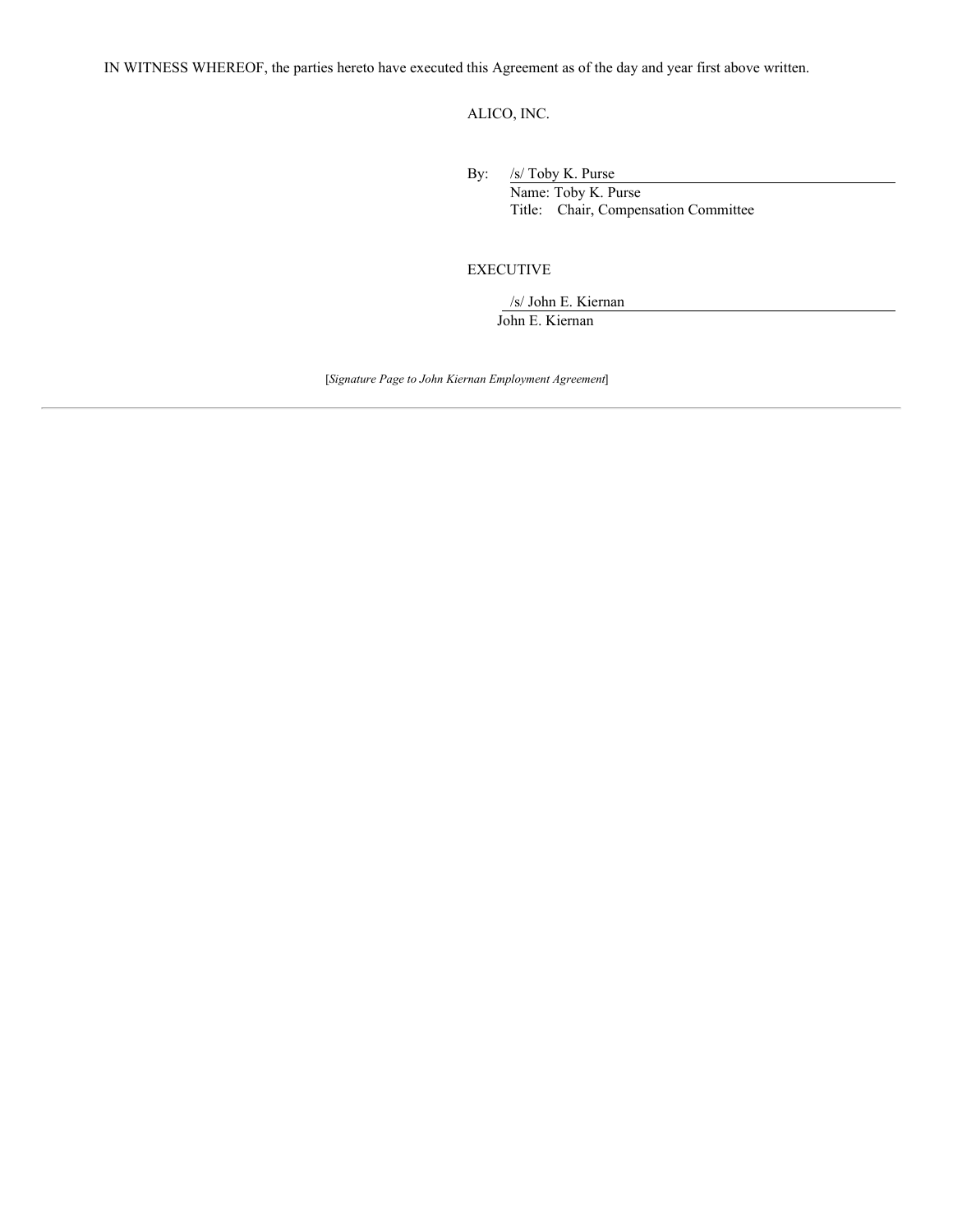IN WITNESS WHEREOF, the parties hereto have executed this Agreement as of the day and year first above written.

ALICO, INC.

By: /s/ Toby K. Purse
Name: Toby K. Purse
Title: Chair, Compensation Committee

EXECUTIVE

/s/ John E. Kiernan
John E. Kiernan

[*Signature Page to John Kiernan Employment Agreement*]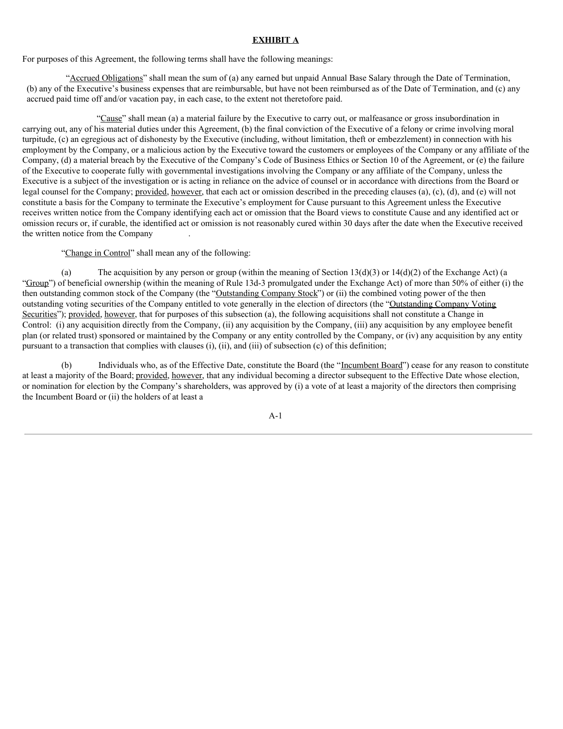**EXHIBIT A**

For purposes of this Agreement, the following terms shall have the following meanings:

"Accrued Obligations" shall mean the sum of (a) any earned but unpaid Annual Base Salary through the Date of Termination, (b) any of the Executive's business expenses that are reimbursable, but have not been reimbursed as of the Date of Termination, and (c) any accrued paid time off and/or vacation pay, in each case, to the extent not theretofore paid.

"Cause" shall mean (a) a material failure by the Executive to carry out, or malfeasance or gross insubordination in carrying out, any of his material duties under this Agreement, (b) the final conviction of the Executive of a felony or crime involving moral turpitude, (c) an egregious act of dishonesty by the Executive (including, without limitation, theft or embezzlement) in connection with his employment by the Company, or a malicious action by the Executive toward the customers or employees of the Company or any affiliate of the Company, (d) a material breach by the Executive of the Company's Code of Business Ethics or Section 10 of the Agreement, or (e) the failure of the Executive to cooperate fully with governmental investigations involving the Company or any affiliate of the Company, unless the Executive is a subject of the investigation or is acting in reliance on the advice of counsel or in accordance with directions from the Board or legal counsel for the Company; provided, however, that each act or omission described in the preceding clauses (a), (c), (d), and (e) will not constitute a basis for the Company to terminate the Executive's employment for Cause pursuant to this Agreement unless the Executive receives written notice from the Company identifying each act or omission that the Board views to constitute Cause and any identified act or omission recurs or, if curable, the identified act or omission is not reasonably cured within 30 days after the date when the Executive received the written notice from the Company.

"Change in Control" shall mean any of the following:

(a) The acquisition by any person or group (within the meaning of Section 13(d)(3) or 14(d)(2) of the Exchange Act) (a "Group") of beneficial ownership (within the meaning of Rule 13d-3 promulgated under the Exchange Act) of more than 50% of either (i) the then outstanding common stock of the Company (the "Outstanding Company Stock") or (ii) the combined voting power of the then outstanding voting securities of the Company entitled to vote generally in the election of directors (the "Outstanding Company Voting Securities"); provided, however, that for purposes of this subsection (a), the following acquisitions shall not constitute a Change in Control: (i) any acquisition directly from the Company, (ii) any acquisition by the Company, (iii) any acquisition by any employee benefit plan (or related trust) sponsored or maintained by the Company or any entity controlled by the Company, or (iv) any acquisition by any entity pursuant to a transaction that complies with clauses (i), (ii), and (iii) of subsection (c) of this definition;

(b) Individuals who, as of the Effective Date, constitute the Board (the "Incumbent Board") cease for any reason to constitute at least a majority of the Board; provided, however, that any individual becoming a director subsequent to the Effective Date whose election, or nomination for election by the Company's shareholders, was approved by (i) a vote of at least a majority of the directors then comprising the Incumbent Board or (ii) the holders of at least a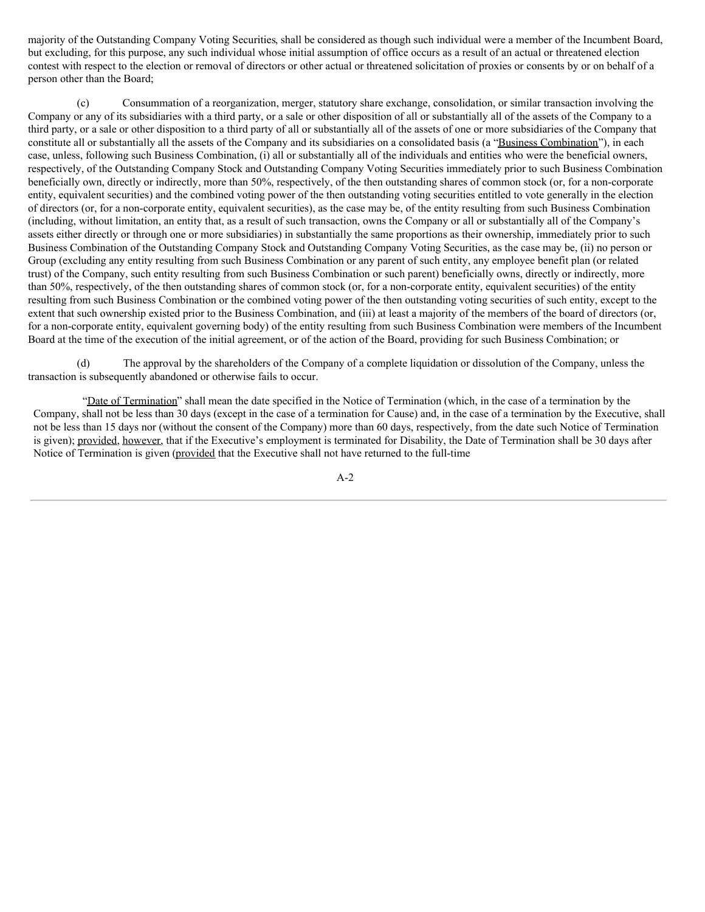majority of the Outstanding Company Voting Securities, shall be considered as though such individual were a member of the Incumbent Board, but excluding, for this purpose, any such individual whose initial assumption of office occurs as a result of an actual or threatened election contest with respect to the election or removal of directors or other actual or threatened solicitation of proxies or consents by or on behalf of a person other than the Board;

(c) Consummation of a reorganization, merger, statutory share exchange, consolidation, or similar transaction involving the Company or any of its subsidiaries with a third party, or a sale or other disposition of all or substantially all of the assets of the Company to a third party, or a sale or other disposition to a third party of all or substantially all of the assets of one or more subsidiaries of the Company that constitute all or substantially all the assets of the Company and its subsidiaries on a consolidated basis (a "Business Combination"), in each case, unless, following such Business Combination, (i) all or substantially all of the individuals and entities who were the beneficial owners, respectively, of the Outstanding Company Stock and Outstanding Company Voting Securities immediately prior to such Business Combination beneficially own, directly or indirectly, more than 50%, respectively, of the then outstanding shares of common stock (or, for a non-corporate entity, equivalent securities) and the combined voting power of the then outstanding voting securities entitled to vote generally in the election of directors (or, for a non-corporate entity, equivalent securities), as the case may be, of the entity resulting from such Business Combination (including, without limitation, an entity that, as a result of such transaction, owns the Company or all or substantially all of the Company's assets either directly or through one or more subsidiaries) in substantially the same proportions as their ownership, immediately prior to such Business Combination of the Outstanding Company Stock and Outstanding Company Voting Securities, as the case may be, (ii) no person or Group (excluding any entity resulting from such Business Combination or any parent of such entity, any employee benefit plan (or related trust) of the Company, such entity resulting from such Business Combination or such parent) beneficially owns, directly or indirectly, more than 50%, respectively, of the then outstanding shares of common stock (or, for a non-corporate entity, equivalent securities) of the entity resulting from such Business Combination or the combined voting power of the then outstanding voting securities of such entity, except to the extent that such ownership existed prior to the Business Combination, and (iii) at least a majority of the members of the board of directors (or, for a non-corporate entity, equivalent governing body) of the entity resulting from such Business Combination were members of the Incumbent Board at the time of the execution of the initial agreement, or of the action of the Board, providing for such Business Combination; or

(d) The approval by the shareholders of the Company of a complete liquidation or dissolution of the Company, unless the transaction is subsequently abandoned or otherwise fails to occur.

"Date of Termination" shall mean the date specified in the Notice of Termination (which, in the case of a termination by the Company, shall not be less than 30 days (except in the case of a termination for Cause) and, in the case of a termination by the Executive, shall not be less than 15 days nor (without the consent of the Company) more than 60 days, respectively, from the date such Notice of Termination is given); provided, however, that if the Executive's employment is terminated for Disability, the Date of Termination shall be 30 days after Notice of Termination is given (provided that the Executive shall not have returned to the full-time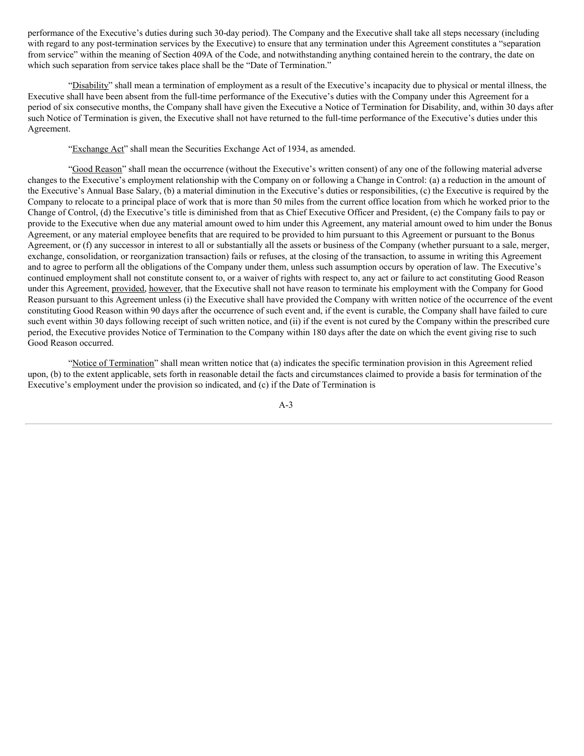performance of the Executive's duties during such 30-day period). The Company and the Executive shall take all steps necessary (including with regard to any post-termination services by the Executive) to ensure that any termination under this Agreement constitutes a "separation from service" within the meaning of Section 409A of the Code, and notwithstanding anything contained herein to the contrary, the date on which such separation from service takes place shall be the "Date of Termination."

"Disability" shall mean a termination of employment as a result of the Executive's incapacity due to physical or mental illness, the Executive shall have been absent from the full-time performance of the Executive's duties with the Company under this Agreement for a period of six consecutive months, the Company shall have given the Executive a Notice of Termination for Disability, and, within 30 days after such Notice of Termination is given, the Executive shall not have returned to the full-time performance of the Executive's duties under this Agreement.

"Exchange Act" shall mean the Securities Exchange Act of 1934, as amended.

"Good Reason" shall mean the occurrence (without the Executive's written consent) of any one of the following material adverse changes to the Executive's employment relationship with the Company on or following a Change in Control: (a) a reduction in the amount of the Executive's Annual Base Salary, (b) a material diminution in the Executive's duties or responsibilities, (c) the Executive is required by the Company to relocate to a principal place of work that is more than 50 miles from the current office location from which he worked prior to the Change of Control, (d) the Executive's title is diminished from that as Chief Executive Officer and President, (e) the Company fails to pay or provide to the Executive when due any material amount owed to him under this Agreement, any material amount owed to him under the Bonus Agreement, or any material employee benefits that are required to be provided to him pursuant to this Agreement or pursuant to the Bonus Agreement, or (f) any successor in interest to all or substantially all the assets or business of the Company (whether pursuant to a sale, merger, exchange, consolidation, or reorganization transaction) fails or refuses, at the closing of the transaction, to assume in writing this Agreement and to agree to perform all the obligations of the Company under them, unless such assumption occurs by operation of law. The Executive's continued employment shall not constitute consent to, or a waiver of rights with respect to, any act or failure to act constituting Good Reason under this Agreement, provided, however, that the Executive shall not have reason to terminate his employment with the Company for Good Reason pursuant to this Agreement unless (i) the Executive shall have provided the Company with written notice of the occurrence of the event constituting Good Reason within 90 days after the occurrence of such event and, if the event is curable, the Company shall have failed to cure such event within 30 days following receipt of such written notice, and (ii) if the event is not cured by the Company within the prescribed cure period, the Executive provides Notice of Termination to the Company within 180 days after the date on which the event giving rise to such Good Reason occurred.

"Notice of Termination" shall mean written notice that (a) indicates the specific termination provision in this Agreement relied upon, (b) to the extent applicable, sets forth in reasonable detail the facts and circumstances claimed to provide a basis for termination of the Executive's employment under the provision so indicated, and (c) if the Date of Termination is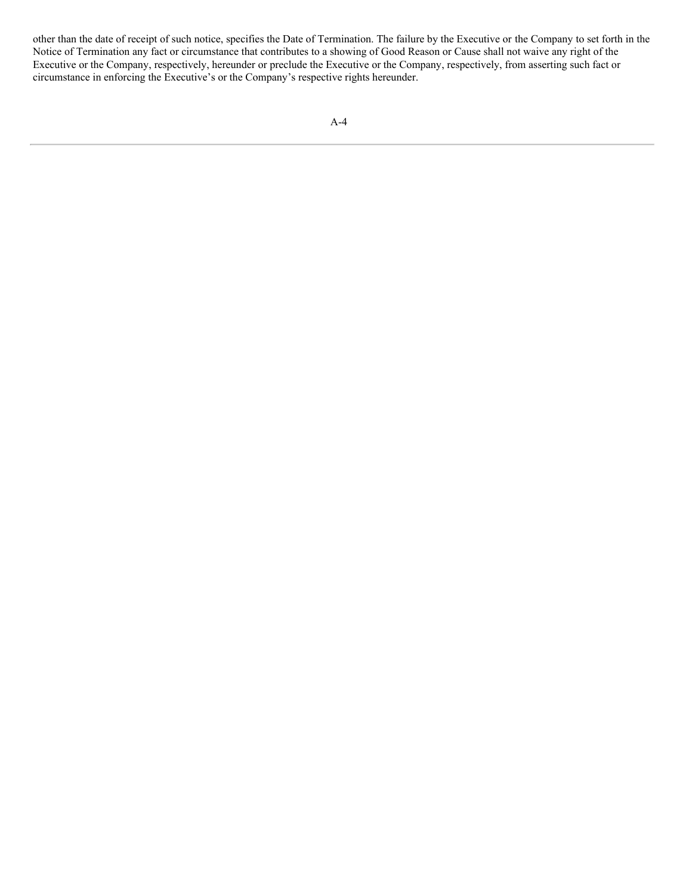other than the date of receipt of such notice, specifies the Date of Termination. The failure by the Executive or the Company to set forth in the Notice of Termination any fact or circumstance that contributes to a showing of Good Reason or Cause shall not waive any right of the Executive or the Company, respectively, hereunder or preclude the Executive or the Company, respectively, from asserting such fact or circumstance in enforcing the Executive's or the Company's respective rights hereunder.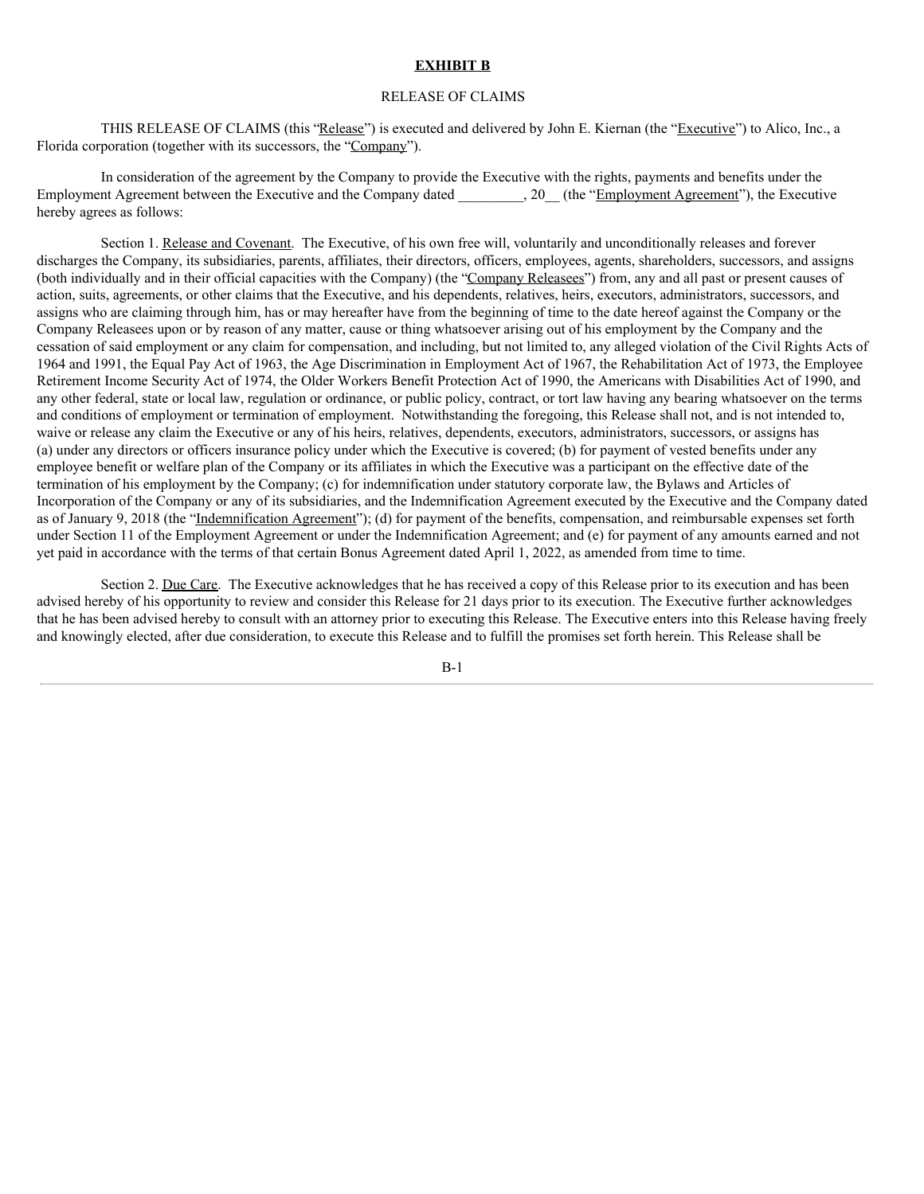**EXHIBIT B**

RELEASE OF CLAIMS

THIS RELEASE OF CLAIMS (this "Release") is executed and delivered by John E. Kiernan (the "Executive") to Alico, Inc., a Florida corporation (together with its successors, the "Company").

In consideration of the agreement by the Company to provide the Executive with the rights, payments and benefits under the Employment Agreement between the Executive and the Company dated _________, 20__ (the "Employment Agreement"), the Executive hereby agrees as follows:

Section 1. Release and Covenant. The Executive, of his own free will, voluntarily and unconditionally releases and forever discharges the Company, its subsidiaries, parents, affiliates, their directors, officers, employees, agents, shareholders, successors, and assigns (both individually and in their official capacities with the Company) (the "Company Releasees") from, any and all past or present causes of action, suits, agreements, or other claims that the Executive, and his dependents, relatives, heirs, executors, administrators, successors, and assigns who are claiming through him, has or may hereafter have from the beginning of time to the date hereof against the Company or the Company Releasees upon or by reason of any matter, cause or thing whatsoever arising out of his employment by the Company and the cessation of said employment or any claim for compensation, and including, but not limited to, any alleged violation of the Civil Rights Acts of 1964 and 1991, the Equal Pay Act of 1963, the Age Discrimination in Employment Act of 1967, the Rehabilitation Act of 1973, the Employee Retirement Income Security Act of 1974, the Older Workers Benefit Protection Act of 1990, the Americans with Disabilities Act of 1990, and any other federal, state or local law, regulation or ordinance, or public policy, contract, or tort law having any bearing whatsoever on the terms and conditions of employment or termination of employment. Notwithstanding the foregoing, this Release shall not, and is not intended to, waive or release any claim the Executive or any of his heirs, relatives, dependents, executors, administrators, successors, or assigns has (a) under any directors or officers insurance policy under which the Executive is covered; (b) for payment of vested benefits under any employee benefit or welfare plan of the Company or its affiliates in which the Executive was a participant on the effective date of the termination of his employment by the Company; (c) for indemnification under statutory corporate law, the Bylaws and Articles of Incorporation of the Company or any of its subsidiaries, and the Indemnification Agreement executed by the Executive and the Company dated as of January 9, 2018 (the "Indemnification Agreement"); (d) for payment of the benefits, compensation, and reimbursable expenses set forth under Section 11 of the Employment Agreement or under the Indemnification Agreement; and (e) for payment of any amounts earned and not yet paid in accordance with the terms of that certain Bonus Agreement dated April 1, 2022, as amended from time to time.

Section 2. Due Care. The Executive acknowledges that he has received a copy of this Release prior to its execution and has been advised hereby of his opportunity to review and consider this Release for 21 days prior to its execution. The Executive further acknowledges that he has been advised hereby to consult with an attorney prior to executing this Release. The Executive enters into this Release having freely and knowingly elected, after due consideration, to execute this Release and to fulfill the promises set forth herein. This Release shall be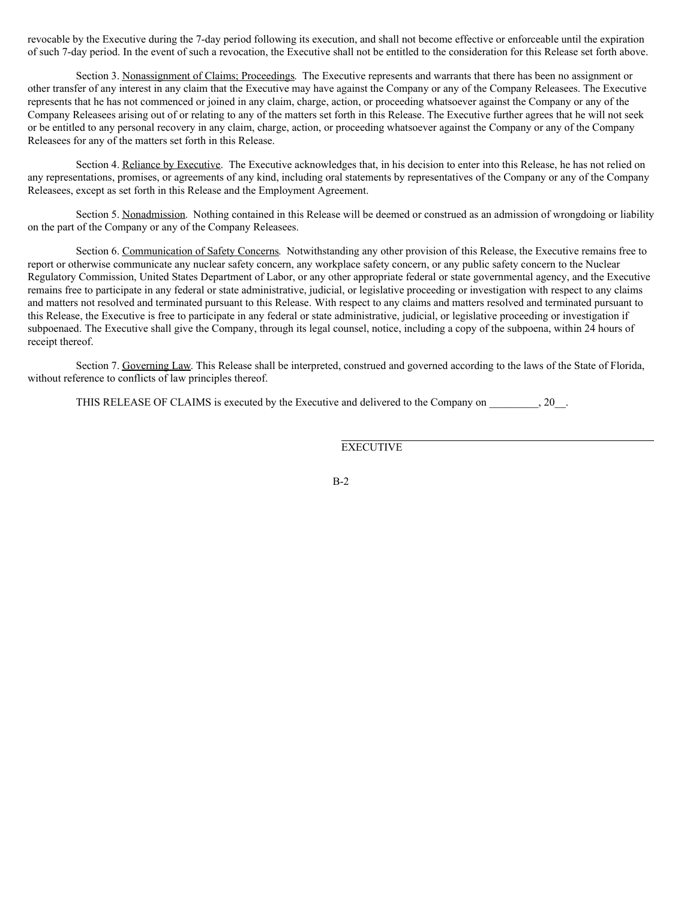revocable by the Executive during the 7-day period following its execution, and shall not become effective or enforceable until the expiration of such 7-day period. In the event of such a revocation, the Executive shall not be entitled to the consideration for this Release set forth above.

Section 3. Nonassignment of Claims; Proceedings. The Executive represents and warrants that there has been no assignment or other transfer of any interest in any claim that the Executive may have against the Company or any of the Company Releasees. The Executive represents that he has not commenced or joined in any claim, charge, action, or proceeding whatsoever against the Company or any of the Company Releasees arising out of or relating to any of the matters set forth in this Release. The Executive further agrees that he will not seek or be entitled to any personal recovery in any claim, charge, action, or proceeding whatsoever against the Company or any of the Company Releasees for any of the matters set forth in this Release.

Section 4. Reliance by Executive. The Executive acknowledges that, in his decision to enter into this Release, he has not relied on any representations, promises, or agreements of any kind, including oral statements by representatives of the Company or any of the Company Releasees, except as set forth in this Release and the Employment Agreement.

Section 5. Nonadmission. Nothing contained in this Release will be deemed or construed as an admission of wrongdoing or liability on the part of the Company or any of the Company Releasees.

Section 6. Communication of Safety Concerns. Notwithstanding any other provision of this Release, the Executive remains free to report or otherwise communicate any nuclear safety concern, any workplace safety concern, or any public safety concern to the Nuclear Regulatory Commission, United States Department of Labor, or any other appropriate federal or state governmental agency, and the Executive remains free to participate in any federal or state administrative, judicial, or legislative proceeding or investigation with respect to any claims and matters not resolved and terminated pursuant to this Release. With respect to any claims and matters resolved and terminated pursuant to this Release, the Executive is free to participate in any federal or state administrative, judicial, or legislative proceeding or investigation if subpoenaed. The Executive shall give the Company, through its legal counsel, notice, including a copy of the subpoena, within 24 hours of receipt thereof.

Section 7. Governing Law. This Release shall be interpreted, construed and governed according to the laws of the State of Florida, without reference to conflicts of law principles thereof.

THIS RELEASE OF CLAIMS is executed by the Executive and delivered to the Company on _________, 20__.

EXECUTIVE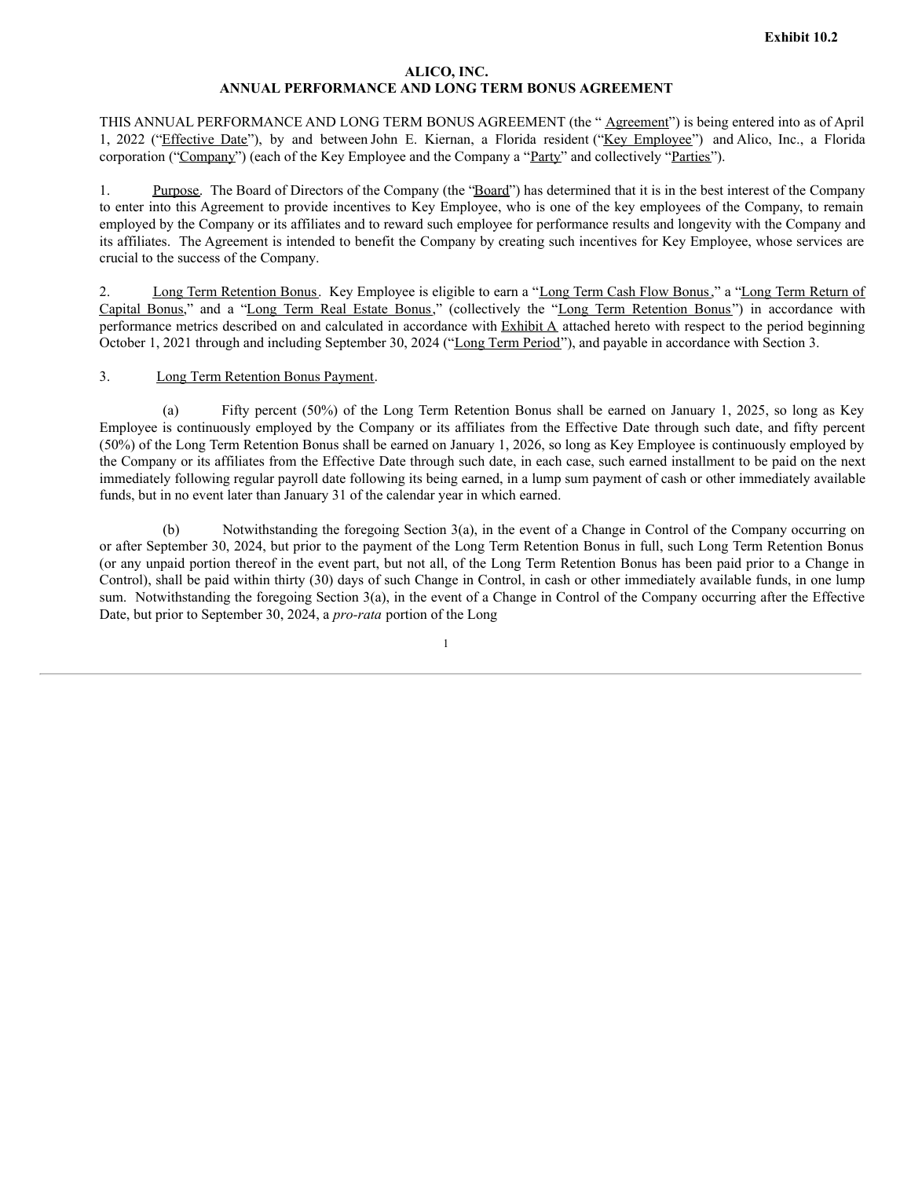**Exhibit 10.2**

**ALICO, INC.**
**ANNUAL PERFORMANCE AND LONG TERM BONUS AGREEMENT**

THIS ANNUAL PERFORMANCE AND LONG TERM BONUS AGREEMENT (the "Agreement") is being entered into as of April 1, 2022 ("Effective Date"), by and between John E. Kiernan, a Florida resident ("Key Employee") and Alico, Inc., a Florida corporation ("Company") (each of the Key Employee and the Company a "Party" and collectively "Parties").

1. Purpose. The Board of Directors of the Company (the "Board") has determined that it is in the best interest of the Company to enter into this Agreement to provide incentives to Key Employee, who is one of the key employees of the Company, to remain employed by the Company or its affiliates and to reward such employee for performance results and longevity with the Company and its affiliates. The Agreement is intended to benefit the Company by creating such incentives for Key Employee, whose services are crucial to the success of the Company.

2. Long Term Retention Bonus. Key Employee is eligible to earn a "Long Term Cash Flow Bonus," a "Long Term Return of Capital Bonus," and a "Long Term Real Estate Bonus," (collectively the "Long Term Retention Bonus") in accordance with performance metrics described on and calculated in accordance with Exhibit A attached hereto with respect to the period beginning October 1, 2021 through and including September 30, 2024 ("Long Term Period"), and payable in accordance with Section 3.

3. Long Term Retention Bonus Payment.

(a) Fifty percent (50%) of the Long Term Retention Bonus shall be earned on January 1, 2025, so long as Key Employee is continuously employed by the Company or its affiliates from the Effective Date through such date, and fifty percent (50%) of the Long Term Retention Bonus shall be earned on January 1, 2026, so long as Key Employee is continuously employed by the Company or its affiliates from the Effective Date through such date, in each case, such earned installment to be paid on the next immediately following regular payroll date following its being earned, in a lump sum payment of cash or other immediately available funds, but in no event later than January 31 of the calendar year in which earned.

(b) Notwithstanding the foregoing Section 3(a), in the event of a Change in Control of the Company occurring on or after September 30, 2024, but prior to the payment of the Long Term Retention Bonus in full, such Long Term Retention Bonus (or any unpaid portion thereof in the event part, but not all, of the Long Term Retention Bonus has been paid prior to a Change in Control), shall be paid within thirty (30) days of such Change in Control, in cash or other immediately available funds, in one lump sum. Notwithstanding the foregoing Section 3(a), in the event of a Change in Control of the Company occurring after the Effective Date, but prior to September 30, 2024, a *pro-rata* portion of the Long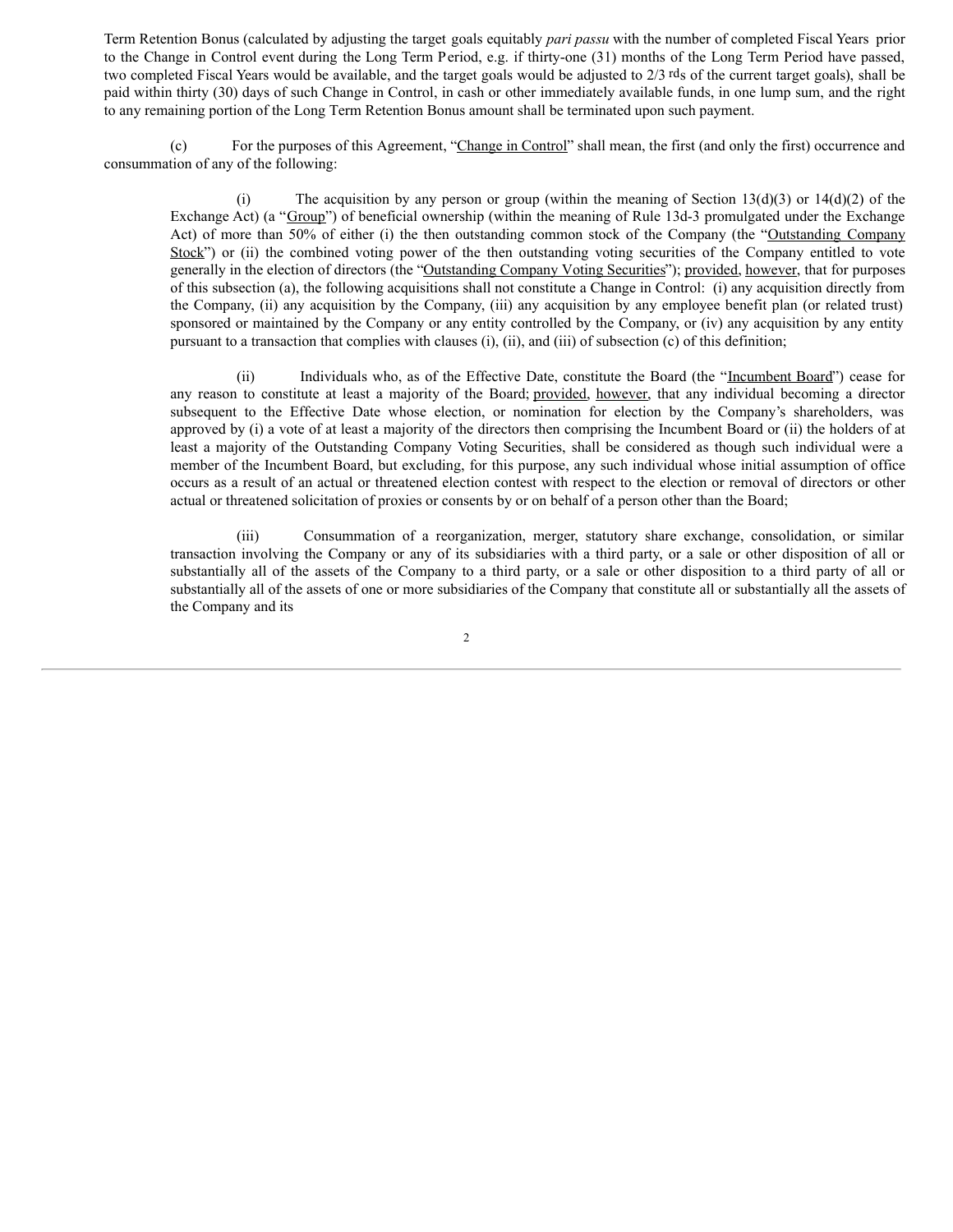Term Retention Bonus (calculated by adjusting the target goals equitably *pari passu* with the number of completed Fiscal Years prior to the Change in Control event during the Long Term Period, e.g. if thirty-one (31) months of the Long Term Period have passed, two completed Fiscal Years would be available, and the target goals would be adjusted to 2/3 rds of the current target goals), shall be paid within thirty (30) days of such Change in Control, in cash or other immediately available funds, in one lump sum, and the right to any remaining portion of the Long Term Retention Bonus amount shall be terminated upon such payment.

(c) For the purposes of this Agreement, "Change in Control" shall mean, the first (and only the first) occurrence and consummation of any of the following:

(i) The acquisition by any person or group (within the meaning of Section 13(d)(3) or 14(d)(2) of the Exchange Act) (a "Group") of beneficial ownership (within the meaning of Rule 13d-3 promulgated under the Exchange Act) of more than 50% of either (i) the then outstanding common stock of the Company (the "Outstanding Company Stock") or (ii) the combined voting power of the then outstanding voting securities of the Company entitled to vote generally in the election of directors (the "Outstanding Company Voting Securities"); provided, however, that for purposes of this subsection (a), the following acquisitions shall not constitute a Change in Control: (i) any acquisition directly from the Company, (ii) any acquisition by the Company, (iii) any acquisition by any employee benefit plan (or related trust) sponsored or maintained by the Company or any entity controlled by the Company, or (iv) any acquisition by any entity pursuant to a transaction that complies with clauses (i), (ii), and (iii) of subsection (c) of this definition;

(ii) Individuals who, as of the Effective Date, constitute the Board (the "Incumbent Board") cease for any reason to constitute at least a majority of the Board; provided, however, that any individual becoming a director subsequent to the Effective Date whose election, or nomination for election by the Company's shareholders, was approved by (i) a vote of at least a majority of the directors then comprising the Incumbent Board or (ii) the holders of at least a majority of the Outstanding Company Voting Securities, shall be considered as though such individual were a member of the Incumbent Board, but excluding, for this purpose, any such individual whose initial assumption of office occurs as a result of an actual or threatened election contest with respect to the election or removal of directors or other actual or threatened solicitation of proxies or consents by or on behalf of a person other than the Board;

(iii) Consummation of a reorganization, merger, statutory share exchange, consolidation, or similar transaction involving the Company or any of its subsidiaries with a third party, or a sale or other disposition of all or substantially all of the assets of the Company to a third party, or a sale or other disposition to a third party of all or substantially all of the assets of one or more subsidiaries of the Company that constitute all or substantially all the assets of the Company and its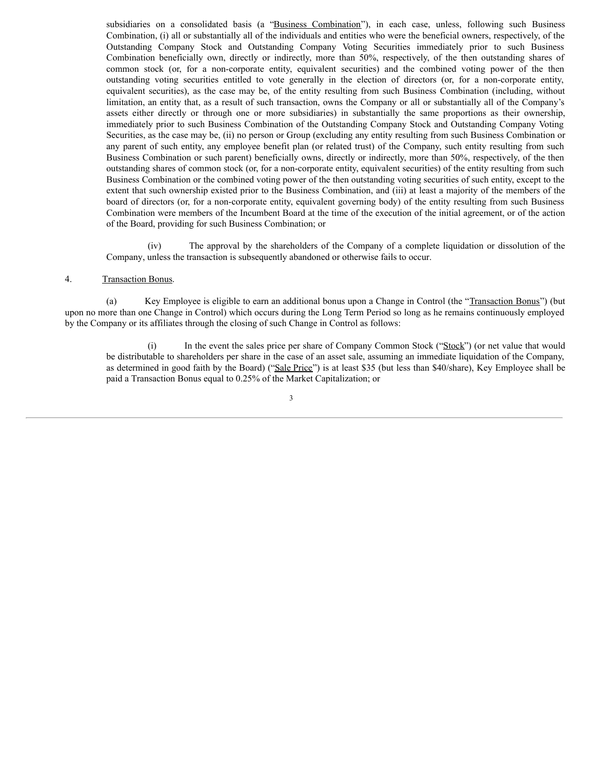subsidiaries on a consolidated basis (a "Business Combination"), in each case, unless, following such Business Combination, (i) all or substantially all of the individuals and entities who were the beneficial owners, respectively, of the Outstanding Company Stock and Outstanding Company Voting Securities immediately prior to such Business Combination beneficially own, directly or indirectly, more than 50%, respectively, of the then outstanding shares of common stock (or, for a non-corporate entity, equivalent securities) and the combined voting power of the then outstanding voting securities entitled to vote generally in the election of directors (or, for a non-corporate entity, equivalent securities), as the case may be, of the entity resulting from such Business Combination (including, without limitation, an entity that, as a result of such transaction, owns the Company or all or substantially all of the Company's assets either directly or through one or more subsidiaries) in substantially the same proportions as their ownership, immediately prior to such Business Combination of the Outstanding Company Stock and Outstanding Company Voting Securities, as the case may be, (ii) no person or Group (excluding any entity resulting from such Business Combination or any parent of such entity, any employee benefit plan (or related trust) of the Company, such entity resulting from such Business Combination or such parent) beneficially owns, directly or indirectly, more than 50%, respectively, of the then outstanding shares of common stock (or, for a non-corporate entity, equivalent securities) of the entity resulting from such Business Combination or the combined voting power of the then outstanding voting securities of such entity, except to the extent that such ownership existed prior to the Business Combination, and (iii) at least a majority of the members of the board of directors (or, for a non-corporate entity, equivalent governing body) of the entity resulting from such Business Combination were members of the Incumbent Board at the time of the execution of the initial agreement, or of the action of the Board, providing for such Business Combination; or

(iv) The approval by the shareholders of the Company of a complete liquidation or dissolution of the Company, unless the transaction is subsequently abandoned or otherwise fails to occur.

4. Transaction Bonus.

(a) Key Employee is eligible to earn an additional bonus upon a Change in Control (the "Transaction Bonus") (but upon no more than one Change in Control) which occurs during the Long Term Period so long as he remains continuously employed by the Company or its affiliates through the closing of such Change in Control as follows:

(i) In the event the sales price per share of Company Common Stock ("Stock") (or net value that would be distributable to shareholders per share in the case of an asset sale, assuming an immediate liquidation of the Company, as determined in good faith by the Board) ("Sale Price") is at least $35 (but less than $40/share), Key Employee shall be paid a Transaction Bonus equal to 0.25% of the Market Capitalization; or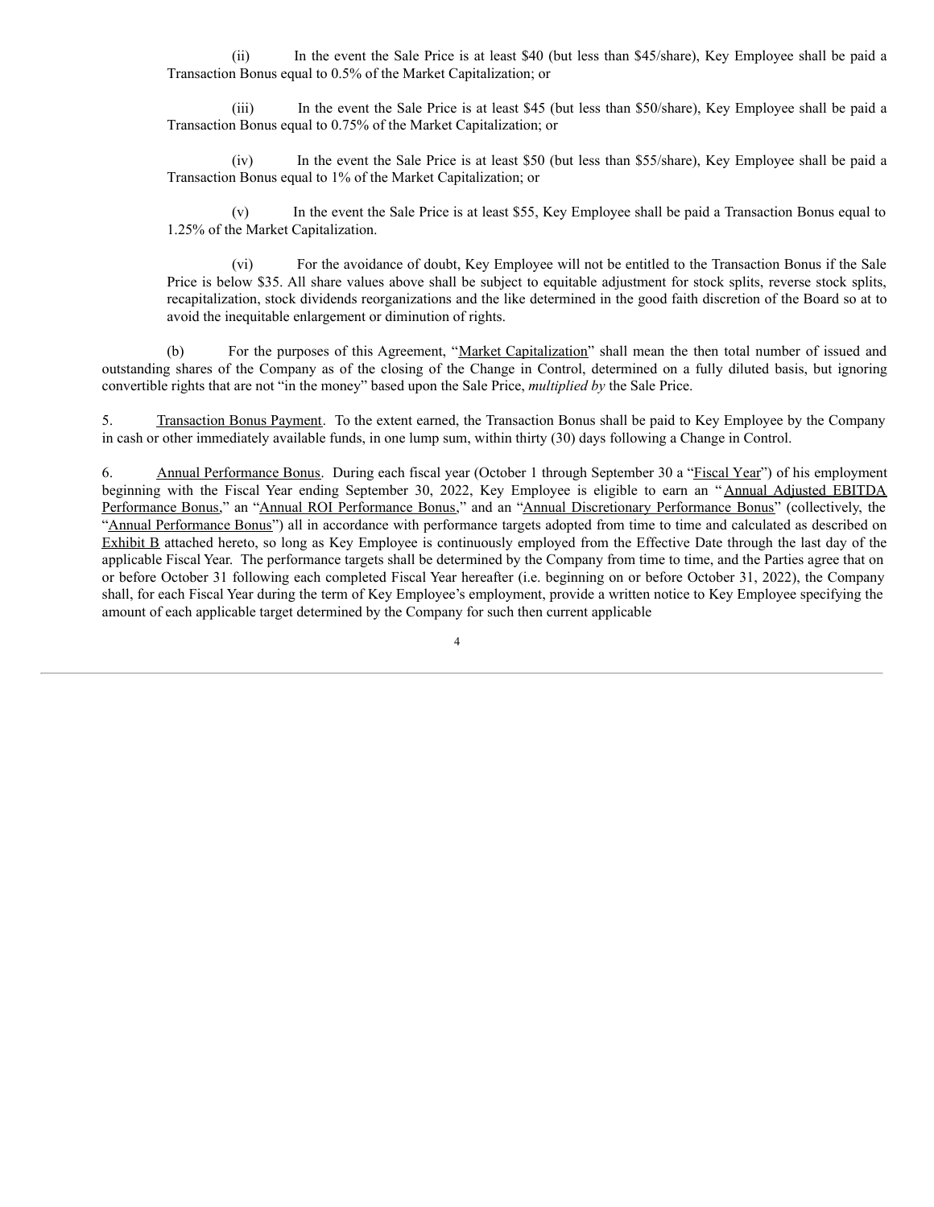(ii) In the event the Sale Price is at least $40 (but less than $45/share), Key Employee shall be paid a Transaction Bonus equal to 0.5% of the Market Capitalization; or

(iii) In the event the Sale Price is at least $45 (but less than $50/share), Key Employee shall be paid a Transaction Bonus equal to 0.75% of the Market Capitalization; or

(iv) In the event the Sale Price is at least $50 (but less than $55/share), Key Employee shall be paid a Transaction Bonus equal to 1% of the Market Capitalization; or

(v) In the event the Sale Price is at least $55, Key Employee shall be paid a Transaction Bonus equal to 1.25% of the Market Capitalization.

(vi) For the avoidance of doubt, Key Employee will not be entitled to the Transaction Bonus if the Sale Price is below $35. All share values above shall be subject to equitable adjustment for stock splits, reverse stock splits, recapitalization, stock dividends reorganizations and the like determined in the good faith discretion of the Board so at to avoid the inequitable enlargement or diminution of rights.

(b) For the purposes of this Agreement, "Market Capitalization" shall mean the then total number of issued and outstanding shares of the Company as of the closing of the Change in Control, determined on a fully diluted basis, but ignoring convertible rights that are not "in the money" based upon the Sale Price, *multiplied by* the Sale Price.

5. Transaction Bonus Payment. To the extent earned, the Transaction Bonus shall be paid to Key Employee by the Company in cash or other immediately available funds, in one lump sum, within thirty (30) days following a Change in Control.

6. Annual Performance Bonus. During each fiscal year (October 1 through September 30 a "Fiscal Year") of his employment beginning with the Fiscal Year ending September 30, 2022, Key Employee is eligible to earn an "Annual Adjusted EBITDA Performance Bonus," an "Annual ROI Performance Bonus," and an "Annual Discretionary Performance Bonus" (collectively, the "Annual Performance Bonus") all in accordance with performance targets adopted from time to time and calculated as described on Exhibit B attached hereto, so long as Key Employee is continuously employed from the Effective Date through the last day of the applicable Fiscal Year. The performance targets shall be determined by the Company from time to time, and the Parties agree that on or before October 31 following each completed Fiscal Year hereafter (i.e. beginning on or before October 31, 2022), the Company shall, for each Fiscal Year during the term of Key Employee's employment, provide a written notice to Key Employee specifying the amount of each applicable target determined by the Company for such then current applicable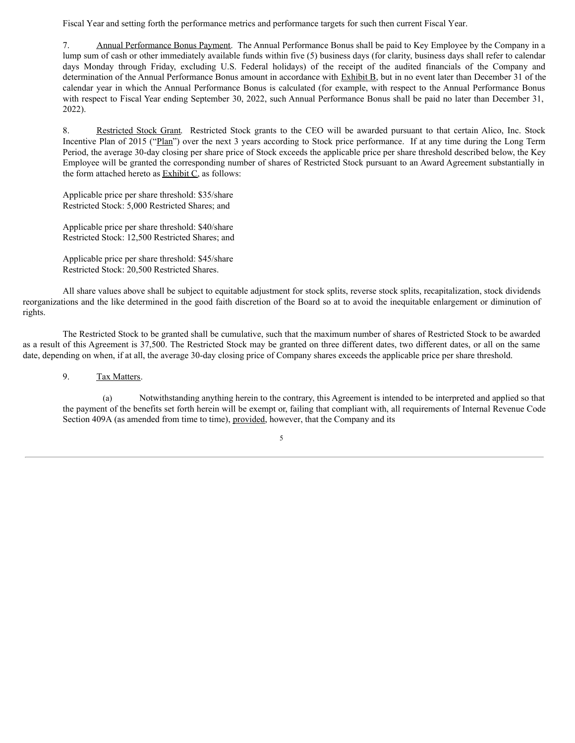Fiscal Year and setting forth the performance metrics and performance targets for such then current Fiscal Year.

7. Annual Performance Bonus Payment. The Annual Performance Bonus shall be paid to Key Employee by the Company in a lump sum of cash or other immediately available funds within five (5) business days (for clarity, business days shall refer to calendar days Monday through Friday, excluding U.S. Federal holidays) of the receipt of the audited financials of the Company and determination of the Annual Performance Bonus amount in accordance with Exhibit B, but in no event later than December 31 of the calendar year in which the Annual Performance Bonus is calculated (for example, with respect to the Annual Performance Bonus with respect to Fiscal Year ending September 30, 2022, such Annual Performance Bonus shall be paid no later than December 31, 2022).

8. Restricted Stock Grant. Restricted Stock grants to the CEO will be awarded pursuant to that certain Alico, Inc. Stock Incentive Plan of 2015 ("Plan") over the next 3 years according to Stock price performance. If at any time during the Long Term Period, the average 30-day closing per share price of Stock exceeds the applicable price per share threshold described below, the Key Employee will be granted the corresponding number of shares of Restricted Stock pursuant to an Award Agreement substantially in the form attached hereto as Exhibit C, as follows:

Applicable price per share threshold: $35/share
Restricted Stock: 5,000 Restricted Shares; and

Applicable price per share threshold: $40/share
Restricted Stock: 12,500 Restricted Shares; and

Applicable price per share threshold: $45/share
Restricted Stock: 20,500 Restricted Shares.

All share values above shall be subject to equitable adjustment for stock splits, reverse stock splits, recapitalization, stock dividends reorganizations and the like determined in the good faith discretion of the Board so at to avoid the inequitable enlargement or diminution of rights.

The Restricted Stock to be granted shall be cumulative, such that the maximum number of shares of Restricted Stock to be awarded as a result of this Agreement is 37,500. The Restricted Stock may be granted on three different dates, two different dates, or all on the same date, depending on when, if at all, the average 30-day closing price of Company shares exceeds the applicable price per share threshold.

9. Tax Matters.

(a) Notwithstanding anything herein to the contrary, this Agreement is intended to be interpreted and applied so that the payment of the benefits set forth herein will be exempt or, failing that compliant with, all requirements of Internal Revenue Code Section 409A (as amended from time to time), provided, however, that the Company and its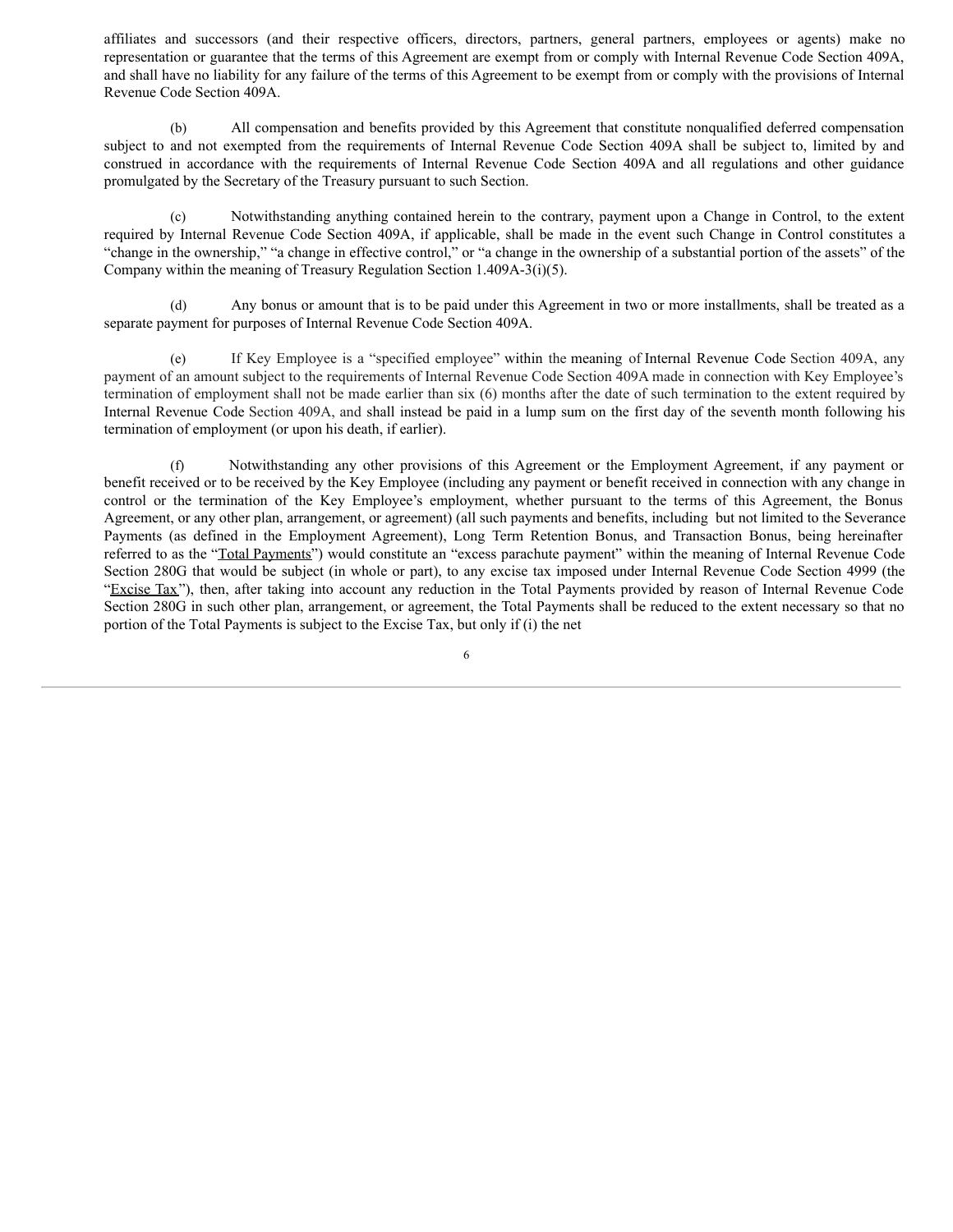affiliates and successors (and their respective officers, directors, partners, general partners, employees or agents) make no representation or guarantee that the terms of this Agreement are exempt from or comply with Internal Revenue Code Section 409A, and shall have no liability for any failure of the terms of this Agreement to be exempt from or comply with the provisions of Internal Revenue Code Section 409A.

(b) All compensation and benefits provided by this Agreement that constitute nonqualified deferred compensation subject to and not exempted from the requirements of Internal Revenue Code Section 409A shall be subject to, limited by and construed in accordance with the requirements of Internal Revenue Code Section 409A and all regulations and other guidance promulgated by the Secretary of the Treasury pursuant to such Section.

(c) Notwithstanding anything contained herein to the contrary, payment upon a Change in Control, to the extent required by Internal Revenue Code Section 409A, if applicable, shall be made in the event such Change in Control constitutes a "change in the ownership," "a change in effective control," or "a change in the ownership of a substantial portion of the assets" of the Company within the meaning of Treasury Regulation Section 1.409A-3(i)(5).

(d) Any bonus or amount that is to be paid under this Agreement in two or more installments, shall be treated as a separate payment for purposes of Internal Revenue Code Section 409A.

(e) If Key Employee is a "specified employee" within the meaning of Internal Revenue Code Section 409A, any payment of an amount subject to the requirements of Internal Revenue Code Section 409A made in connection with Key Employee's termination of employment shall not be made earlier than six (6) months after the date of such termination to the extent required by Internal Revenue Code Section 409A, and shall instead be paid in a lump sum on the first day of the seventh month following his termination of employment (or upon his death, if earlier).

(f) Notwithstanding any other provisions of this Agreement or the Employment Agreement, if any payment or benefit received or to be received by the Key Employee (including any payment or benefit received in connection with any change in control or the termination of the Key Employee's employment, whether pursuant to the terms of this Agreement, the Bonus Agreement, or any other plan, arrangement, or agreement) (all such payments and benefits, including but not limited to the Severance Payments (as defined in the Employment Agreement), Long Term Retention Bonus, and Transaction Bonus, being hereinafter referred to as the "Total Payments") would constitute an "excess parachute payment" within the meaning of Internal Revenue Code Section 280G that would be subject (in whole or part), to any excise tax imposed under Internal Revenue Code Section 4999 (the "Excise Tax"), then, after taking into account any reduction in the Total Payments provided by reason of Internal Revenue Code Section 280G in such other plan, arrangement, or agreement, the Total Payments shall be reduced to the extent necessary so that no portion of the Total Payments is subject to the Excise Tax, but only if (i) the net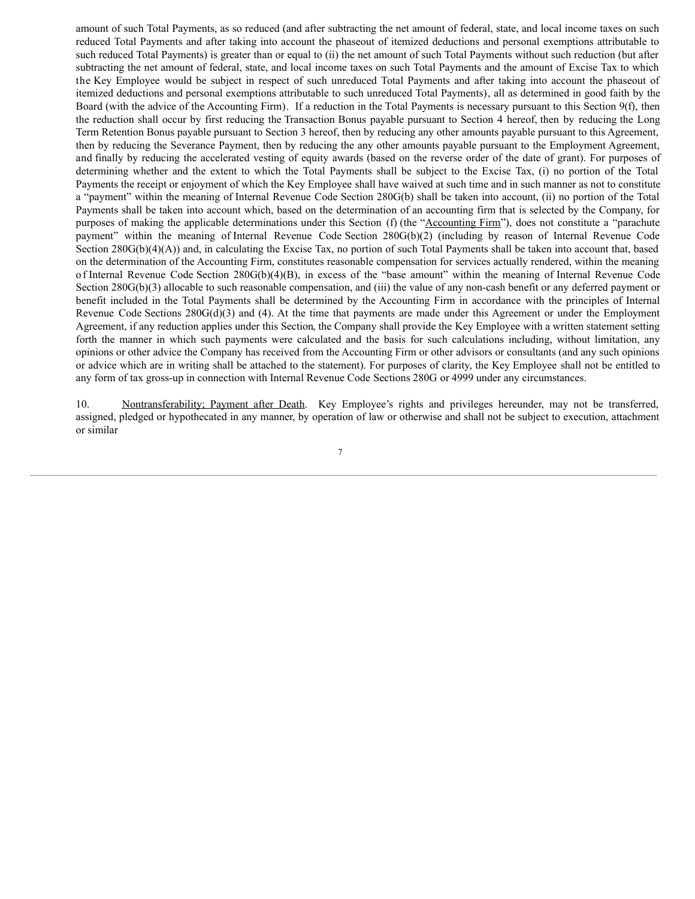amount of such Total Payments, as so reduced (and after subtracting the net amount of federal, state, and local income taxes on such reduced Total Payments and after taking into account the phaseout of itemized deductions and personal exemptions attributable to such reduced Total Payments) is greater than or equal to (ii) the net amount of such Total Payments without such reduction (but after subtracting the net amount of federal, state, and local income taxes on such Total Payments and the amount of Excise Tax to which the Key Employee would be subject in respect of such unreduced Total Payments and after taking into account the phaseout of itemized deductions and personal exemptions attributable to such unreduced Total Payments), all as determined in good faith by the Board (with the advice of the Accounting Firm). If a reduction in the Total Payments is necessary pursuant to this Section 9(f), then the reduction shall occur by first reducing the Transaction Bonus payable pursuant to Section 4 hereof, then by reducing the Long Term Retention Bonus payable pursuant to Section 3 hereof, then by reducing any other amounts payable pursuant to this Agreement, then by reducing the Severance Payment, then by reducing the any other amounts payable pursuant to the Employment Agreement, and finally by reducing the accelerated vesting of equity awards (based on the reverse order of the date of grant). For purposes of determining whether and the extent to which the Total Payments shall be subject to the Excise Tax, (i) no portion of the Total Payments the receipt or enjoyment of which the Key Employee shall have waived at such time and in such manner as not to constitute a "payment" within the meaning of Internal Revenue Code Section 280G(b) shall be taken into account, (ii) no portion of the Total Payments shall be taken into account which, based on the determination of an accounting firm that is selected by the Company, for purposes of making the applicable determinations under this Section (f) (the "Accounting Firm"), does not constitute a "parachute payment" within the meaning of Internal Revenue Code Section 280G(b)(2) (including by reason of Internal Revenue Code Section 280G(b)(4)(A)) and, in calculating the Excise Tax, no portion of such Total Payments shall be taken into account that, based on the determination of the Accounting Firm, constitutes reasonable compensation for services actually rendered, within the meaning of Internal Revenue Code Section 280G(b)(4)(B), in excess of the "base amount" within the meaning of Internal Revenue Code Section 280G(b)(3) allocable to such reasonable compensation, and (iii) the value of any non-cash benefit or any deferred payment or benefit included in the Total Payments shall be determined by the Accounting Firm in accordance with the principles of Internal Revenue Code Sections 280G(d)(3) and (4). At the time that payments are made under this Agreement or under the Employment Agreement, if any reduction applies under this Section, the Company shall provide the Key Employee with a written statement setting forth the manner in which such payments were calculated and the basis for such calculations including, without limitation, any opinions or other advice the Company has received from the Accounting Firm or other advisors or consultants (and any such opinions or advice which are in writing shall be attached to the statement). For purposes of clarity, the Key Employee shall not be entitled to any form of tax gross-up in connection with Internal Revenue Code Sections 280G or 4999 under any circumstances.

10. Nontransferability; Payment after Death. Key Employee's rights and privileges hereunder, may not be transferred, assigned, pledged or hypothecated in any manner, by operation of law or otherwise and shall not be subject to execution, attachment or similar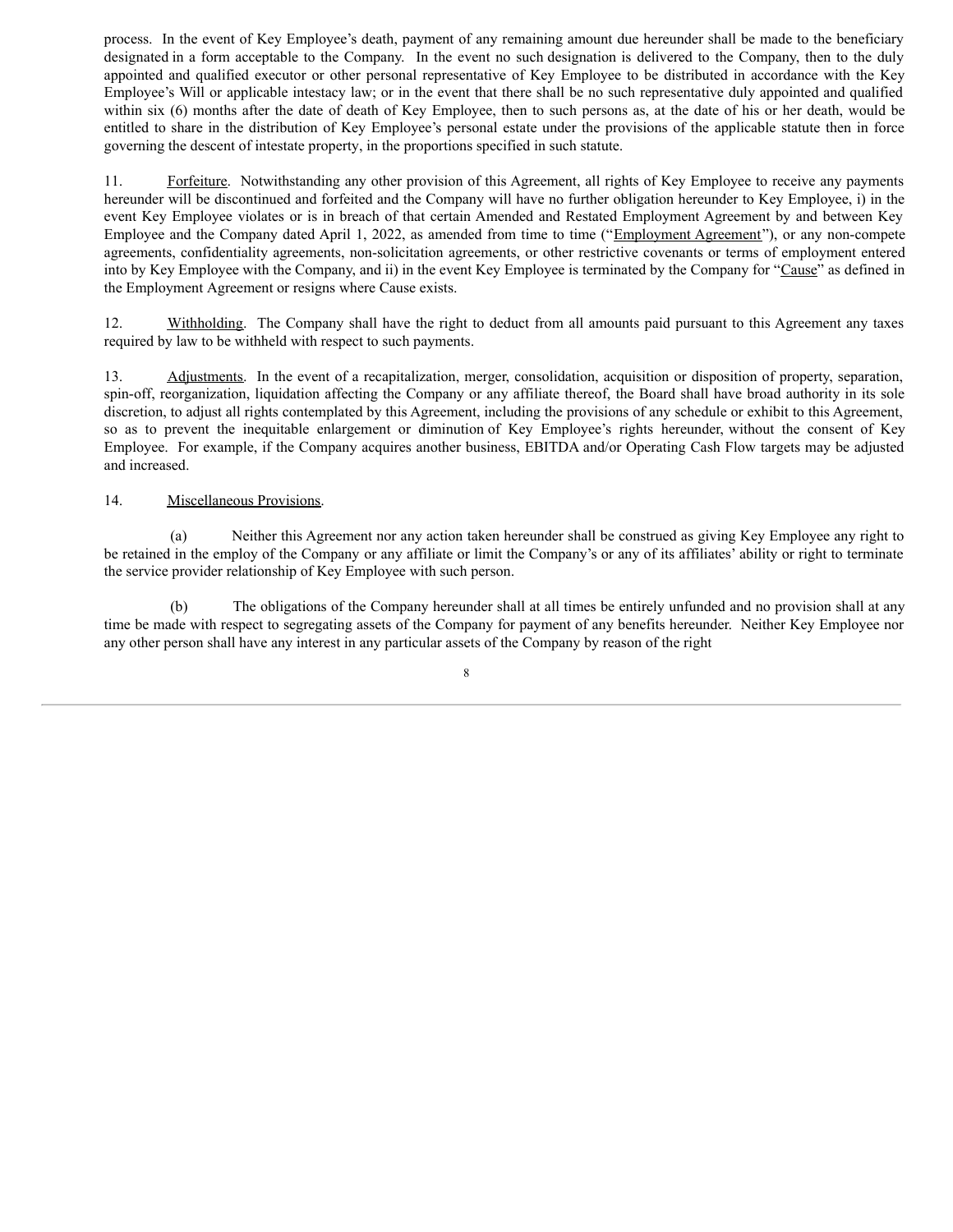process. In the event of Key Employee's death, payment of any remaining amount due hereunder shall be made to the beneficiary designated in a form acceptable to the Company. In the event no such designation is delivered to the Company, then to the duly appointed and qualified executor or other personal representative of Key Employee to be distributed in accordance with the Key Employee's Will or applicable intestacy law; or in the event that there shall be no such representative duly appointed and qualified within six (6) months after the date of death of Key Employee, then to such persons as, at the date of his or her death, would be entitled to share in the distribution of Key Employee's personal estate under the provisions of the applicable statute then in force governing the descent of intestate property, in the proportions specified in such statute.

11. Forfeiture. Notwithstanding any other provision of this Agreement, all rights of Key Employee to receive any payments hereunder will be discontinued and forfeited and the Company will have no further obligation hereunder to Key Employee, i) in the event Key Employee violates or is in breach of that certain Amended and Restated Employment Agreement by and between Key Employee and the Company dated April 1, 2022, as amended from time to time ("Employment Agreement"), or any non-compete agreements, confidentiality agreements, non-solicitation agreements, or other restrictive covenants or terms of employment entered into by Key Employee with the Company, and ii) in the event Key Employee is terminated by the Company for "Cause" as defined in the Employment Agreement or resigns where Cause exists.

12. Withholding. The Company shall have the right to deduct from all amounts paid pursuant to this Agreement any taxes required by law to be withheld with respect to such payments.

13. Adjustments. In the event of a recapitalization, merger, consolidation, acquisition or disposition of property, separation, spin-off, reorganization, liquidation affecting the Company or any affiliate thereof, the Board shall have broad authority in its sole discretion, to adjust all rights contemplated by this Agreement, including the provisions of any schedule or exhibit to this Agreement, so as to prevent the inequitable enlargement or diminution of Key Employee's rights hereunder, without the consent of Key Employee. For example, if the Company acquires another business, EBITDA and/or Operating Cash Flow targets may be adjusted and increased.

14. Miscellaneous Provisions.

(a) Neither this Agreement nor any action taken hereunder shall be construed as giving Key Employee any right to be retained in the employ of the Company or any affiliate or limit the Company's or any of its affiliates' ability or right to terminate the service provider relationship of Key Employee with such person.

(b) The obligations of the Company hereunder shall at all times be entirely unfunded and no provision shall at any time be made with respect to segregating assets of the Company for payment of any benefits hereunder. Neither Key Employee nor any other person shall have any interest in any particular assets of the Company by reason of the right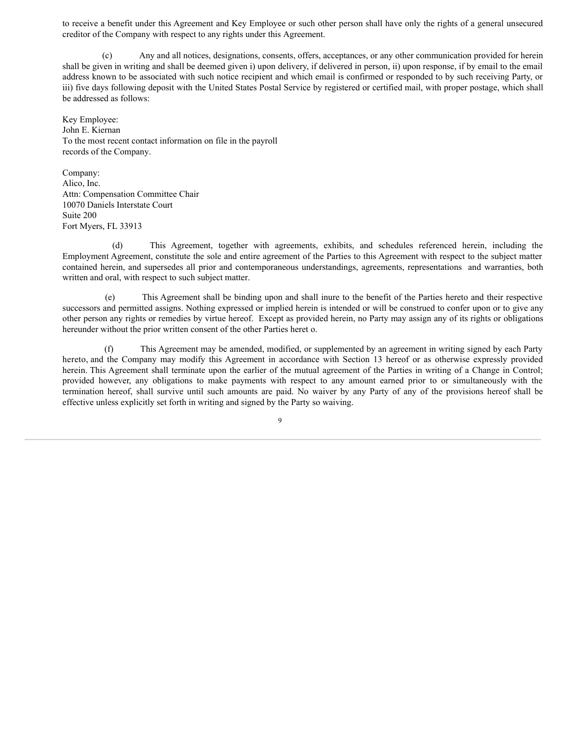to receive a benefit under this Agreement and Key Employee or such other person shall have only the rights of a general unsecured creditor of the Company with respect to any rights under this Agreement.

(c) Any and all notices, designations, consents, offers, acceptances, or any other communication provided for herein shall be given in writing and shall be deemed given i) upon delivery, if delivered in person, ii) upon response, if by email to the email address known to be associated with such notice recipient and which email is confirmed or responded to by such receiving Party, or iii) five days following deposit with the United States Postal Service by registered or certified mail, with proper postage, which shall be addressed as follows:

Key Employee:
John E. Kiernan
To the most recent contact information on file in the payroll records of the Company.

Company:
Alico, Inc.
Attn: Compensation Committee Chair
10070 Daniels Interstate Court
Suite 200
Fort Myers, FL 33913

(d) This Agreement, together with agreements, exhibits, and schedules referenced herein, including the Employment Agreement, constitute the sole and entire agreement of the Parties to this Agreement with respect to the subject matter contained herein, and supersedes all prior and contemporaneous understandings, agreements, representations and warranties, both written and oral, with respect to such subject matter.

(e) This Agreement shall be binding upon and shall inure to the benefit of the Parties hereto and their respective successors and permitted assigns. Nothing expressed or implied herein is intended or will be construed to confer upon or to give any other person any rights or remedies by virtue hereof. Except as provided herein, no Party may assign any of its rights or obligations hereunder without the prior written consent of the other Parties heret o.

(f) This Agreement may be amended, modified, or supplemented by an agreement in writing signed by each Party hereto, and the Company may modify this Agreement in accordance with Section 13 hereof or as otherwise expressly provided herein. This Agreement shall terminate upon the earlier of the mutual agreement of the Parties in writing of a Change in Control; provided however, any obligations to make payments with respect to any amount earned prior to or simultaneously with the termination hereof, shall survive until such amounts are paid. No waiver by any Party of any of the provisions hereof shall be effective unless explicitly set forth in writing and signed by the Party so waiving.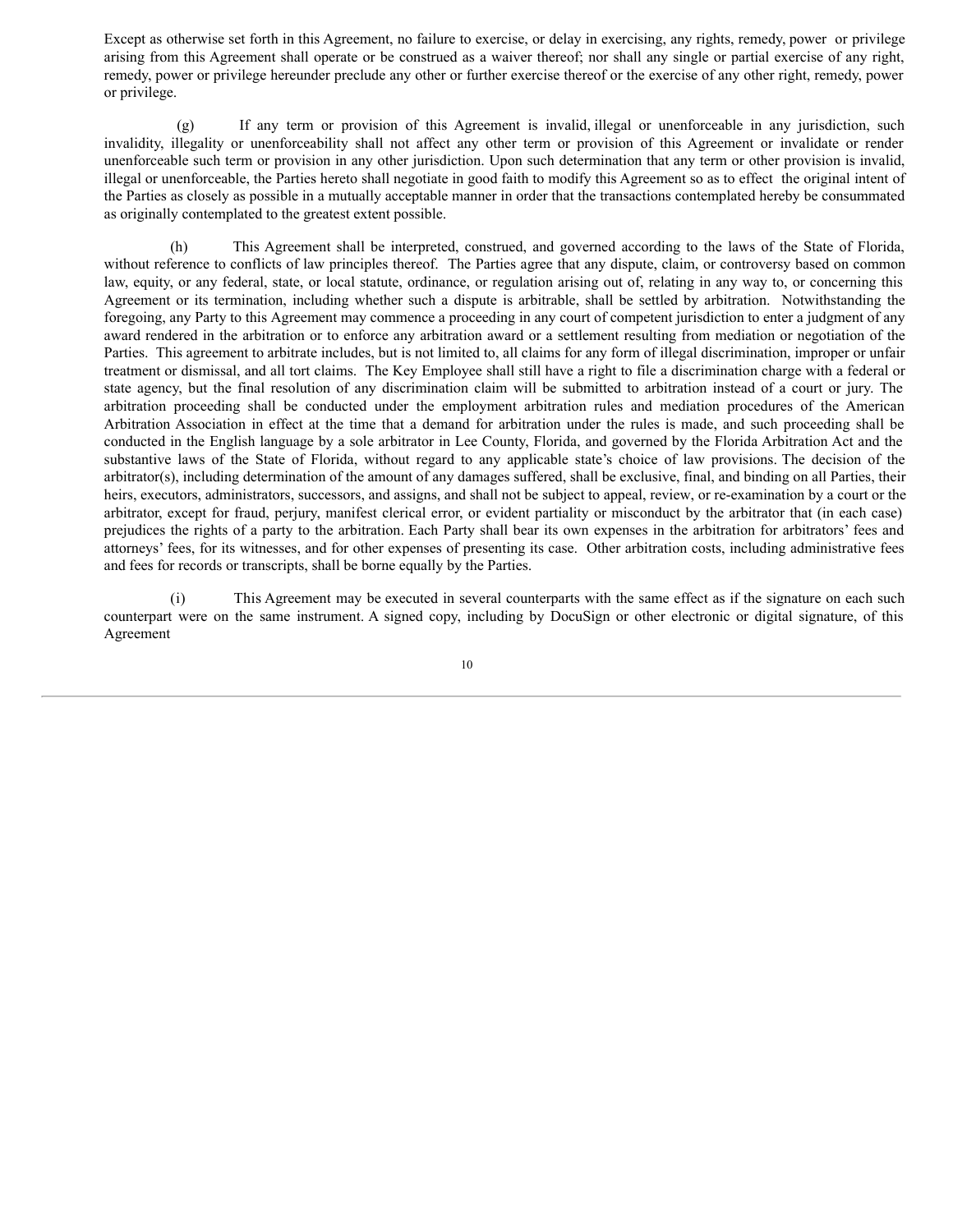Except as otherwise set forth in this Agreement, no failure to exercise, or delay in exercising, any rights, remedy, power or privilege arising from this Agreement shall operate or be construed as a waiver thereof; nor shall any single or partial exercise of any right, remedy, power or privilege hereunder preclude any other or further exercise thereof or the exercise of any other right, remedy, power or privilege.

(g) If any term or provision of this Agreement is invalid, illegal or unenforceable in any jurisdiction, such invalidity, illegality or unenforceability shall not affect any other term or provision of this Agreement or invalidate or render unenforceable such term or provision in any other jurisdiction. Upon such determination that any term or other provision is invalid, illegal or unenforceable, the Parties hereto shall negotiate in good faith to modify this Agreement so as to effect the original intent of the Parties as closely as possible in a mutually acceptable manner in order that the transactions contemplated hereby be consummated as originally contemplated to the greatest extent possible.

(h) This Agreement shall be interpreted, construed, and governed according to the laws of the State of Florida, without reference to conflicts of law principles thereof. The Parties agree that any dispute, claim, or controversy based on common law, equity, or any federal, state, or local statute, ordinance, or regulation arising out of, relating in any way to, or concerning this Agreement or its termination, including whether such a dispute is arbitrable, shall be settled by arbitration. Notwithstanding the foregoing, any Party to this Agreement may commence a proceeding in any court of competent jurisdiction to enter a judgment of any award rendered in the arbitration or to enforce any arbitration award or a settlement resulting from mediation or negotiation of the Parties. This agreement to arbitrate includes, but is not limited to, all claims for any form of illegal discrimination, improper or unfair treatment or dismissal, and all tort claims. The Key Employee shall still have a right to file a discrimination charge with a federal or state agency, but the final resolution of any discrimination claim will be submitted to arbitration instead of a court or jury. The arbitration proceeding shall be conducted under the employment arbitration rules and mediation procedures of the American Arbitration Association in effect at the time that a demand for arbitration under the rules is made, and such proceeding shall be conducted in the English language by a sole arbitrator in Lee County, Florida, and governed by the Florida Arbitration Act and the substantive laws of the State of Florida, without regard to any applicable state's choice of law provisions. The decision of the arbitrator(s), including determination of the amount of any damages suffered, shall be exclusive, final, and binding on all Parties, their heirs, executors, administrators, successors, and assigns, and shall not be subject to appeal, review, or re-examination by a court or the arbitrator, except for fraud, perjury, manifest clerical error, or evident partiality or misconduct by the arbitrator that (in each case) prejudices the rights of a party to the arbitration. Each Party shall bear its own expenses in the arbitration for arbitrators' fees and attorneys' fees, for its witnesses, and for other expenses of presenting its case. Other arbitration costs, including administrative fees and fees for records or transcripts, shall be borne equally by the Parties.

(i) This Agreement may be executed in several counterparts with the same effect as if the signature on each such counterpart were on the same instrument. A signed copy, including by DocuSign or other electronic or digital signature, of this Agreement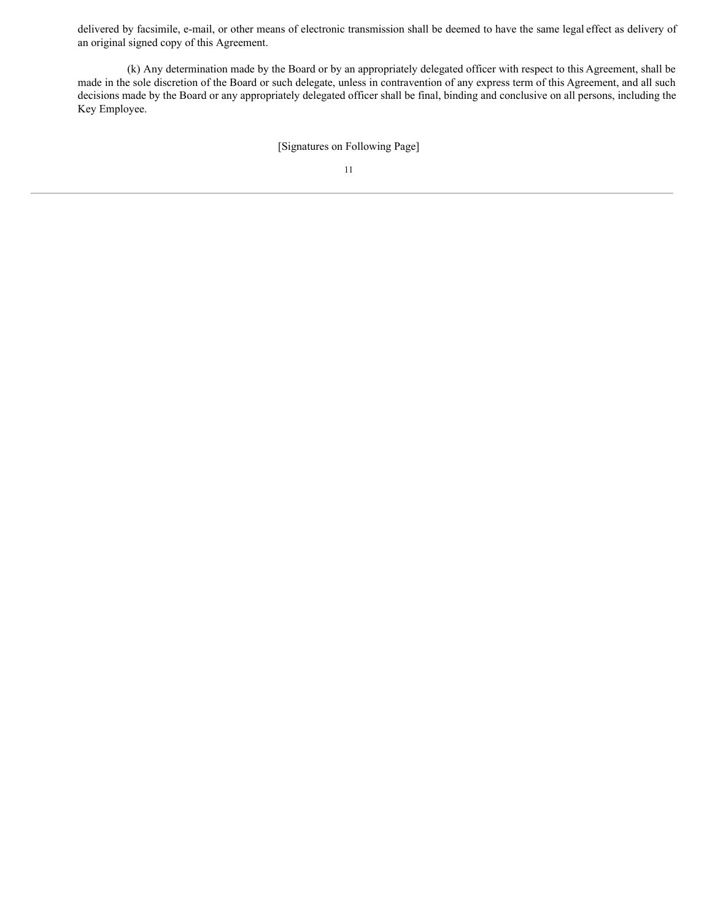delivered by facsimile, e-mail, or other means of electronic transmission shall be deemed to have the same legal effect as delivery of an original signed copy of this Agreement.

(k) Any determination made by the Board or by an appropriately delegated officer with respect to this Agreement, shall be made in the sole discretion of the Board or such delegate, unless in contravention of any express term of this Agreement, and all such decisions made by the Board or any appropriately delegated officer shall be final, binding and conclusive on all persons, including the Key Employee.

[Signatures on Following Page]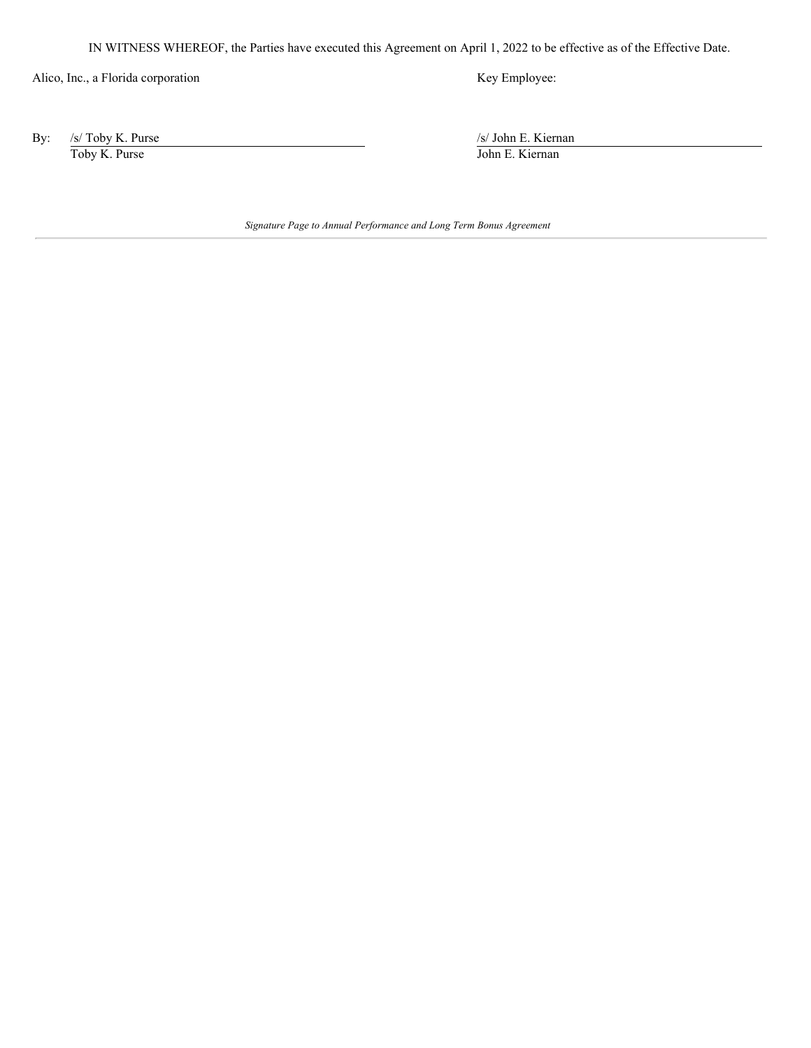IN WITNESS WHEREOF, the Parties have executed this Agreement on April 1, 2022 to be effective as of the Effective Date.

| Alico, Inc., a Florida corporation | Key Employee: |
| --- | --- |
| By: /s/ Toby K. Purse | /s/ John E. Kiernan |
| Toby K. Purse | John E. Kiernan |

*Signature Page to Annual Performance and Long Term Bonus Agreement*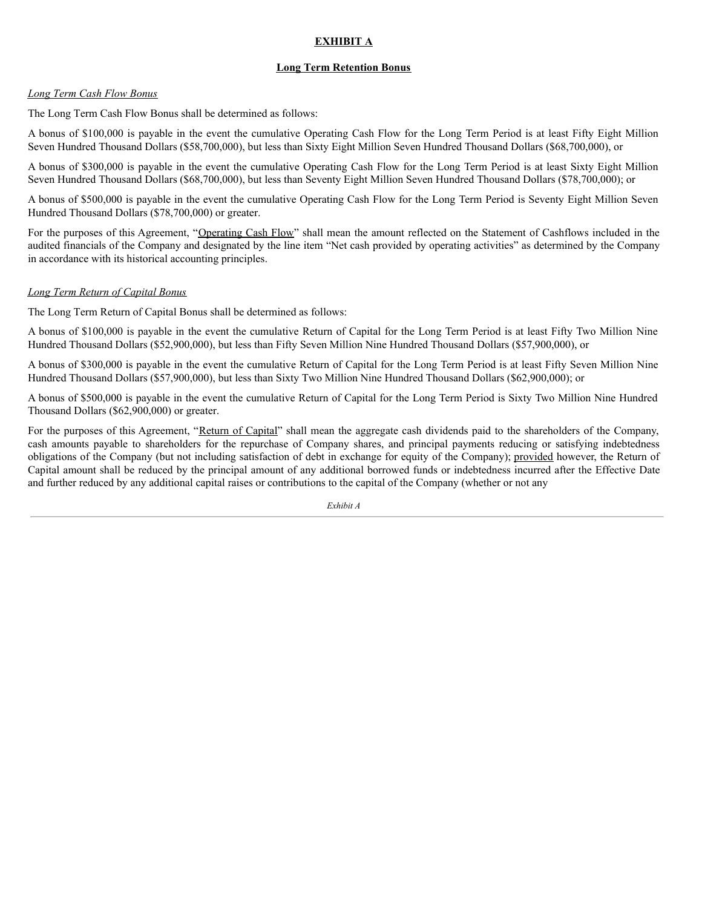## EXHIBIT A

## Long Term Retention Bonus

*Long Term Cash Flow Bonus*

The Long Term Cash Flow Bonus shall be determined as follows:

A bonus of $100,000 is payable in the event the cumulative Operating Cash Flow for the Long Term Period is at least Fifty Eight Million Seven Hundred Thousand Dollars ($58,700,000), but less than Sixty Eight Million Seven Hundred Thousand Dollars ($68,700,000), or

A bonus of $300,000 is payable in the event the cumulative Operating Cash Flow for the Long Term Period is at least Sixty Eight Million Seven Hundred Thousand Dollars ($68,700,000), but less than Seventy Eight Million Seven Hundred Thousand Dollars ($78,700,000); or

A bonus of $500,000 is payable in the event the cumulative Operating Cash Flow for the Long Term Period is Seventy Eight Million Seven Hundred Thousand Dollars ($78,700,000) or greater.

For the purposes of this Agreement, "Operating Cash Flow" shall mean the amount reflected on the Statement of Cashflows included in the audited financials of the Company and designated by the line item "Net cash provided by operating activities" as determined by the Company in accordance with its historical accounting principles.

*Long Term Return of Capital Bonus*

The Long Term Return of Capital Bonus shall be determined as follows:

A bonus of $100,000 is payable in the event the cumulative Return of Capital for the Long Term Period is at least Fifty Two Million Nine Hundred Thousand Dollars ($52,900,000), but less than Fifty Seven Million Nine Hundred Thousand Dollars ($57,900,000), or

A bonus of $300,000 is payable in the event the cumulative Return of Capital for the Long Term Period is at least Fifty Seven Million Nine Hundred Thousand Dollars ($57,900,000), but less than Sixty Two Million Nine Hundred Thousand Dollars ($62,900,000); or

A bonus of $500,000 is payable in the event the cumulative Return of Capital for the Long Term Period is Sixty Two Million Nine Hundred Thousand Dollars ($62,900,000) or greater.

For the purposes of this Agreement, "Return of Capital" shall mean the aggregate cash dividends paid to the shareholders of the Company, cash amounts payable to shareholders for the repurchase of Company shares, and principal payments reducing or satisfying indebtedness obligations of the Company (but not including satisfaction of debt in exchange for equity of the Company); provided however, the Return of Capital amount shall be reduced by the principal amount of any additional borrowed funds or indebtedness incurred after the Effective Date and further reduced by any additional capital raises or contributions to the capital of the Company (whether or not any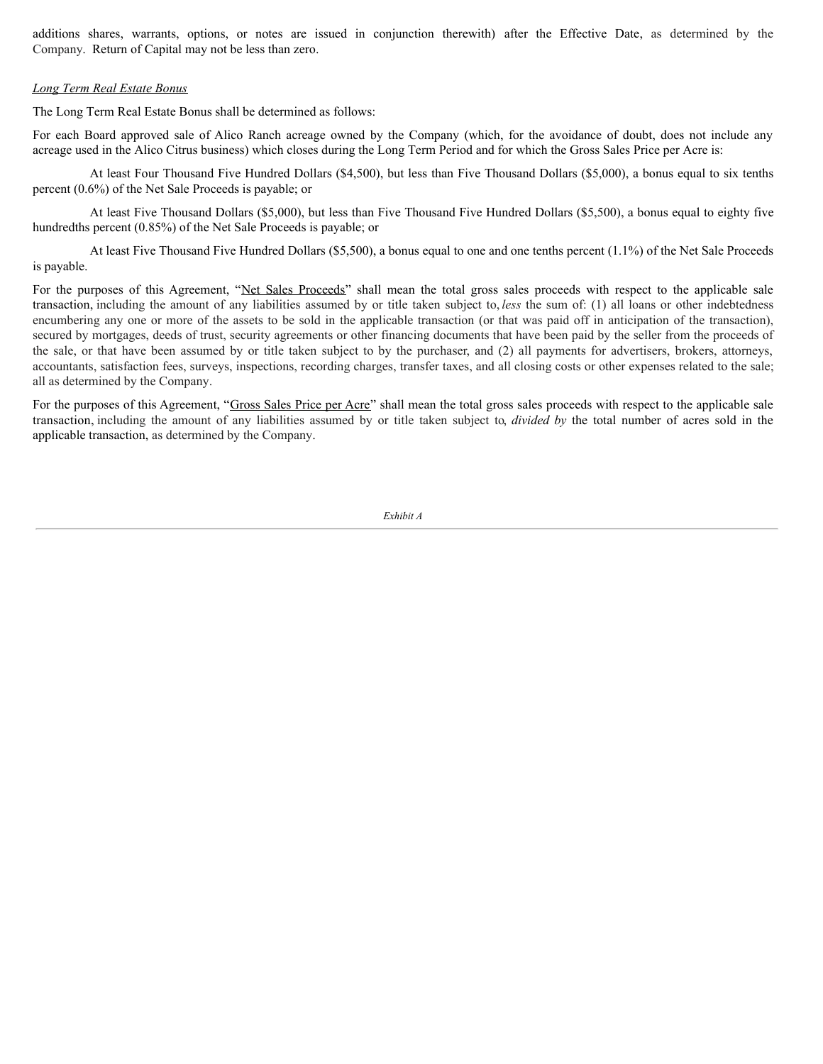additions shares, warrants, options, or notes are issued in conjunction therewith) after the Effective Date, as determined by the Company. Return of Capital may not be less than zero.

*Long Term Real Estate Bonus*

The Long Term Real Estate Bonus shall be determined as follows:

For each Board approved sale of Alico Ranch acreage owned by the Company (which, for the avoidance of doubt, does not include any acreage used in the Alico Citrus business) which closes during the Long Term Period and for which the Gross Sales Price per Acre is:

At least Four Thousand Five Hundred Dollars ($4,500), but less than Five Thousand Dollars ($5,000), a bonus equal to six tenths percent (0.6%) of the Net Sale Proceeds is payable; or

At least Five Thousand Dollars ($5,000), but less than Five Thousand Five Hundred Dollars ($5,500), a bonus equal to eighty five hundredths percent (0.85%) of the Net Sale Proceeds is payable; or

At least Five Thousand Five Hundred Dollars ($5,500), a bonus equal to one and one tenths percent (1.1%) of the Net Sale Proceeds is payable.

For the purposes of this Agreement, "Net Sales Proceeds" shall mean the total gross sales proceeds with respect to the applicable sale transaction, including the amount of any liabilities assumed by or title taken subject to, *less* the sum of: (1) all loans or other indebtedness encumbering any one or more of the assets to be sold in the applicable transaction (or that was paid off in anticipation of the transaction), secured by mortgages, deeds of trust, security agreements or other financing documents that have been paid by the seller from the proceeds of the sale, or that have been assumed by or title taken subject to by the purchaser, and (2) all payments for advertisers, brokers, attorneys, accountants, satisfaction fees, surveys, inspections, recording charges, transfer taxes, and all closing costs or other expenses related to the sale; all as determined by the Company.

For the purposes of this Agreement, "Gross Sales Price per Acre" shall mean the total gross sales proceeds with respect to the applicable sale transaction, including the amount of any liabilities assumed by or title taken subject to, *divided by* the total number of acres sold in the applicable transaction, as determined by the Company.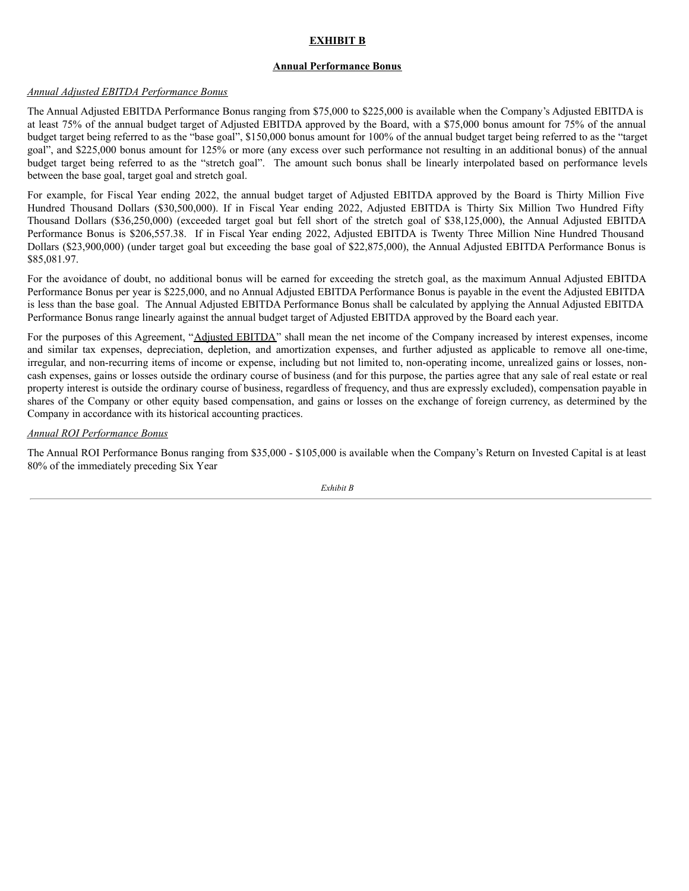## EXHIBIT B

### Annual Performance Bonus

*Annual Adjusted EBITDA Performance Bonus*

The Annual Adjusted EBITDA Performance Bonus ranging from $75,000 to $225,000 is available when the Company's Adjusted EBITDA is at least 75% of the annual budget target of Adjusted EBITDA approved by the Board, with a $75,000 bonus amount for 75% of the annual budget target being referred to as the "base goal", $150,000 bonus amount for 100% of the annual budget target being referred to as the "target goal", and $225,000 bonus amount for 125% or more (any excess over such performance not resulting in an additional bonus) of the annual budget target being referred to as the "stretch goal". The amount such bonus shall be linearly interpolated based on performance levels between the base goal, target goal and stretch goal.

For example, for Fiscal Year ending 2022, the annual budget target of Adjusted EBITDA approved by the Board is Thirty Million Five Hundred Thousand Dollars ($30,500,000). If in Fiscal Year ending 2022, Adjusted EBITDA is Thirty Six Million Two Hundred Fifty Thousand Dollars ($36,250,000) (exceeded target goal but fell short of the stretch goal of $38,125,000), the Annual Adjusted EBITDA Performance Bonus is $206,557.38. If in Fiscal Year ending 2022, Adjusted EBITDA is Twenty Three Million Nine Hundred Thousand Dollars ($23,900,000) (under target goal but exceeding the base goal of $22,875,000), the Annual Adjusted EBITDA Performance Bonus is $85,081.97.

For the avoidance of doubt, no additional bonus will be earned for exceeding the stretch goal, as the maximum Annual Adjusted EBITDA Performance Bonus per year is $225,000, and no Annual Adjusted EBITDA Performance Bonus is payable in the event the Adjusted EBITDA is less than the base goal. The Annual Adjusted EBITDA Performance Bonus shall be calculated by applying the Annual Adjusted EBITDA Performance Bonus range linearly against the annual budget target of Adjusted EBITDA approved by the Board each year.

For the purposes of this Agreement, "Adjusted EBITDA" shall mean the net income of the Company increased by interest expenses, income and similar tax expenses, depreciation, depletion, and amortization expenses, and further adjusted as applicable to remove all one-time, irregular, and non-recurring items of income or expense, including but not limited to, non-operating income, unrealized gains or losses, non-cash expenses, gains or losses outside the ordinary course of business (and for this purpose, the parties agree that any sale of real estate or real property interest is outside the ordinary course of business, regardless of frequency, and thus are expressly excluded), compensation payable in shares of the Company or other equity based compensation, and gains or losses on the exchange of foreign currency, as determined by the Company in accordance with its historical accounting practices.

*Annual ROI Performance Bonus*

The Annual ROI Performance Bonus ranging from $35,000 - $105,000 is available when the Company's Return on Invested Capital is at least 80% of the immediately preceding Six Year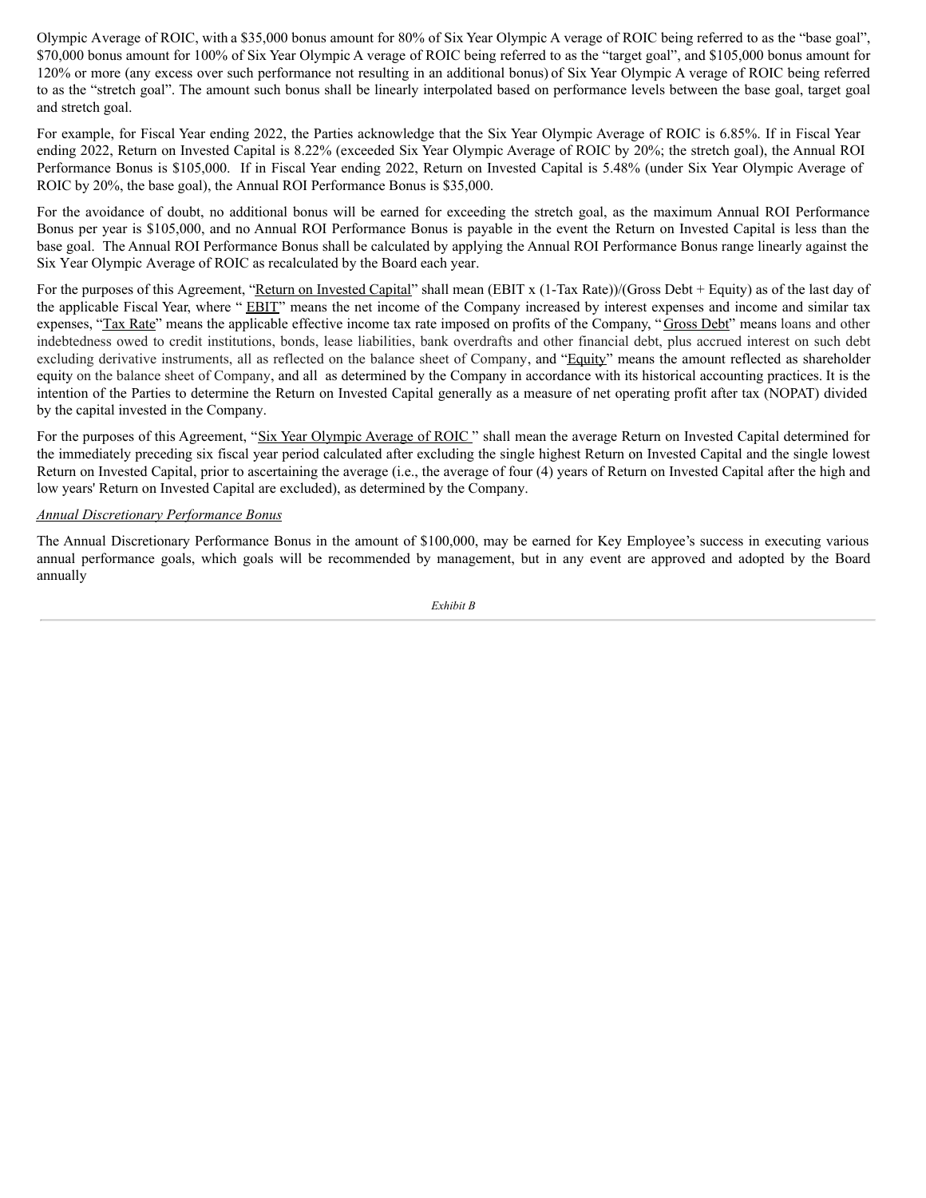Olympic Average of ROIC, with a $35,000 bonus amount for 80% of Six Year Olympic A verage of ROIC being referred to as the "base goal", $70,000 bonus amount for 100% of Six Year Olympic A verage of ROIC being referred to as the "target goal", and $105,000 bonus amount for 120% or more (any excess over such performance not resulting in an additional bonus) of Six Year Olympic A verage of ROIC being referred to as the "stretch goal". The amount such bonus shall be linearly interpolated based on performance levels between the base goal, target goal and stretch goal.

For example, for Fiscal Year ending 2022, the Parties acknowledge that the Six Year Olympic Average of ROIC is 6.85%. If in Fiscal Year ending 2022, Return on Invested Capital is 8.22% (exceeded Six Year Olympic Average of ROIC by 20%; the stretch goal), the Annual ROI Performance Bonus is $105,000. If in Fiscal Year ending 2022, Return on Invested Capital is 5.48% (under Six Year Olympic Average of ROIC by 20%, the base goal), the Annual ROI Performance Bonus is $35,000.

For the avoidance of doubt, no additional bonus will be earned for exceeding the stretch goal, as the maximum Annual ROI Performance Bonus per year is $105,000, and no Annual ROI Performance Bonus is payable in the event the Return on Invested Capital is less than the base goal. The Annual ROI Performance Bonus shall be calculated by applying the Annual ROI Performance Bonus range linearly against the Six Year Olympic Average of ROIC as recalculated by the Board each year.

For the purposes of this Agreement, "Return on Invested Capital" shall mean (EBIT x (1-Tax Rate))/(Gross Debt + Equity) as of the last day of the applicable Fiscal Year, where " EBIT" means the net income of the Company increased by interest expenses and income and similar tax expenses, "Tax Rate" means the applicable effective income tax rate imposed on profits of the Company, "Gross Debt" means loans and other indebtedness owed to credit institutions, bonds, lease liabilities, bank overdrafts and other financial debt, plus accrued interest on such debt excluding derivative instruments, all as reflected on the balance sheet of Company, and "Equity" means the amount reflected as shareholder equity on the balance sheet of Company, and all as determined by the Company in accordance with its historical accounting practices. It is the intention of the Parties to determine the Return on Invested Capital generally as a measure of net operating profit after tax (NOPAT) divided by the capital invested in the Company.

For the purposes of this Agreement, "Six Year Olympic Average of ROIC " shall mean the average Return on Invested Capital determined for the immediately preceding six fiscal year period calculated after excluding the single highest Return on Invested Capital and the single lowest Return on Invested Capital, prior to ascertaining the average (i.e., the average of four (4) years of Return on Invested Capital after the high and low years' Return on Invested Capital are excluded), as determined by the Company.

*Annual Discretionary Performance Bonus*

The Annual Discretionary Performance Bonus in the amount of $100,000, may be earned for Key Employee's success in executing various annual performance goals, which goals will be recommended by management, but in any event are approved and adopted by the Board annually

*Exhibit B*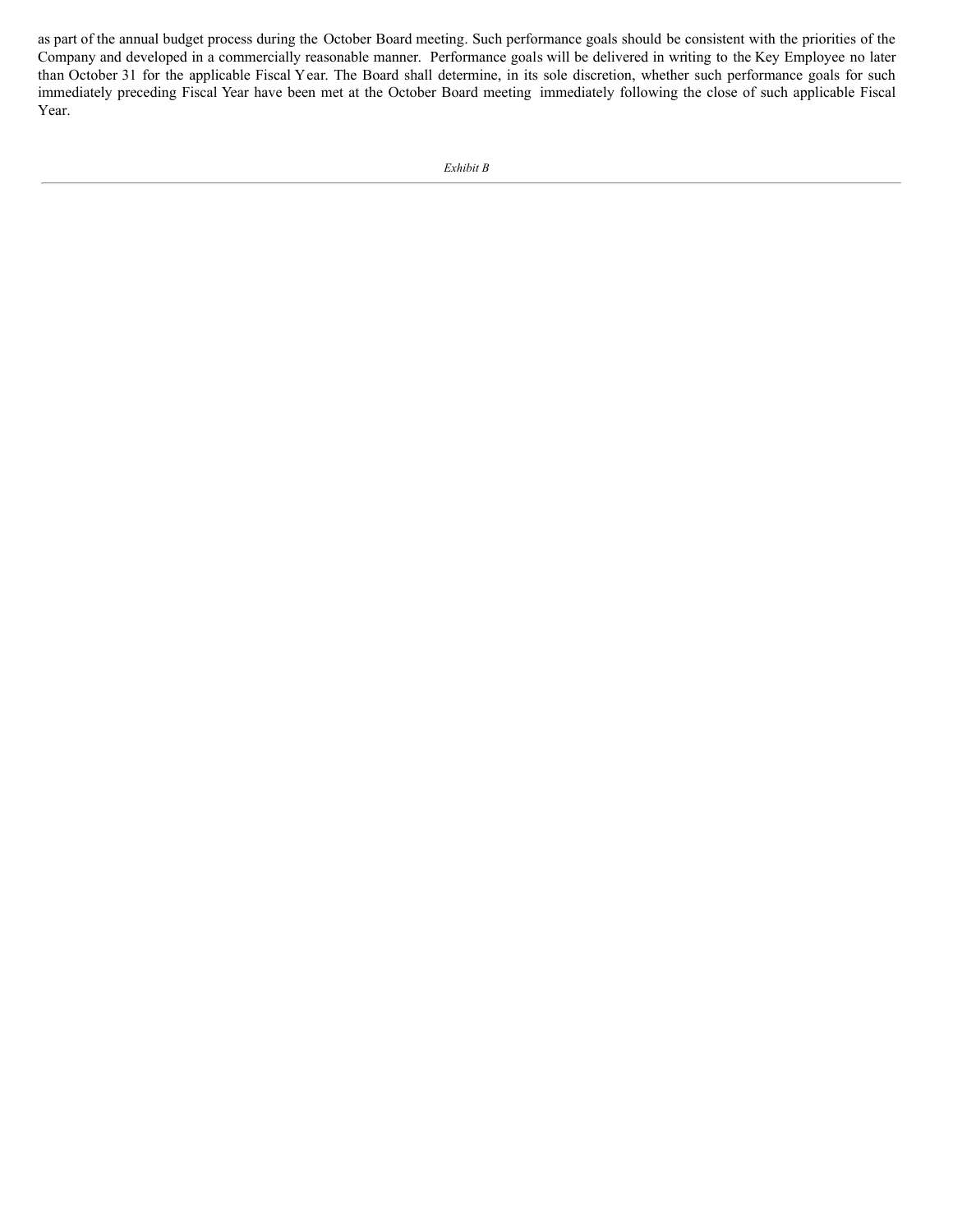as part of the annual budget process during the October Board meeting. Such performance goals should be consistent with the priorities of the Company and developed in a commercially reasonable manner. Performance goals will be delivered in writing to the Key Employee no later than October 31 for the applicable Fiscal Year. The Board shall determine, in its sole discretion, whether such performance goals for such immediately preceding Fiscal Year have been met at the October Board meeting immediately following the close of such applicable Fiscal Year.

*Exhibit B*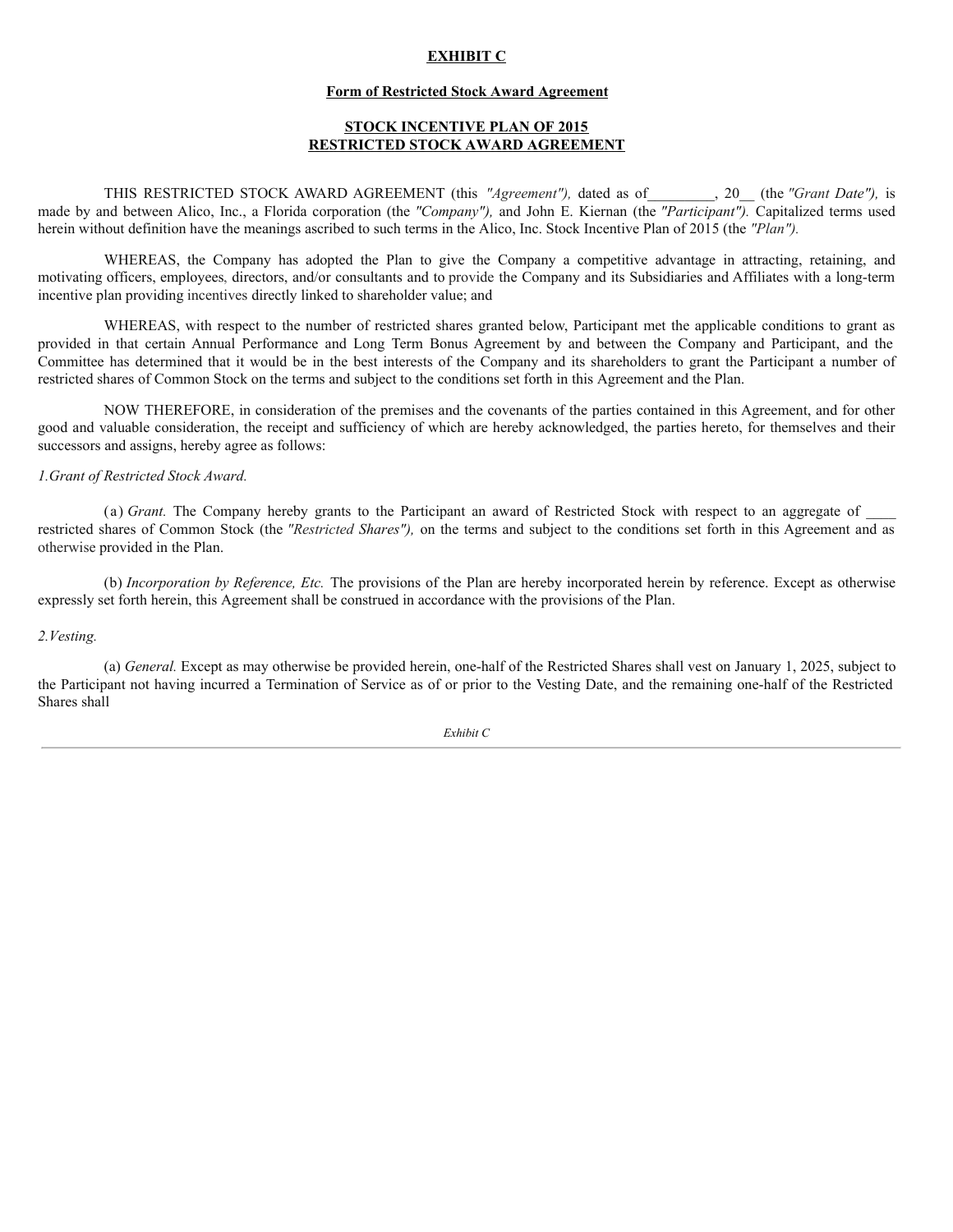**EXHIBIT C**

**Form of Restricted Stock Award Agreement**

**STOCK INCENTIVE PLAN OF 2015**
**RESTRICTED STOCK AWARD AGREEMENT**

THIS RESTRICTED STOCK AWARD AGREEMENT (this *"Agreement"),* dated as of_________, 20__ (the *"Grant Date"),* is made by and between Alico, Inc., a Florida corporation (the *"Company"),* and John E. Kiernan (the *"Participant").* Capitalized terms used herein without definition have the meanings ascribed to such terms in the Alico, Inc. Stock Incentive Plan of 2015 (the *"Plan").*

WHEREAS, the Company has adopted the Plan to give the Company a competitive advantage in attracting, retaining, and motivating officers, employees, directors, and/or consultants and to provide the Company and its Subsidiaries and Affiliates with a long-term incentive plan providing incentives directly linked to shareholder value; and

WHEREAS, with respect to the number of restricted shares granted below, Participant met the applicable conditions to grant as provided in that certain Annual Performance and Long Term Bonus Agreement by and between the Company and Participant, and the Committee has determined that it would be in the best interests of the Company and its shareholders to grant the Participant a number of restricted shares of Common Stock on the terms and subject to the conditions set forth in this Agreement and the Plan.

NOW THEREFORE, in consideration of the premises and the covenants of the parties contained in this Agreement, and for other good and valuable consideration, the receipt and sufficiency of which are hereby acknowledged, the parties hereto, for themselves and their successors and assigns, hereby agree as follows:

*1.Grant of Restricted Stock Award.*

(a) *Grant.* The Company hereby grants to the Participant an award of Restricted Stock with respect to an aggregate of ____ restricted shares of Common Stock (the *"Restricted Shares"),* on the terms and subject to the conditions set forth in this Agreement and as otherwise provided in the Plan.

(b) *Incorporation by Reference, Etc.* The provisions of the Plan are hereby incorporated herein by reference. Except as otherwise expressly set forth herein, this Agreement shall be construed in accordance with the provisions of the Plan.

*2.Vesting.*

(a) *General.* Except as may otherwise be provided herein, one-half of the Restricted Shares shall vest on January 1, 2025, subject to the Participant not having incurred a Termination of Service as of or prior to the Vesting Date, and the remaining one-half of the Restricted Shares shall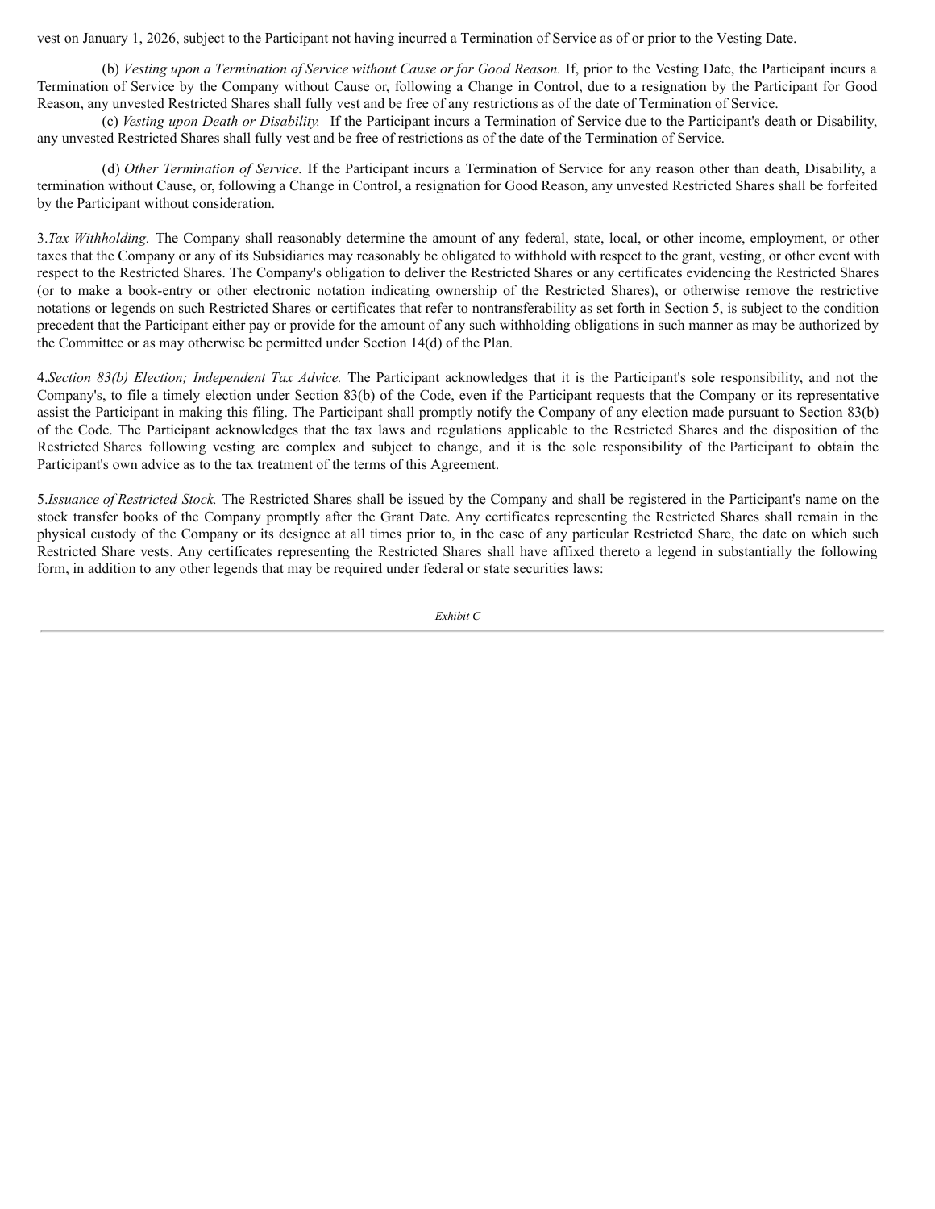vest on January 1, 2026, subject to the Participant not having incurred a Termination of Service as of or prior to the Vesting Date.

(b) *Vesting upon a Termination of Service without Cause or for Good Reason.* If, prior to the Vesting Date, the Participant incurs a Termination of Service by the Company without Cause or, following a Change in Control, due to a resignation by the Participant for Good Reason, any unvested Restricted Shares shall fully vest and be free of any restrictions as of the date of Termination of Service.

(c) *Vesting upon Death or Disability.* If the Participant incurs a Termination of Service due to the Participant's death or Disability, any unvested Restricted Shares shall fully vest and be free of restrictions as of the date of the Termination of Service.

(d) *Other Termination of Service.* If the Participant incurs a Termination of Service for any reason other than death, Disability, a termination without Cause, or, following a Change in Control, a resignation for Good Reason, any unvested Restricted Shares shall be forfeited by the Participant without consideration.

3.*Tax Withholding.* The Company shall reasonably determine the amount of any federal, state, local, or other income, employment, or other taxes that the Company or any of its Subsidiaries may reasonably be obligated to withhold with respect to the grant, vesting, or other event with respect to the Restricted Shares. The Company's obligation to deliver the Restricted Shares or any certificates evidencing the Restricted Shares (or to make a book-entry or other electronic notation indicating ownership of the Restricted Shares), or otherwise remove the restrictive notations or legends on such Restricted Shares or certificates that refer to nontransferability as set forth in Section 5, is subject to the condition precedent that the Participant either pay or provide for the amount of any such withholding obligations in such manner as may be authorized by the Committee or as may otherwise be permitted under Section 14(d) of the Plan.

4.*Section 83(b) Election; Independent Tax Advice.* The Participant acknowledges that it is the Participant's sole responsibility, and not the Company's, to file a timely election under Section 83(b) of the Code, even if the Participant requests that the Company or its representative assist the Participant in making this filing. The Participant shall promptly notify the Company of any election made pursuant to Section 83(b) of the Code. The Participant acknowledges that the tax laws and regulations applicable to the Restricted Shares and the disposition of the Restricted Shares following vesting are complex and subject to change, and it is the sole responsibility of the Participant to obtain the Participant's own advice as to the tax treatment of the terms of this Agreement.

5.*Issuance of Restricted Stock.* The Restricted Shares shall be issued by the Company and shall be registered in the Participant's name on the stock transfer books of the Company promptly after the Grant Date. Any certificates representing the Restricted Shares shall remain in the physical custody of the Company or its designee at all times prior to, in the case of any particular Restricted Share, the date on which such Restricted Share vests. Any certificates representing the Restricted Shares shall have affixed thereto a legend in substantially the following form, in addition to any other legends that may be required under federal or state securities laws: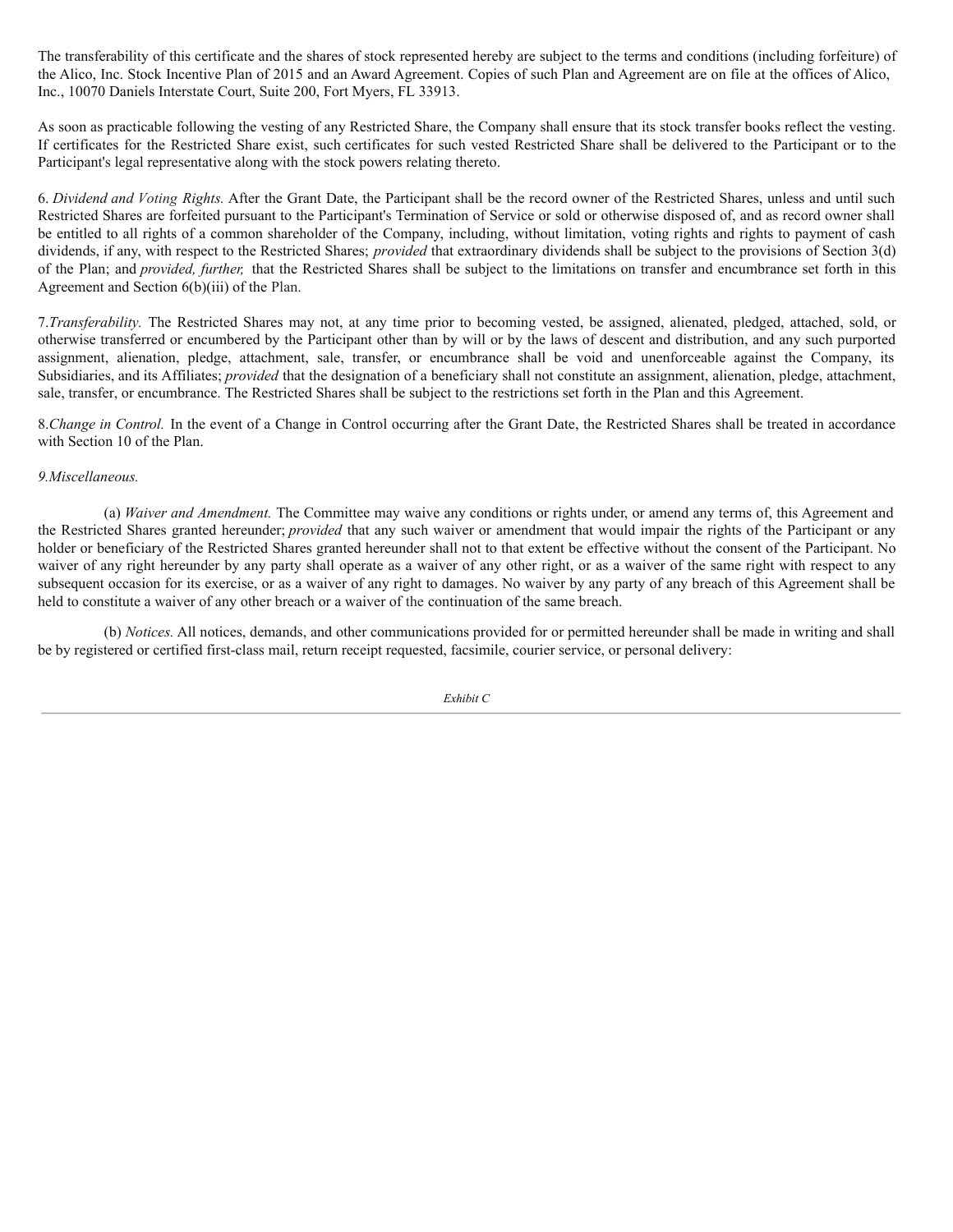The transferability of this certificate and the shares of stock represented hereby are subject to the terms and conditions (including forfeiture) of the Alico, Inc. Stock Incentive Plan of 2015 and an Award Agreement. Copies of such Plan and Agreement are on file at the offices of Alico, Inc., 10070 Daniels Interstate Court, Suite 200, Fort Myers, FL 33913.

As soon as practicable following the vesting of any Restricted Share, the Company shall ensure that its stock transfer books reflect the vesting. If certificates for the Restricted Share exist, such certificates for such vested Restricted Share shall be delivered to the Participant or to the Participant's legal representative along with the stock powers relating thereto.

6. *Dividend and Voting Rights.* After the Grant Date, the Participant shall be the record owner of the Restricted Shares, unless and until such Restricted Shares are forfeited pursuant to the Participant's Termination of Service or sold or otherwise disposed of, and as record owner shall be entitled to all rights of a common shareholder of the Company, including, without limitation, voting rights and rights to payment of cash dividends, if any, with respect to the Restricted Shares; *provided* that extraordinary dividends shall be subject to the provisions of Section 3(d) of the Plan; and *provided, further,* that the Restricted Shares shall be subject to the limitations on transfer and encumbrance set forth in this Agreement and Section 6(b)(iii) of the Plan.

7.*Transferability.* The Restricted Shares may not, at any time prior to becoming vested, be assigned, alienated, pledged, attached, sold, or otherwise transferred or encumbered by the Participant other than by will or by the laws of descent and distribution, and any such purported assignment, alienation, pledge, attachment, sale, transfer, or encumbrance shall be void and unenforceable against the Company, its Subsidiaries, and its Affiliates; *provided* that the designation of a beneficiary shall not constitute an assignment, alienation, pledge, attachment, sale, transfer, or encumbrance. The Restricted Shares shall be subject to the restrictions set forth in the Plan and this Agreement.

8.*Change in Control.* In the event of a Change in Control occurring after the Grant Date, the Restricted Shares shall be treated in accordance with Section 10 of the Plan.

*9.Miscellaneous.*

(a) *Waiver and Amendment.* The Committee may waive any conditions or rights under, or amend any terms of, this Agreement and the Restricted Shares granted hereunder; *provided* that any such waiver or amendment that would impair the rights of the Participant or any holder or beneficiary of the Restricted Shares granted hereunder shall not to that extent be effective without the consent of the Participant. No waiver of any right hereunder by any party shall operate as a waiver of any other right, or as a waiver of the same right with respect to any subsequent occasion for its exercise, or as a waiver of any right to damages. No waiver by any party of any breach of this Agreement shall be held to constitute a waiver of any other breach or a waiver of the continuation of the same breach.

(b) *Notices.* All notices, demands, and other communications provided for or permitted hereunder shall be made in writing and shall be by registered or certified first-class mail, return receipt requested, facsimile, courier service, or personal delivery: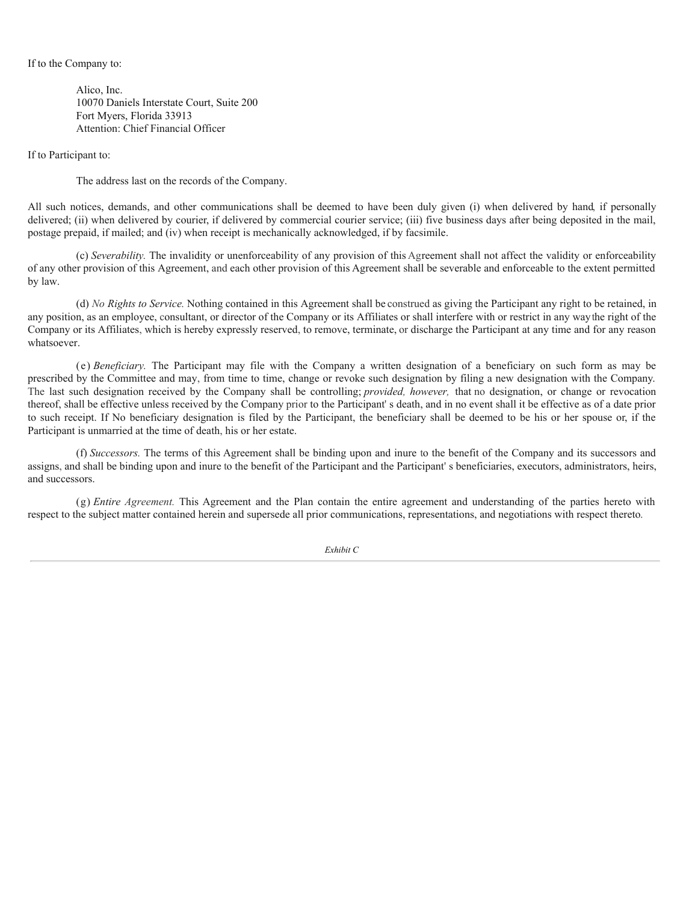If to the Company to:

Alico, Inc.
10070 Daniels Interstate Court, Suite 200
Fort Myers, Florida 33913
Attention: Chief Financial Officer

If to Participant to:

The address last on the records of the Company.

All such notices, demands, and other communications shall be deemed to have been duly given (i) when delivered by hand, if personally delivered; (ii) when delivered by courier, if delivered by commercial courier service; (iii) five business days after being deposited in the mail, postage prepaid, if mailed; and (iv) when receipt is mechanically acknowledged, if by facsimile.

(c) *Severability.* The invalidity or unenforceability of any provision of this Agreement shall not affect the validity or enforceability of any other provision of this Agreement, and each other provision of this Agreement shall be severable and enforceable to the extent permitted by law.

(d) *No Rights to Service.* Nothing contained in this Agreement shall be construed as giving the Participant any right to be retained, in any position, as an employee, consultant, or director of the Company or its Affiliates or shall interfere with or restrict in any way the right of the Company or its Affiliates, which is hereby expressly reserved, to remove, terminate, or discharge the Participant at any time and for any reason whatsoever.

(e) *Beneficiary.* The Participant may file with the Company a written designation of a beneficiary on such form as may be prescribed by the Committee and may, from time to time, change or revoke such designation by filing a new designation with the Company. The last such designation received by the Company shall be controlling; *provided, however,* that no designation, or change or revocation thereof, shall be effective unless received by the Company prior to the Participant' s death, and in no event shall it be effective as of a date prior to such receipt. If No beneficiary designation is filed by the Participant, the beneficiary shall be deemed to be his or her spouse or, if the Participant is unmarried at the time of death, his or her estate.

(f) *Successors.* The terms of this Agreement shall be binding upon and inure to the benefit of the Company and its successors and assigns, and shall be binding upon and inure to the benefit of the Participant and the Participant' s beneficiaries, executors, administrators, heirs, and successors.

(g) *Entire Agreement.* This Agreement and the Plan contain the entire agreement and understanding of the parties hereto with respect to the subject matter contained herein and supersede all prior communications, representations, and negotiations with respect thereto.

*Exhibit C*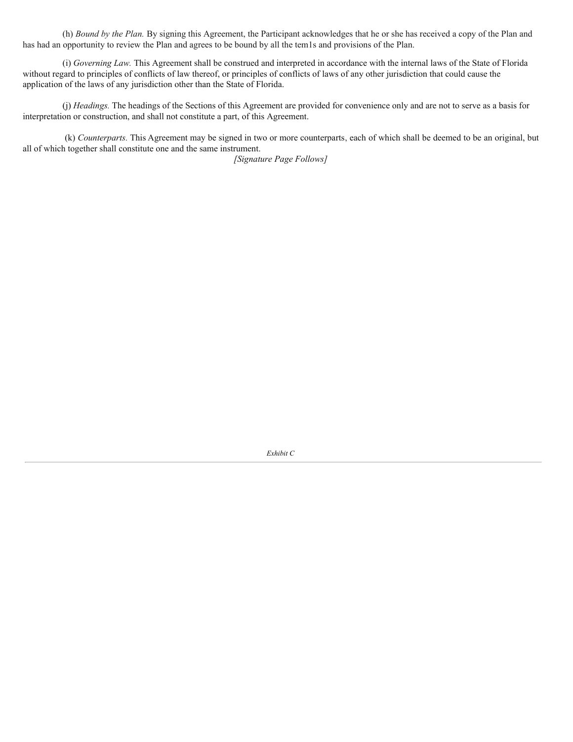(h) *Bound by the Plan.* By signing this Agreement, the Participant acknowledges that he or she has received a copy of the Plan and has had an opportunity to review the Plan and agrees to be bound by all the tem1s and provisions of the Plan.

(i) *Governing Law.* This Agreement shall be construed and interpreted in accordance with the internal laws of the State of Florida without regard to principles of conflicts of law thereof, or principles of conflicts of laws of any other jurisdiction that could cause the application of the laws of any jurisdiction other than the State of Florida.

(j) *Headings.* The headings of the Sections of this Agreement are provided for convenience only and are not to serve as a basis for interpretation or construction, and shall not constitute a part, of this Agreement.

(k) *Counterparts.* This Agreement may be signed in two or more counterparts, each of which shall be deemed to be an original, but all of which together shall constitute one and the same instrument.

*[Signature Page Follows]*

*Exhibit C*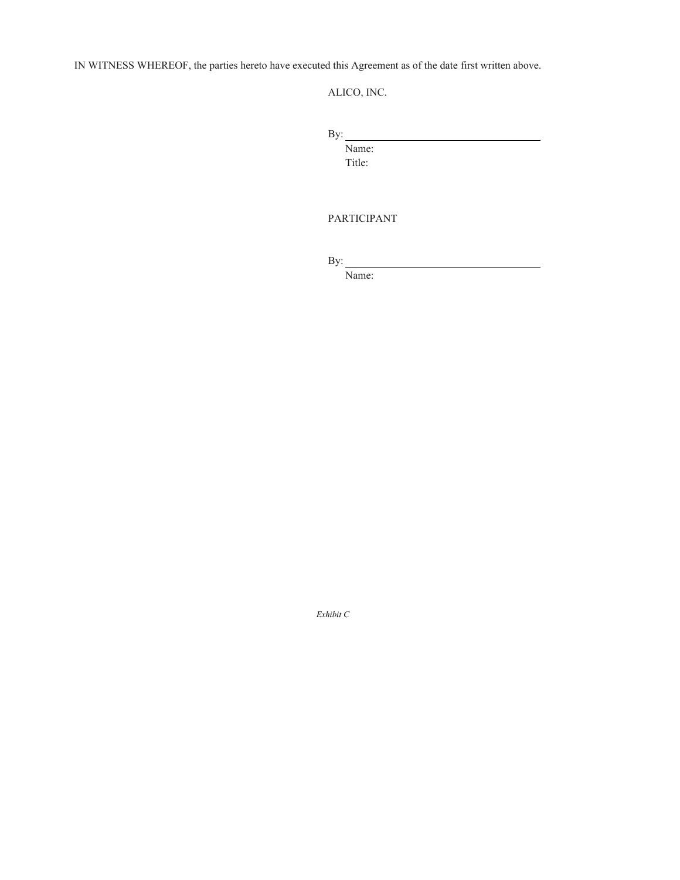IN WITNESS WHEREOF, the parties hereto have executed this Agreement as of the date first written above.

ALICO, INC.

By: \_\_\_\_\_\_\_\_\_\_\_\_\_\_\_\_\_\_\_\_\_\_\_\_\_\_\_\_\_\_\_\_\_\_\_\_

Name:

Title:

PARTICIPANT

By: \_\_\_\_\_\_\_\_\_\_\_\_\_\_\_\_\_\_\_\_\_\_\_\_\_\_\_\_\_\_\_\_\_\_\_\_

Name:

*Exhibit C*